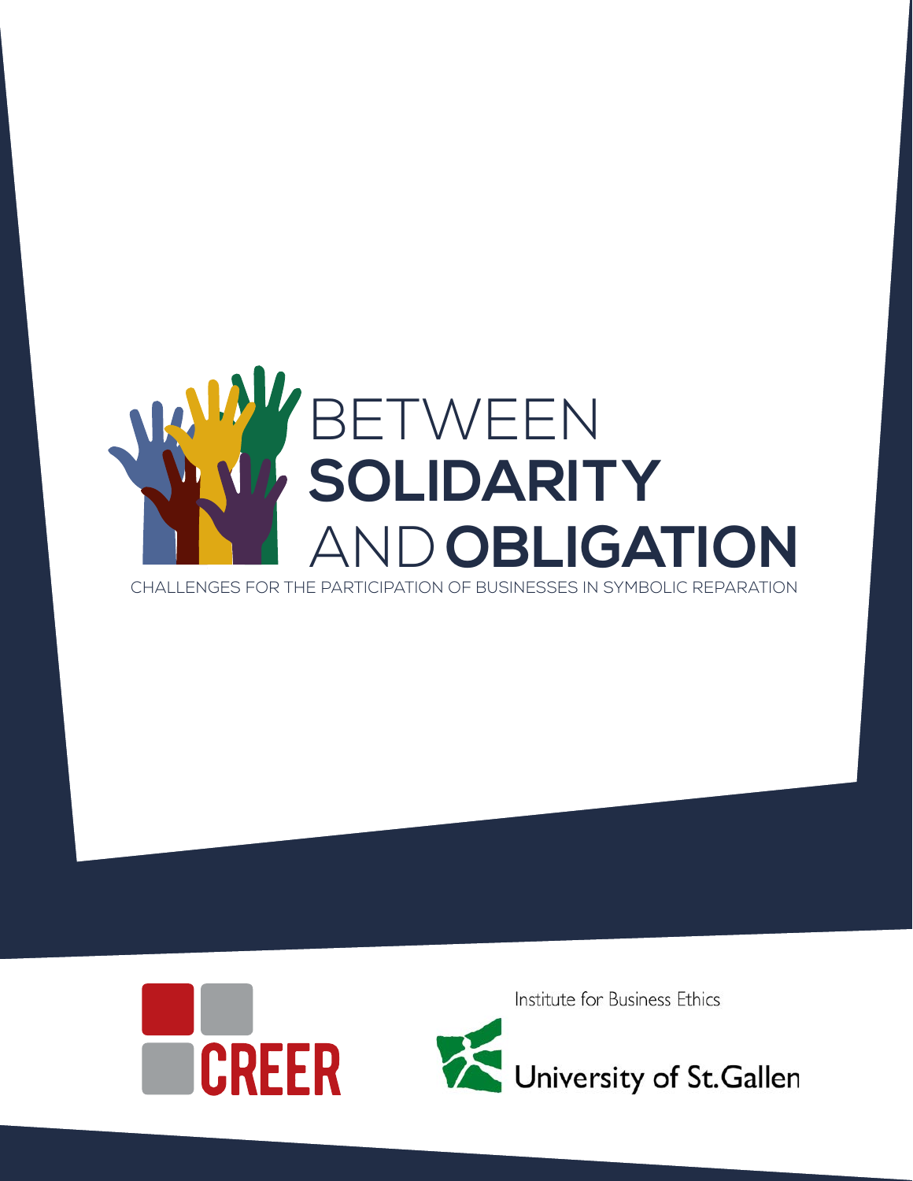# BETWEEN SOLIDARITY AND OBLIGATION

CHALLENGES FOR THE PARTICIPATION OF BUSINESSES IN SYMBOLIC REPARATION

CREER

Institute for Business Ethics

University of St.Gallen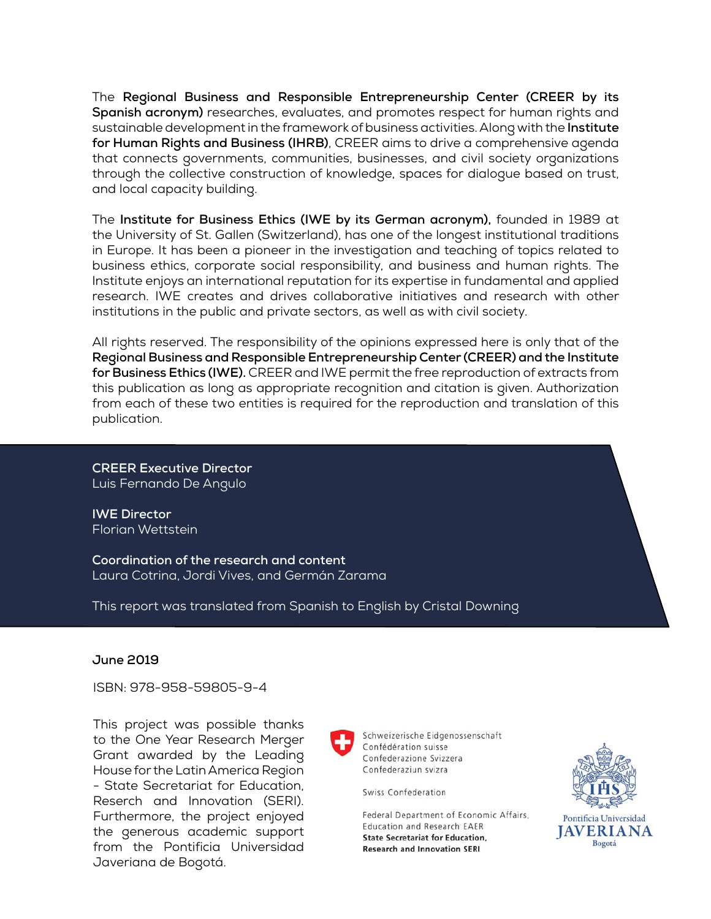The **Regional Business and Responsible Entrepreneurship Center (CREER by its Spanish acronym)** researches, evaluates, and promotes respect for human rights and sustainable development in the framework of business activities. Along with the **Institute for Human Rights and Business (IHRB)**, CREER aims to drive a comprehensive agenda that connects governments, communities, businesses, and civil society organizations through the collective construction of knowledge, spaces for dialogue based on trust, and local capacity building.

The **Institute for Business Ethics (IWE by its German acronym),** founded in 1989 at the University of St. Gallen (Switzerland), has one of the longest institutional traditions in Europe. It has been a pioneer in the investigation and teaching of topics related to business ethics, corporate social responsibility, and business and human rights. The Institute enjoys an international reputation for its expertise in fundamental and applied research. IWE creates and drives collaborative initiatives and research with other institutions in the public and private sectors, as well as with civil society.

All rights reserved. The responsibility of the opinions expressed here is only that of the **Regional Business and Responsible Entrepreneurship Center (CREER) and the Institute for Business Ethics (IWE).** CREER and IWE permit the free reproduction of extracts from this publication as long as appropriate recognition and citation is given. Authorization from each of these two entities is required for the reproduction and translation of this publication.

**CREER Executive Director**
Luis Fernando De Angulo

**IWE Director**
Florian Wettstein

**Coordination of the research and content**
Laura Cotrina, Jordi Vives, and Germán Zarama

This report was translated from Spanish to English by Cristal Downing

**June 2019**

ISBN: 978-958-59805-9-4

This project was possible thanks to the One Year Research Merger Grant awarded by the Leading House for the Latin America Region - State Secretariat for Education, Reserch and Innovation (SERI). Furthermore, the project enjoyed the generous academic support from the Pontificia Universidad Javeriana de Bogotá.

Schweizerische Eidgenossenschaft
Confédération suisse
Confederazione Svizzera
Confederaziun svizra

Swiss Confederation

Federal Department of Economic Affairs, Education and Research EAER
**State Secretariat for Education, Research and Innovation SERI**

Pontificia Universidad
JAVERIANA
Bogotá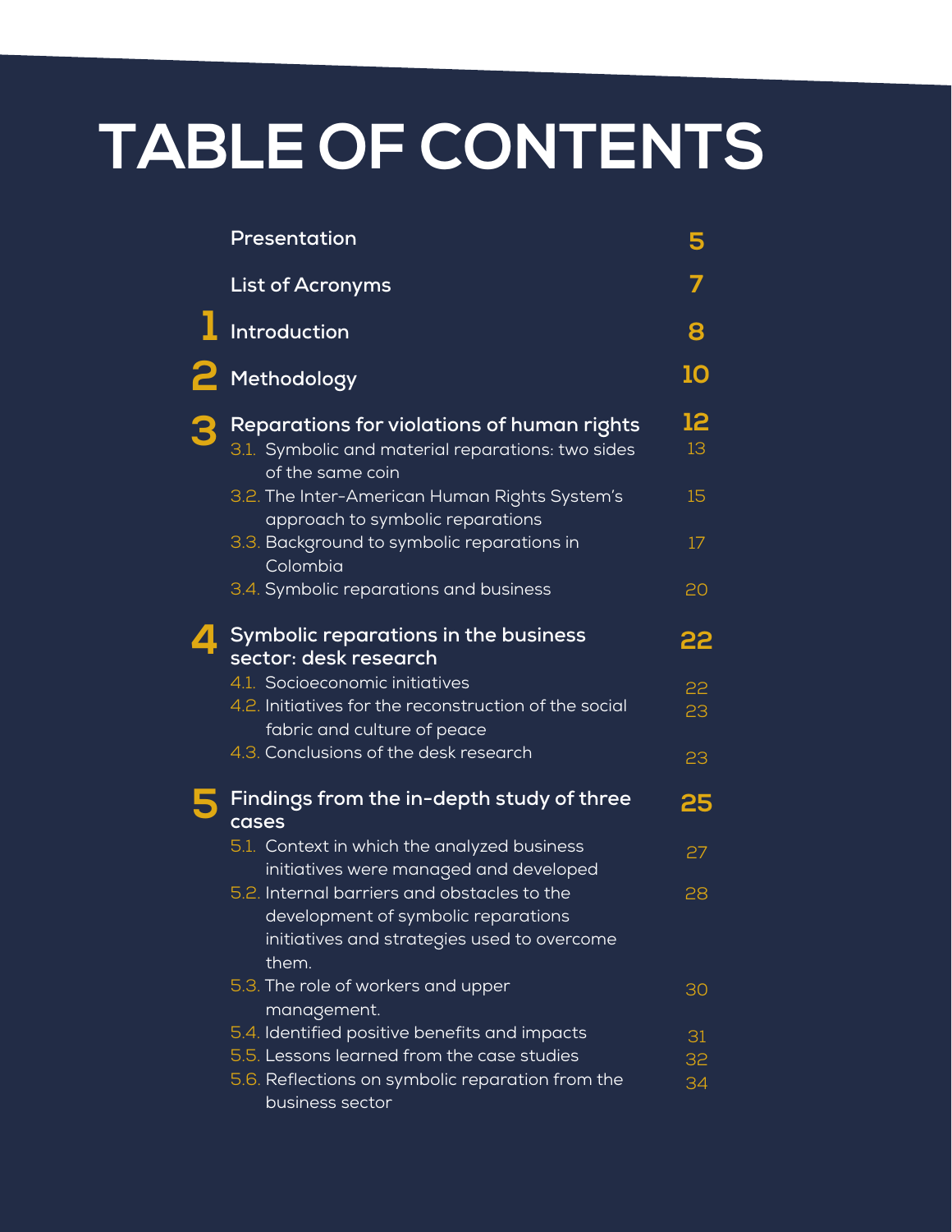# TABLE OF CONTENTS

| | | |
|---|---|---|
| | **Presentation** | **5** |
| | **List of Acronyms** | **7** |
| **1** | **Introduction** | **8** |
| **2** | **Methodology** | **10** |
| **3** | **Reparations for violations of human rights** | **12** |
| | 3.1. Symbolic and material reparations: two sides of the same coin | 13 |
| | 3.2. The Inter-American Human Rights System's approach to symbolic reparations | 15 |
| | 3.3. Background to symbolic reparations in Colombia | 17 |
| | 3.4. Symbolic reparations and business | 20 |
| **4** | **Symbolic reparations in the business sector: desk research** | **22** |
| | 4.1. Socioeconomic initiatives | 22 |
| | 4.2. Initiatives for the reconstruction of the social fabric and culture of peace | 23 |
| | 4.3. Conclusions of the desk research | 23 |
| **5** | **Findings from the in-depth study of three cases** | **25** |
| | 5.1. Context in which the analyzed business initiatives were managed and developed | 27 |
| | 5.2. Internal barriers and obstacles to the development of symbolic reparations initiatives and strategies used to overcome them. | 28 |
| | 5.3. The role of workers and upper management. | 30 |
| | 5.4. Identified positive benefits and impacts | 31 |
| | 5.5. Lessons learned from the case studies | 32 |
| | 5.6. Reflections on symbolic reparation from the business sector | 34 |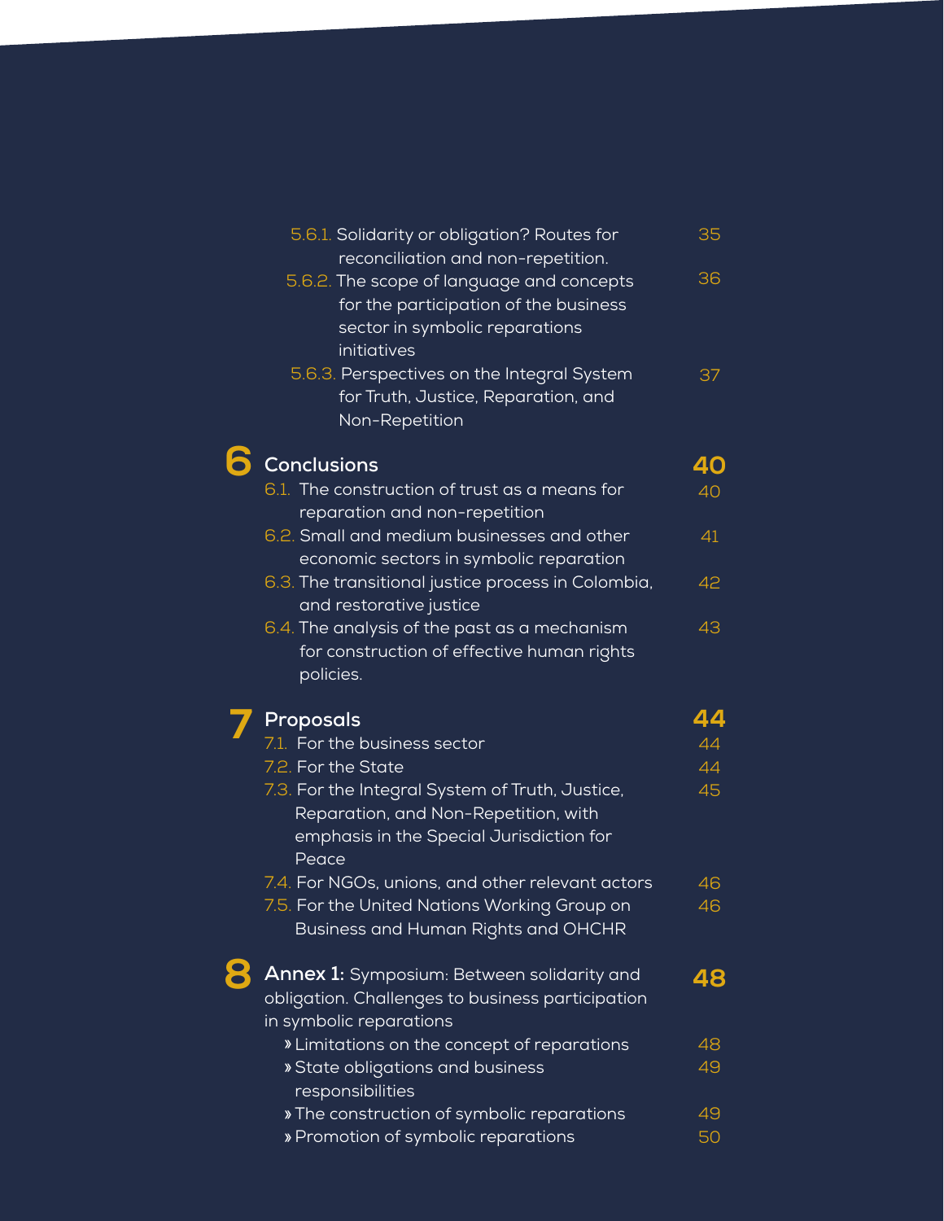- 5.6.1. Solidarity or obligation? Routes for reconciliation and non-repetition. 35
- 5.6.2. The scope of language and concepts for the participation of the business sector in symbolic reparations initiatives 36
- 5.6.3. Perspectives on the Integral System for Truth, Justice, Reparation, and Non-Repetition 37

## 6 Conclusions 40

- 6.1. The construction of trust as a means for reparation and non-repetition 40
- 6.2. Small and medium businesses and other economic sectors in symbolic reparation 41
- 6.3. The transitional justice process in Colombia, and restorative justice 42
- 6.4. The analysis of the past as a mechanism for construction of effective human rights policies. 43

## 7 Proposals 44

- 7.1. For the business sector 44
- 7.2. For the State 44
- 7.3. For the Integral System of Truth, Justice, Reparation, and Non-Repetition, with emphasis in the Special Jurisdiction for Peace 45
- 7.4. For NGOs, unions, and other relevant actors 46
- 7.5. For the United Nations Working Group on Business and Human Rights and OHCHR 46

## 8 **Annex 1:** Symposium: Between solidarity and obligation. Challenges to business participation in symbolic reparations 48

- » Limitations on the concept of reparations 48
- » State obligations and business responsibilities 49
- » The construction of symbolic reparations 49
- » Promotion of symbolic reparations 50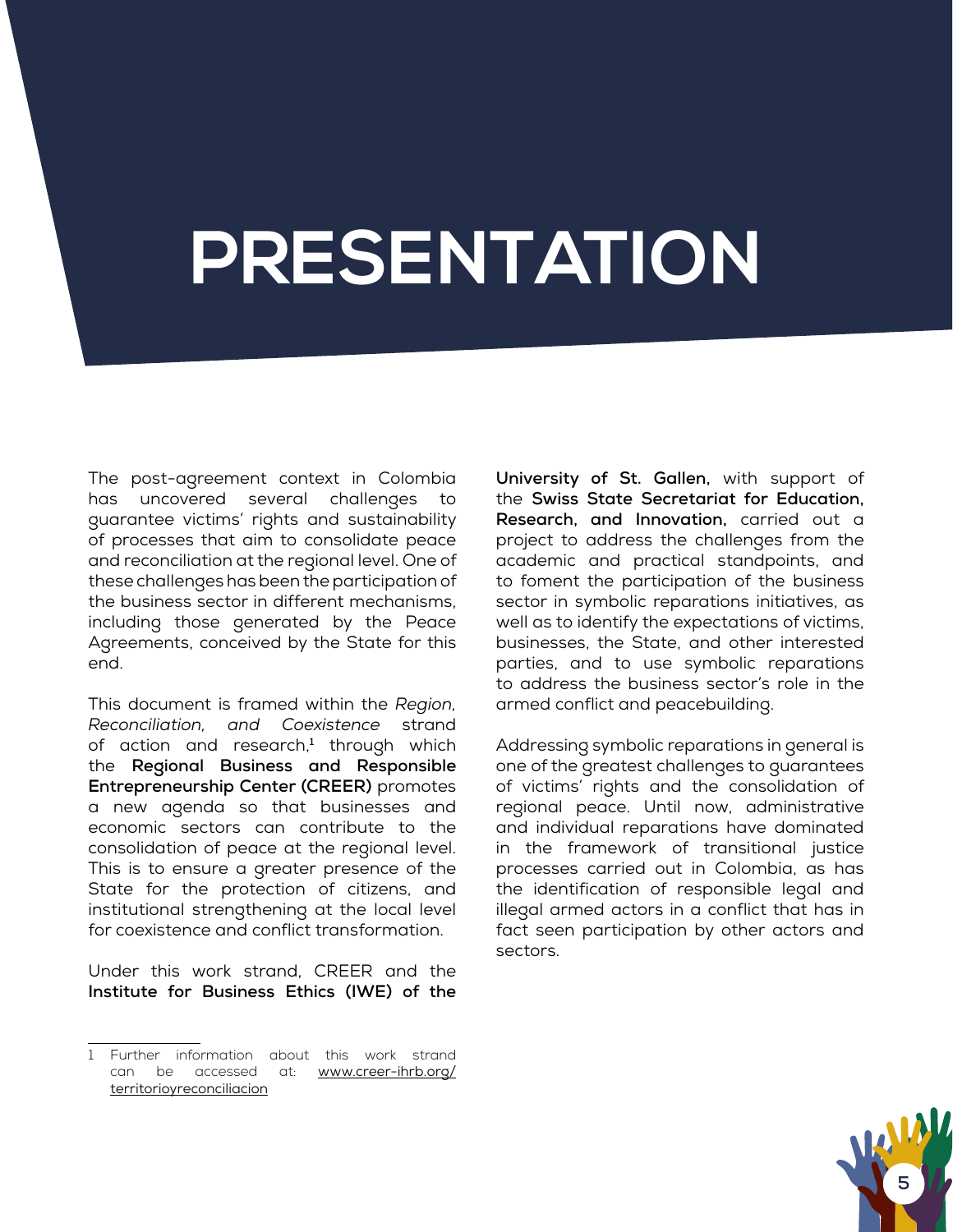# PRESENTATION

The post-agreement context in Colombia has uncovered several challenges to guarantee victims' rights and sustainability of processes that aim to consolidate peace and reconciliation at the regional level. One of these challenges has been the participation of the business sector in different mechanisms, including those generated by the Peace Agreements, conceived by the State for this end.

This document is framed within the *Region, Reconciliation, and Coexistence* strand of action and research,[1] through which the **Regional Business and Responsible Entrepreneurship Center (CREER)** promotes a new agenda so that businesses and economic sectors can contribute to the consolidation of peace at the regional level. This is to ensure a greater presence of the State for the protection of citizens, and institutional strengthening at the local level for coexistence and conflict transformation.

Under this work strand, CREER and the **Institute for Business Ethics (IWE) of the University of St. Gallen,** with support of the **Swiss State Secretariat for Education, Research, and Innovation,** carried out a project to address the challenges from the academic and practical standpoints, and to foment the participation of the business sector in symbolic reparations initiatives, as well as to identify the expectations of victims, businesses, the State, and other interested parties, and to use symbolic reparations to address the business sector's role in the armed conflict and peacebuilding.

Addressing symbolic reparations in general is one of the greatest challenges to guarantees of victims' rights and the consolidation of regional peace. Until now, administrative and individual reparations have dominated in the framework of transitional justice processes carried out in Colombia, as has the identification of responsible legal and illegal armed actors in a conflict that has in fact seen participation by other actors and sectors.

---

1 Further information about this work strand can be accessed at: www.creer-ihrb.org/territorioyreconciliacion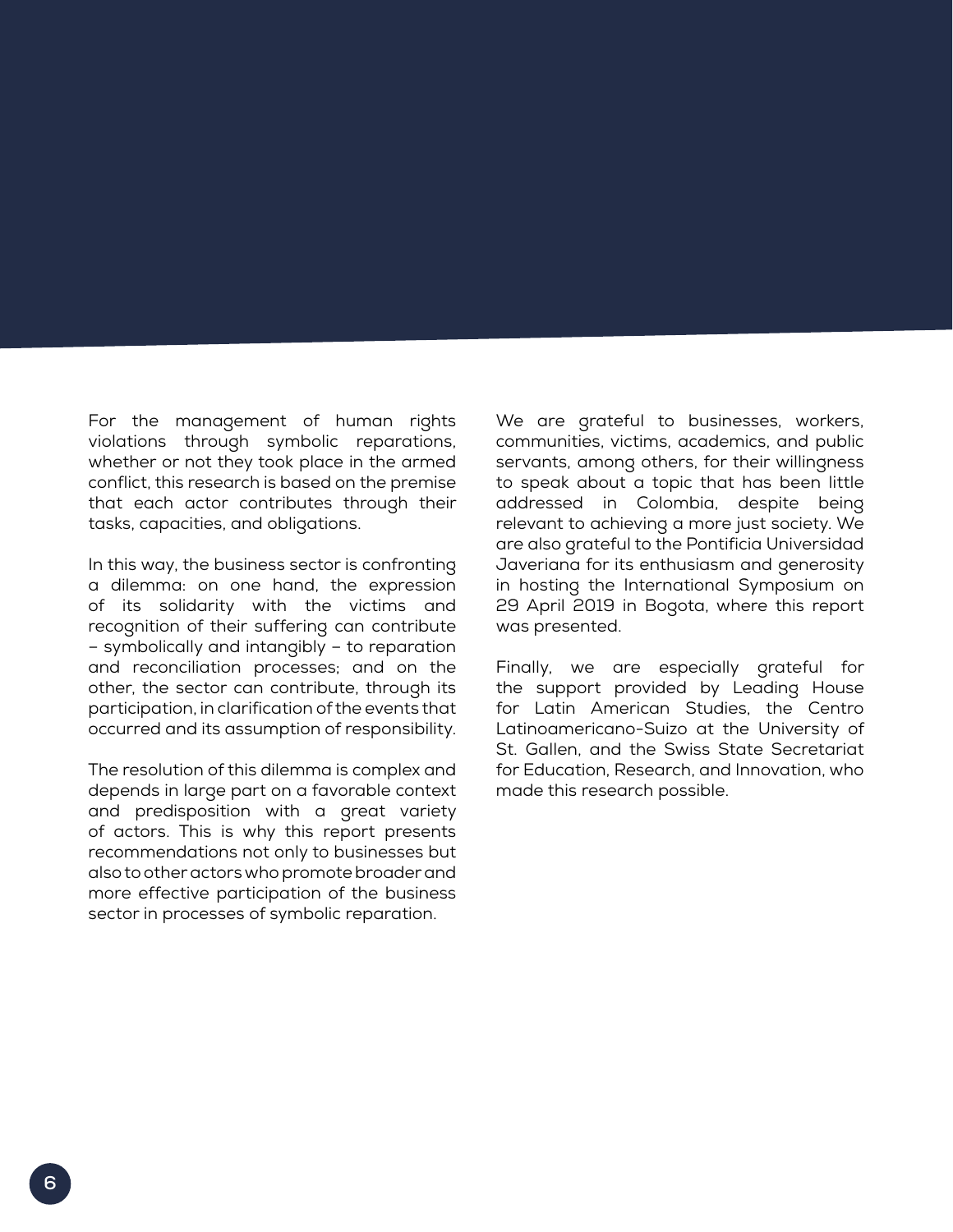For the management of human rights violations through symbolic reparations, whether or not they took place in the armed conflict, this research is based on the premise that each actor contributes through their tasks, capacities, and obligations.

In this way, the business sector is confronting a dilemma: on one hand, the expression of its solidarity with the victims and recognition of their suffering can contribute – symbolically and intangibly – to reparation and reconciliation processes; and on the other, the sector can contribute, through its participation, in clarification of the events that occurred and its assumption of responsibility.

The resolution of this dilemma is complex and depends in large part on a favorable context and predisposition with a great variety of actors. This is why this report presents recommendations not only to businesses but also to other actors who promote broader and more effective participation of the business sector in processes of symbolic reparation.

We are grateful to businesses, workers, communities, victims, academics, and public servants, among others, for their willingness to speak about a topic that has been little addressed in Colombia, despite being relevant to achieving a more just society. We are also grateful to the Pontificia Universidad Javeriana for its enthusiasm and generosity in hosting the International Symposium on 29 April 2019 in Bogota, where this report was presented.

Finally, we are especially grateful for the support provided by Leading House for Latin American Studies, the Centro Latinoamericano-Suizo at the University of St. Gallen, and the Swiss State Secretariat for Education, Research, and Innovation, who made this research possible.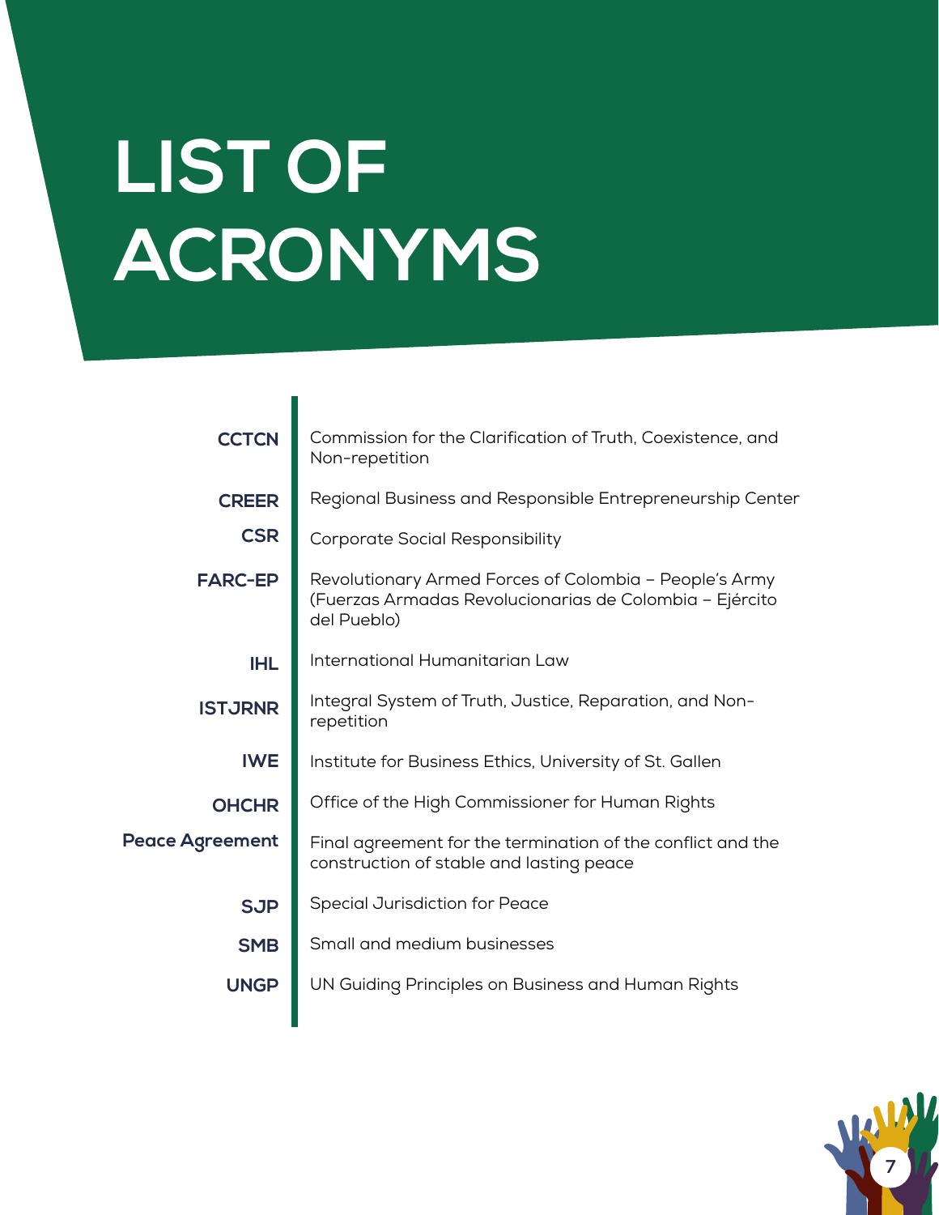# LIST OF ACRONYMS

| | |
|---|---|
| **CCTCN** | Commission for the Clarification of Truth, Coexistence, and Non-repetition |
| **CREER** | Regional Business and Responsible Entrepreneurship Center |
| **CSR** | Corporate Social Responsibility |
| **FARC-EP** | Revolutionary Armed Forces of Colombia – People's Army (Fuerzas Armadas Revolucionarias de Colombia – Ejército del Pueblo) |
| **IHL** | International Humanitarian Law |
| **ISTJRNR** | Integral System of Truth, Justice, Reparation, and Non-repetition |
| **IWE** | Institute for Business Ethics, University of St. Gallen |
| **OHCHR** | Office of the High Commissioner for Human Rights |
| **Peace Agreement** | Final agreement for the termination of the conflict and the construction of stable and lasting peace |
| **SJP** | Special Jurisdiction for Peace |
| **SMB** | Small and medium businesses |
| **UNGP** | UN Guiding Principles on Business and Human Rights |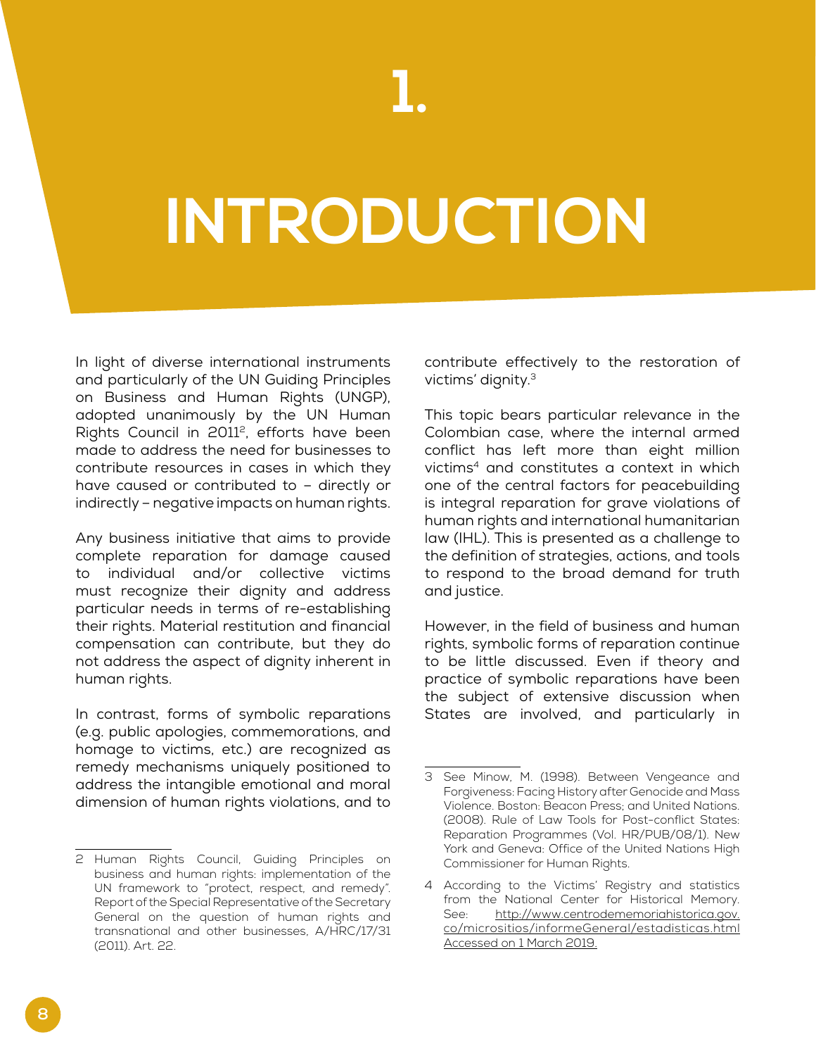# 1. INTRODUCTION

In light of diverse international instruments and particularly of the UN Guiding Principles on Business and Human Rights (UNGP), adopted unanimously by the UN Human Rights Council in 2011[2], efforts have been made to address the need for businesses to contribute resources in cases in which they have caused or contributed to – directly or indirectly – negative impacts on human rights.

Any business initiative that aims to provide complete reparation for damage caused to individual and/or collective victims must recognize their dignity and address particular needs in terms of re-establishing their rights. Material restitution and financial compensation can contribute, but they do not address the aspect of dignity inherent in human rights.

In contrast, forms of symbolic reparations (e.g. public apologies, commemorations, and homage to victims, etc.) are recognized as remedy mechanisms uniquely positioned to address the intangible emotional and moral dimension of human rights violations, and to contribute effectively to the restoration of victims' dignity.[3]

This topic bears particular relevance in the Colombian case, where the internal armed conflict has left more than eight million victims[4] and constitutes a context in which one of the central factors for peacebuilding is integral reparation for grave violations of human rights and international humanitarian law (IHL). This is presented as a challenge to the definition of strategies, actions, and tools to respond to the broad demand for truth and justice.

However, in the field of business and human rights, symbolic forms of reparation continue to be little discussed. Even if theory and practice of symbolic reparations have been the subject of extensive discussion when States are involved, and particularly in

---

2 Human Rights Council, Guiding Principles on business and human rights: implementation of the UN framework to "protect, respect, and remedy". Report of the Special Representative of the Secretary General on the question of human rights and transnational and other businesses, A/HRC/17/31 (2011). Art. 22.

3 See Minow, M. (1998). Between Vengeance and Forgiveness: Facing History after Genocide and Mass Violence. Boston: Beacon Press; and United Nations. (2008). Rule of Law Tools for Post-conflict States: Reparation Programmes (Vol. HR/PUB/08/1). New York and Geneva: Office of the United Nations High Commissioner for Human Rights.

4 According to the Victims' Registry and statistics from the National Center for Historical Memory. See: http://www.centrodememoriahistorica.gov.co/micrositios/informeGeneral/estadisticas.html Accessed on 1 March 2019.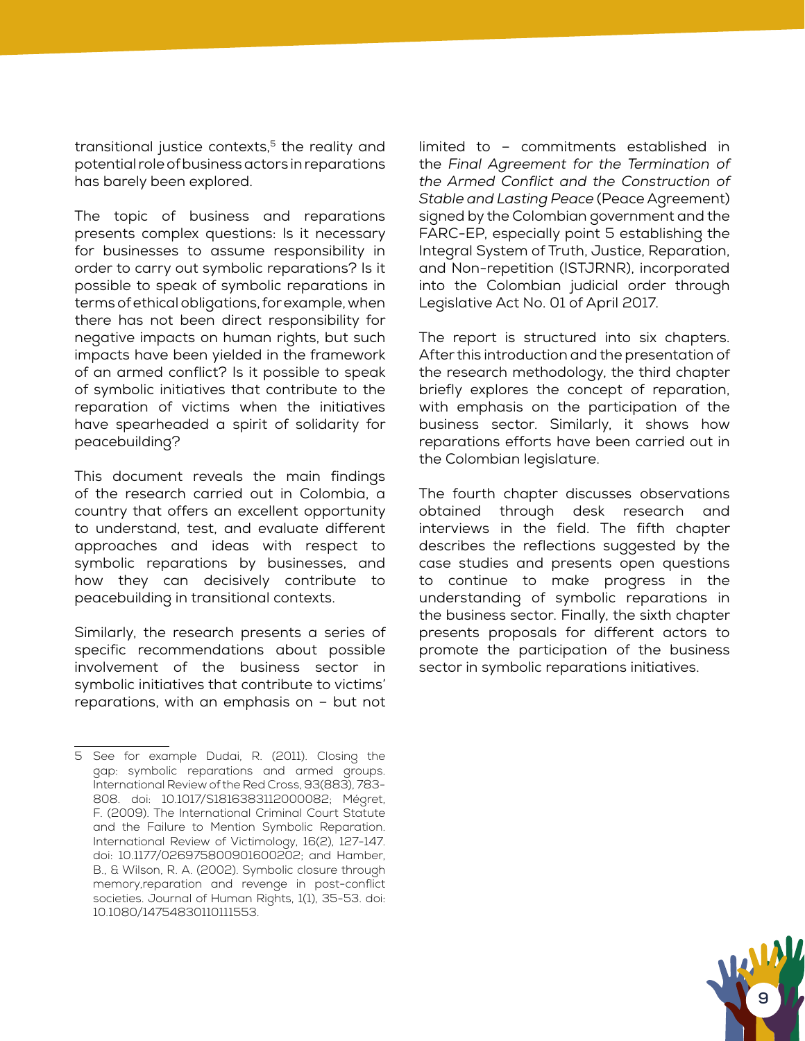transitional justice contexts,[5] the reality and potential role of business actors in reparations has barely been explored.

The topic of business and reparations presents complex questions: Is it necessary for businesses to assume responsibility in order to carry out symbolic reparations? Is it possible to speak of symbolic reparations in terms of ethical obligations, for example, when there has not been direct responsibility for negative impacts on human rights, but such impacts have been yielded in the framework of an armed conflict? Is it possible to speak of symbolic initiatives that contribute to the reparation of victims when the initiatives have spearheaded a spirit of solidarity for peacebuilding?

This document reveals the main findings of the research carried out in Colombia, a country that offers an excellent opportunity to understand, test, and evaluate different approaches and ideas with respect to symbolic reparations by businesses, and how they can decisively contribute to peacebuilding in transitional contexts.

Similarly, the research presents a series of specific recommendations about possible involvement of the business sector in symbolic initiatives that contribute to victims' reparations, with an emphasis on – but not limited to – commitments established in the *Final Agreement for the Termination of the Armed Conflict and the Construction of Stable and Lasting Peace* (Peace Agreement) signed by the Colombian government and the FARC-EP, especially point 5 establishing the Integral System of Truth, Justice, Reparation, and Non-repetition (ISTJRNR), incorporated into the Colombian judicial order through Legislative Act No. 01 of April 2017.

The report is structured into six chapters. After this introduction and the presentation of the research methodology, the third chapter briefly explores the concept of reparation, with emphasis on the participation of the business sector. Similarly, it shows how reparations efforts have been carried out in the Colombian legislature.

The fourth chapter discusses observations obtained through desk research and interviews in the field. The fifth chapter describes the reflections suggested by the case studies and presents open questions to continue to make progress in the understanding of symbolic reparations in the business sector. Finally, the sixth chapter presents proposals for different actors to promote the participation of the business sector in symbolic reparations initiatives.

---

5 See for example Dudai, R. (2011). Closing the gap: symbolic reparations and armed groups. International Review of the Red Cross, 93(883), 783-808. doi: 10.1017/S1816383112000082; Mégret, F. (2009). The International Criminal Court Statute and the Failure to Mention Symbolic Reparation. International Review of Victimology, 16(2), 127-147. doi: 10.1177/026975800901600202; and Hamber, B., & Wilson, R. A. (2002). Symbolic closure through memory,reparation and revenge in post-conflict societies. Journal of Human Rights, 1(1), 35-53. doi: 10.1080/14754830110111553.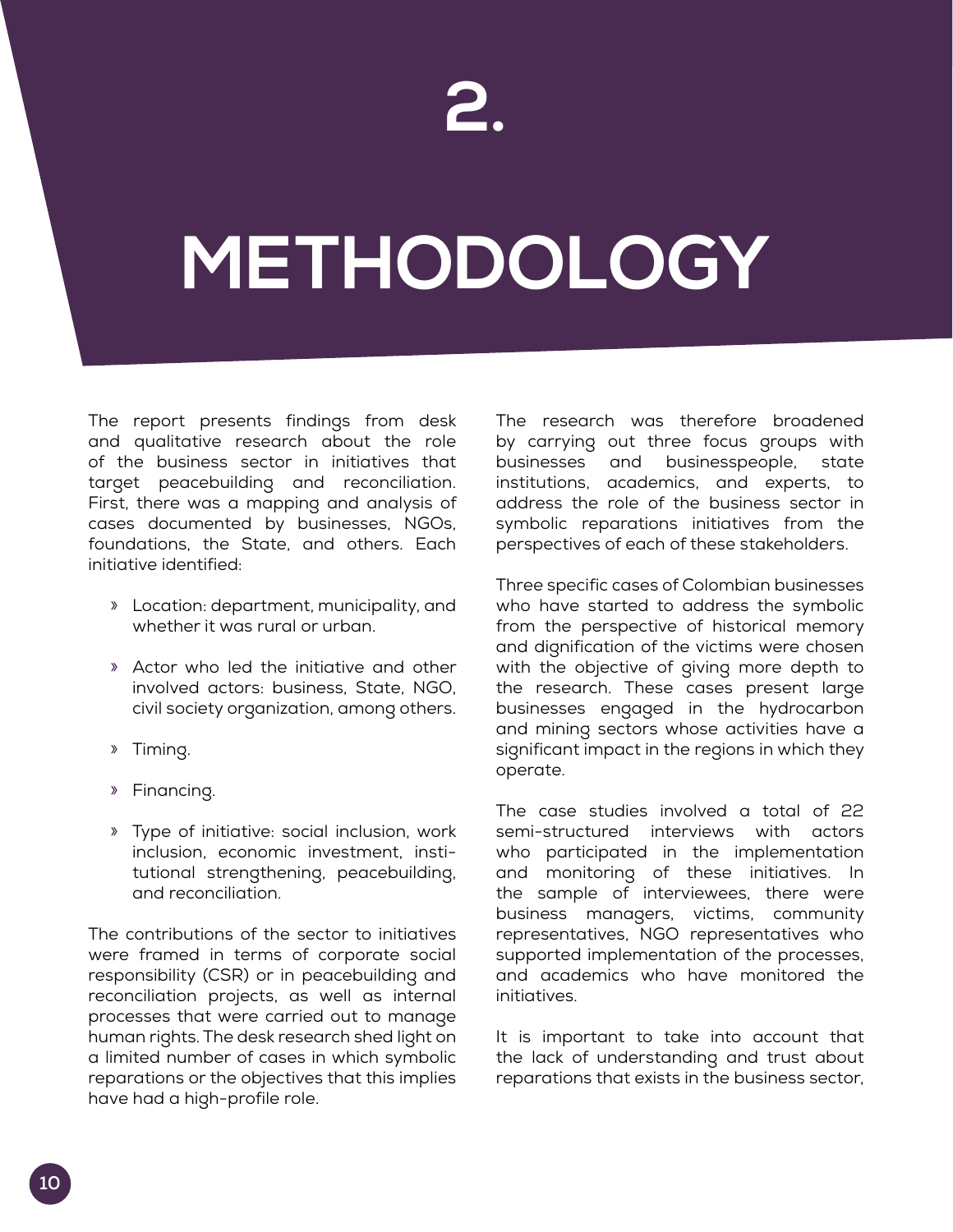# 2. METHODOLOGY

The report presents findings from desk and qualitative research about the role of the business sector in initiatives that target peacebuilding and reconciliation. First, there was a mapping and analysis of cases documented by businesses, NGOs, foundations, the State, and others. Each initiative identified:

- Location: department, municipality, and whether it was rural or urban.
- Actor who led the initiative and other involved actors: business, State, NGO, civil society organization, among others.
- Timing.
- Financing.
- Type of initiative: social inclusion, work inclusion, economic investment, institutional strengthening, peacebuilding, and reconciliation.

The contributions of the sector to initiatives were framed in terms of corporate social responsibility (CSR) or in peacebuilding and reconciliation projects, as well as internal processes that were carried out to manage human rights. The desk research shed light on a limited number of cases in which symbolic reparations or the objectives that this implies have had a high-profile role.

The research was therefore broadened by carrying out three focus groups with businesses and businesspeople, state institutions, academics, and experts, to address the role of the business sector in symbolic reparations initiatives from the perspectives of each of these stakeholders.

Three specific cases of Colombian businesses who have started to address the symbolic from the perspective of historical memory and dignification of the victims were chosen with the objective of giving more depth to the research. These cases present large businesses engaged in the hydrocarbon and mining sectors whose activities have a significant impact in the regions in which they operate.

The case studies involved a total of 22 semi-structured interviews with actors who participated in the implementation and monitoring of these initiatives. In the sample of interviewees, there were business managers, victims, community representatives, NGO representatives who supported implementation of the processes, and academics who have monitored the initiatives.

It is important to take into account that the lack of understanding and trust about reparations that exists in the business sector,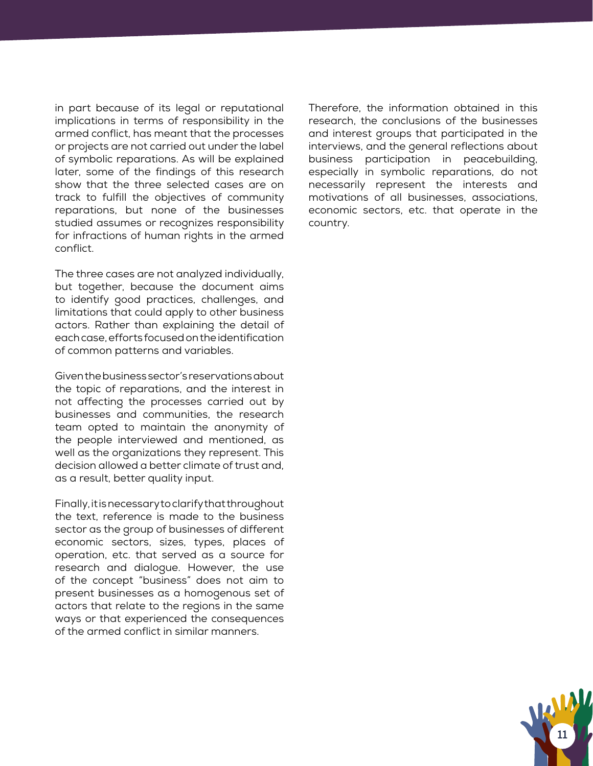in part because of its legal or reputational implications in terms of responsibility in the armed conflict, has meant that the processes or projects are not carried out under the label of symbolic reparations. As will be explained later, some of the findings of this research show that the three selected cases are on track to fulfill the objectives of community reparations, but none of the businesses studied assumes or recognizes responsibility for infractions of human rights in the armed conflict.

The three cases are not analyzed individually, but together, because the document aims to identify good practices, challenges, and limitations that could apply to other business actors. Rather than explaining the detail of each case, efforts focused on the identification of common patterns and variables.

Given the business sector's reservations about the topic of reparations, and the interest in not affecting the processes carried out by businesses and communities, the research team opted to maintain the anonymity of the people interviewed and mentioned, as well as the organizations they represent. This decision allowed a better climate of trust and, as a result, better quality input.

Finally, it is necessary to clarify that throughout the text, reference is made to the business sector as the group of businesses of different economic sectors, sizes, types, places of operation, etc. that served as a source for research and dialogue. However, the use of the concept "business" does not aim to present businesses as a homogenous set of actors that relate to the regions in the same ways or that experienced the consequences of the armed conflict in similar manners.

Therefore, the information obtained in this research, the conclusions of the businesses and interest groups that participated in the interviews, and the general reflections about business participation in peacebuilding, especially in symbolic reparations, do not necessarily represent the interests and motivations of all businesses, associations, economic sectors, etc. that operate in the country.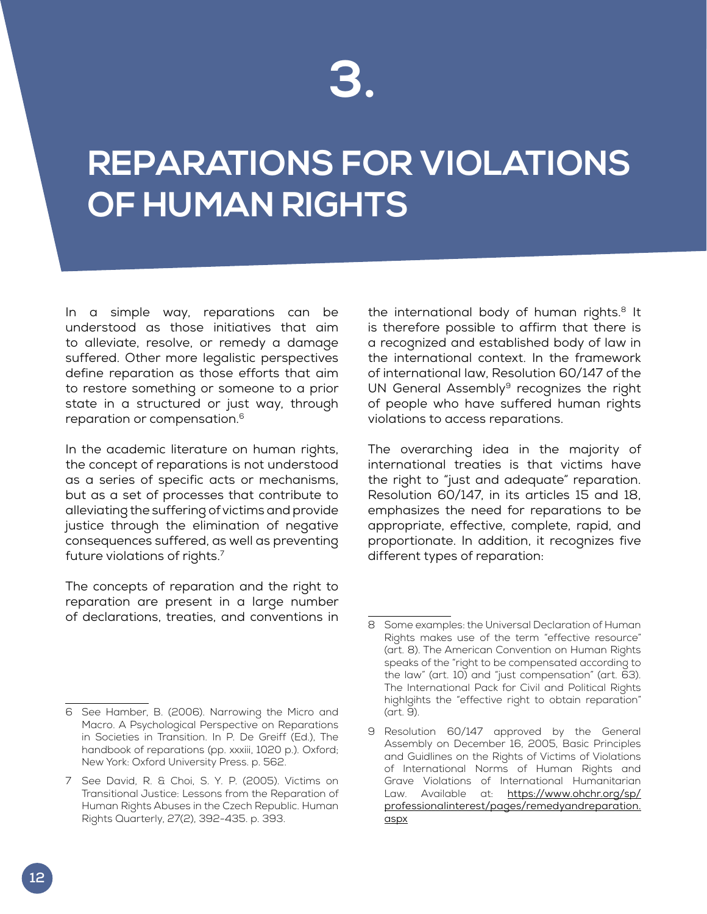# 3.

# REPARATIONS FOR VIOLATIONS OF HUMAN RIGHTS

In a simple way, reparations can be understood as those initiatives that aim to alleviate, resolve, or remedy a damage suffered. Other more legalistic perspectives define reparation as those efforts that aim to restore something or someone to a prior state in a structured or just way, through reparation or compensation.[6]

In the academic literature on human rights, the concept of reparations is not understood as a series of specific acts or mechanisms, but as a set of processes that contribute to alleviating the suffering of victims and provide justice through the elimination of negative consequences suffered, as well as preventing future violations of rights.[7]

The concepts of reparation and the right to reparation are present in a large number of declarations, treaties, and conventions in the international body of human rights.[8] It is therefore possible to affirm that there is a recognized and established body of law in the international context. In the framework of international law, Resolution 60/147 of the UN General Assembly[9] recognizes the right of people who have suffered human rights violations to access reparations.

The overarching idea in the majority of international treaties is that victims have the right to "just and adequate" reparation. Resolution 60/147, in its articles 15 and 18, emphasizes the need for reparations to be appropriate, effective, complete, rapid, and proportionate. In addition, it recognizes five different types of reparation:

---

6 See Hamber, B. (2006). Narrowing the Micro and Macro. A Psychological Perspective on Reparations in Societies in Transition. In P. De Greiff (Ed.), The handbook of reparations (pp. xxxiii, 1020 p.). Oxford; New York: Oxford University Press. p. 562.

7 See David, R. & Choi, S. Y. P. (2005). Victims on Transitional Justice: Lessons from the Reparation of Human Rights Abuses in the Czech Republic. Human Rights Quarterly, 27(2), 392-435. p. 393.

8 Some examples: the Universal Declaration of Human Rights makes use of the term "effective resource" (art. 8). The American Convention on Human Rights speaks of the "right to be compensated according to the law" (art. 10) and "just compensation" (art. 63). The International Pack for Civil and Political Rights highlgihts the "effective right to obtain reparation" (art. 9).

9 Resolution 60/147 approved by the General Assembly on December 16, 2005, Basic Principles and Guidlines on the Rights of Victims of Violations of International Norms of Human Rights and Grave Violations of International Humanitarian Law. Available at: https://www.ohchr.org/sp/professionalinterest/pages/remedyandreparation.aspx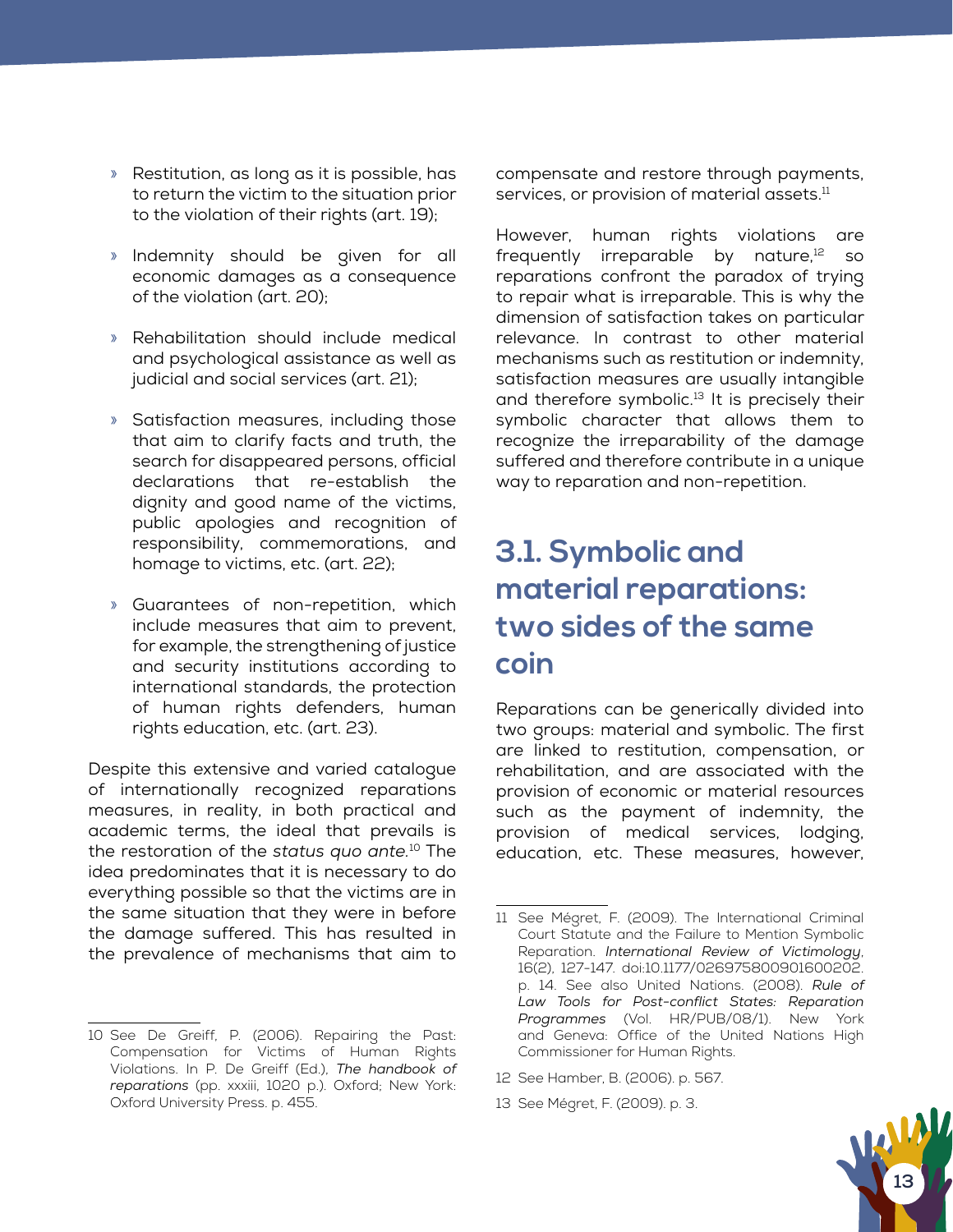- Restitution, as long as it is possible, has to return the victim to the situation prior to the violation of their rights (art. 19);
- Indemnity should be given for all economic damages as a consequence of the violation (art. 20);
- Rehabilitation should include medical and psychological assistance as well as judicial and social services (art. 21);
- Satisfaction measures, including those that aim to clarify facts and truth, the search for disappeared persons, official declarations that re-establish the dignity and good name of the victims, public apologies and recognition of responsibility, commemorations, and homage to victims, etc. (art. 22);
- Guarantees of non-repetition, which include measures that aim to prevent, for example, the strengthening of justice and security institutions according to international standards, the protection of human rights defenders, human rights education, etc. (art. 23).

Despite this extensive and varied catalogue of internationally recognized reparations measures, in reality, in both practical and academic terms, the ideal that prevails is the restoration of the *status quo ante*.[10] The idea predominates that it is necessary to do everything possible so that the victims are in the same situation that they were in before the damage suffered. This has resulted in the prevalence of mechanisms that aim to compensate and restore through payments, services, or provision of material assets.[11]

However, human rights violations are frequently irreparable by nature,[12] so reparations confront the paradox of trying to repair what is irreparable. This is why the dimension of satisfaction takes on particular relevance. In contrast to other material mechanisms such as restitution or indemnity, satisfaction measures are usually intangible and therefore symbolic.[13] It is precisely their symbolic character that allows them to recognize the irreparability of the damage suffered and therefore contribute in a unique way to reparation and non-repetition.

## 3.1. Symbolic and material reparations: two sides of the same coin

Reparations can be generically divided into two groups: material and symbolic. The first are linked to restitution, compensation, or rehabilitation, and are associated with the provision of economic or material resources such as the payment of indemnity, the provision of medical services, lodging, education, etc. These measures, however,

---

10 See De Greiff, P. (2006). Repairing the Past: Compensation for Victims of Human Rights Violations. In P. De Greiff (Ed.), *The handbook of reparations* (pp. xxxiii, 1020 p.). Oxford; New York: Oxford University Press. p. 455.

11 See Mégret, F. (2009). The International Criminal Court Statute and the Failure to Mention Symbolic Reparation. *International Review of Victimology*, 16(2), 127-147. doi:10.1177/026975800901600202. p. 14. See also United Nations. (2008). *Rule of Law Tools for Post-conflict States: Reparation Programmes* (Vol. HR/PUB/08/1). New York and Geneva: Office of the United Nations High Commissioner for Human Rights.

12 See Hamber, B. (2006). p. 567.

13 See Mégret, F. (2009). p. 3.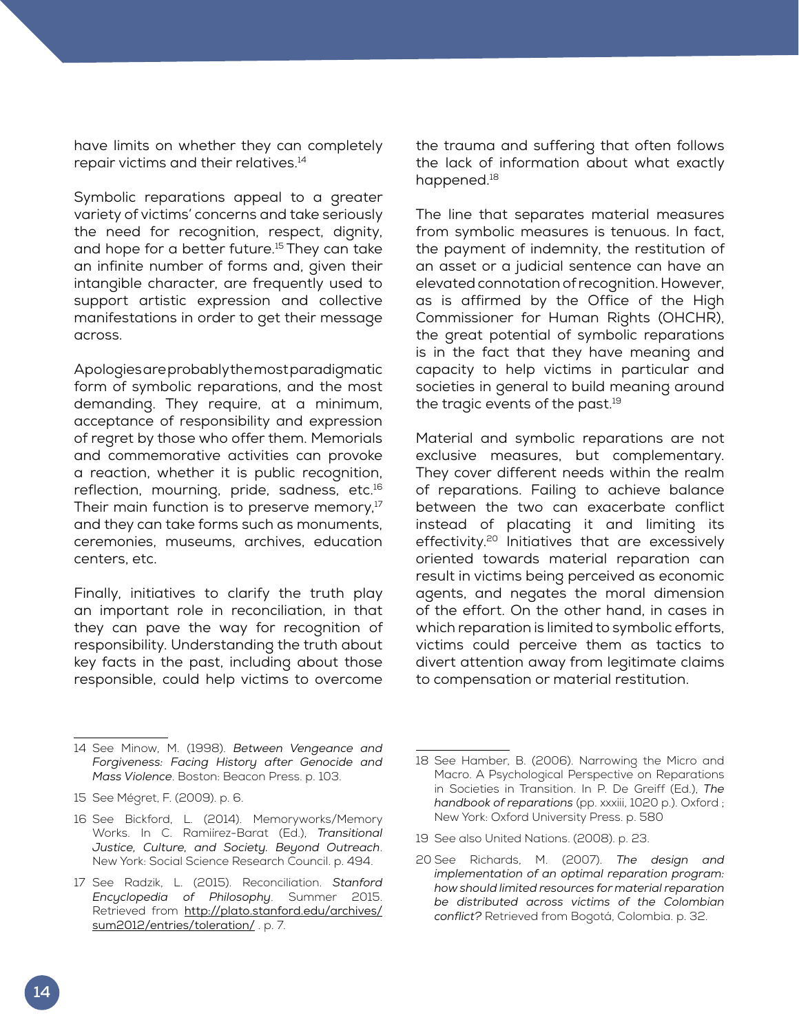have limits on whether they can completely repair victims and their relatives.[14]

Symbolic reparations appeal to a greater variety of victims' concerns and take seriously the need for recognition, respect, dignity, and hope for a better future.[15] They can take an infinite number of forms and, given their intangible character, are frequently used to support artistic expression and collective manifestations in order to get their message across.

Apologies are probably the most paradigmatic form of symbolic reparations, and the most demanding. They require, at a minimum, acceptance of responsibility and expression of regret by those who offer them. Memorials and commemorative activities can provoke a reaction, whether it is public recognition, reflection, mourning, pride, sadness, etc.[16] Their main function is to preserve memory,[17] and they can take forms such as monuments, ceremonies, museums, archives, education centers, etc.

Finally, initiatives to clarify the truth play an important role in reconciliation, in that they can pave the way for recognition of responsibility. Understanding the truth about key facts in the past, including about those responsible, could help victims to overcome the trauma and suffering that often follows the lack of information about what exactly happened.[18]

The line that separates material measures from symbolic measures is tenuous. In fact, the payment of indemnity, the restitution of an asset or a judicial sentence can have an elevated connotation of recognition. However, as is affirmed by the Office of the High Commissioner for Human Rights (OHCHR), the great potential of symbolic reparations is in the fact that they have meaning and capacity to help victims in particular and societies in general to build meaning around the tragic events of the past.[19]

Material and symbolic reparations are not exclusive measures, but complementary. They cover different needs within the realm of reparations. Failing to achieve balance between the two can exacerbate conflict instead of placating it and limiting its effectivity.[20] Initiatives that are excessively oriented towards material reparation can result in victims being perceived as economic agents, and negates the moral dimension of the effort. On the other hand, in cases in which reparation is limited to symbolic efforts, victims could perceive them as tactics to divert attention away from legitimate claims to compensation or material restitution.

---

14 See Minow, M. (1998). ***Between Vengeance and Forgiveness: Facing History after Genocide and Mass Violence***. Boston: Beacon Press. p. 103.

15 See Mégret, F. (2009). p. 6.

16 See Bickford, L. (2014). Memoryworks/Memory Works. In C. Ramiírez-Barat (Ed.), ***Transitional Justice, Culture, and Society. Beyond Outreach***. New York: Social Science Research Council. p. 494.

17 See Radzik, L. (2015). Reconciliation. ***Stanford Encyclopedia of Philosophy***. Summer 2015. Retrieved from http://plato.stanford.edu/archives/sum2012/entries/toleration/ . p. 7.

18 See Hamber, B. (2006). Narrowing the Micro and Macro. A Psychological Perspective on Reparations in Societies in Transition. In P. De Greiff (Ed.), *The handbook of reparations* (pp. xxxiii, 1020 p.). Oxford ; New York: Oxford University Press. p. 580

19 See also United Nations. (2008). p. 23.

20 See Richards, M. (2007). *The design and implementation of an optimal reparation program: how should limited resources for material reparation be distributed across victims of the Colombian conflict?* Retrieved from Bogotá, Colombia. p. 32.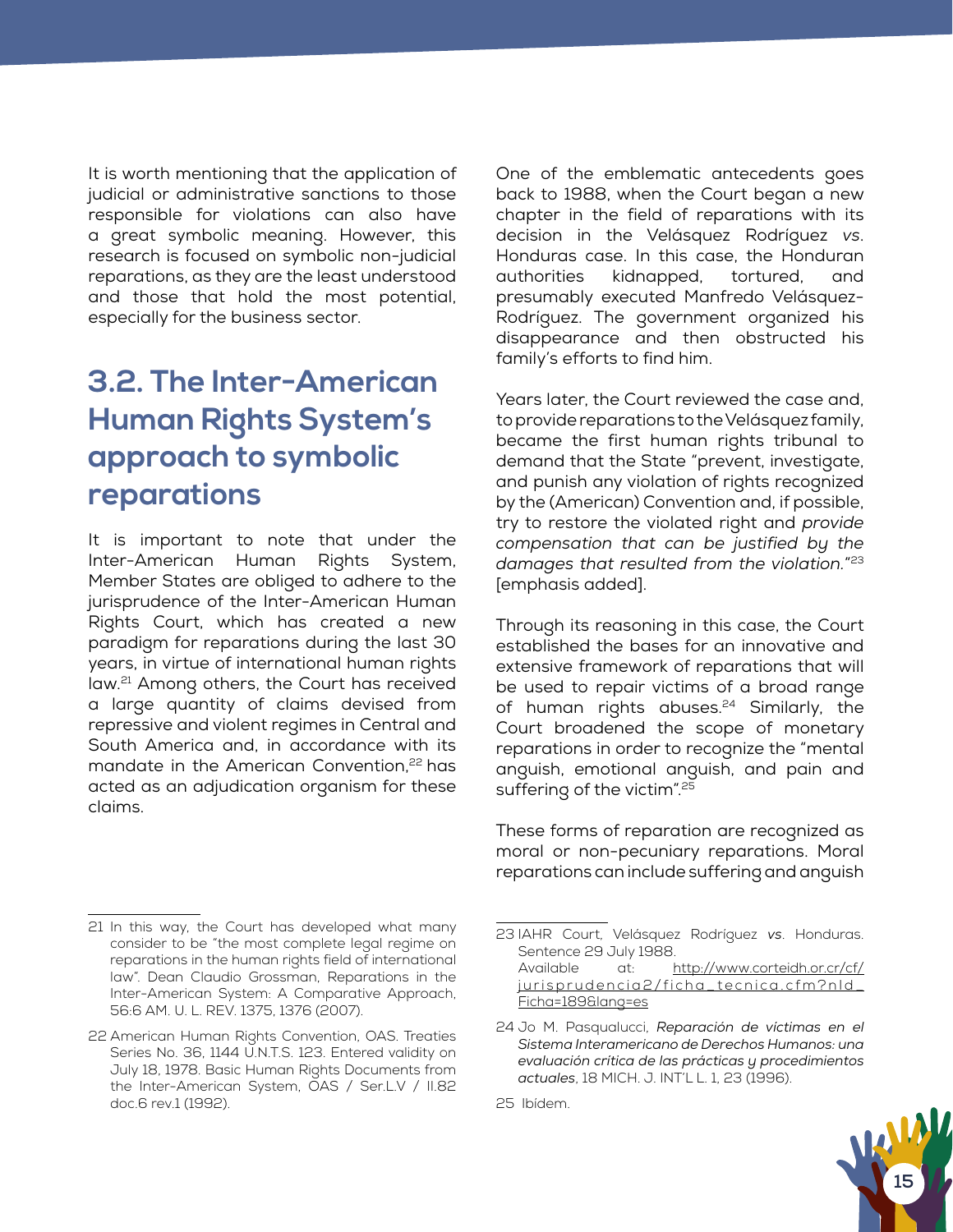It is worth mentioning that the application of judicial or administrative sanctions to those responsible for violations can also have a great symbolic meaning. However, this research is focused on symbolic non-judicial reparations, as they are the least understood and those that hold the most potential, especially for the business sector.

## 3.2. The Inter-American Human Rights System's approach to symbolic reparations

It is important to note that under the Inter-American Human Rights System, Member States are obliged to adhere to the jurisprudence of the Inter-American Human Rights Court, which has created a new paradigm for reparations during the last 30 years, in virtue of international human rights law.[21] Among others, the Court has received a large quantity of claims devised from repressive and violent regimes in Central and South America and, in accordance with its mandate in the American Convention,[22] has acted as an adjudication organism for these claims.

One of the emblematic antecedents goes back to 1988, when the Court began a new chapter in the field of reparations with its decision in the Velásquez Rodríguez *vs*. Honduras case. In this case, the Honduran authorities kidnapped, tortured, and presumably executed Manfredo Velásquez-Rodríguez. The government organized his disappearance and then obstructed his family's efforts to find him.

Years later, the Court reviewed the case and, to provide reparations to the Velásquez family, became the first human rights tribunal to demand that the State "prevent, investigate, and punish any violation of rights recognized by the (American) Convention and, if possible, try to restore the violated right and *provide compensation that can be justified by the damages that resulted from the violation.*"[23] [emphasis added].

Through its reasoning in this case, the Court established the bases for an innovative and extensive framework of reparations that will be used to repair victims of a broad range of human rights abuses.[24] Similarly, the Court broadened the scope of monetary reparations in order to recognize the "mental anguish, emotional anguish, and pain and suffering of the victim".[25]

These forms of reparation are recognized as moral or non-pecuniary reparations. Moral reparations can include suffering and anguish

---

21 In this way, the Court has developed what many consider to be "the most complete legal regime on reparations in the human rights field of international law". Dean Claudio Grossman, Reparations in the Inter-American System: A Comparative Approach, 56:6 AM. U. L. REV. 1375, 1376 (2007).

22 American Human Rights Convention, OAS. Treaties Series No. 36, 1144 U.N.T.S. 123. Entered validity on July 18, 1978. Basic Human Rights Documents from the Inter-American System, OAS / Ser.L.V / II.82 doc.6 rev.1 (1992).

23 IAHR Court, Velásquez Rodríguez *vs*. Honduras. Sentence 29 July 1988. Available at: http://www.corteidh.or.cr/cf/jurisprudencia2/ficha_tecnica.cfm?nId_Ficha=189&lang=es

24 Jo M. Pasqualucci, *Reparación de víctimas en el Sistema Interamericano de Derechos Humanos: una evaluación crítica de las prácticas y procedimientos actuales*, 18 MICH. J. INT'L L. 1, 23 (1996).

25 Ibídem.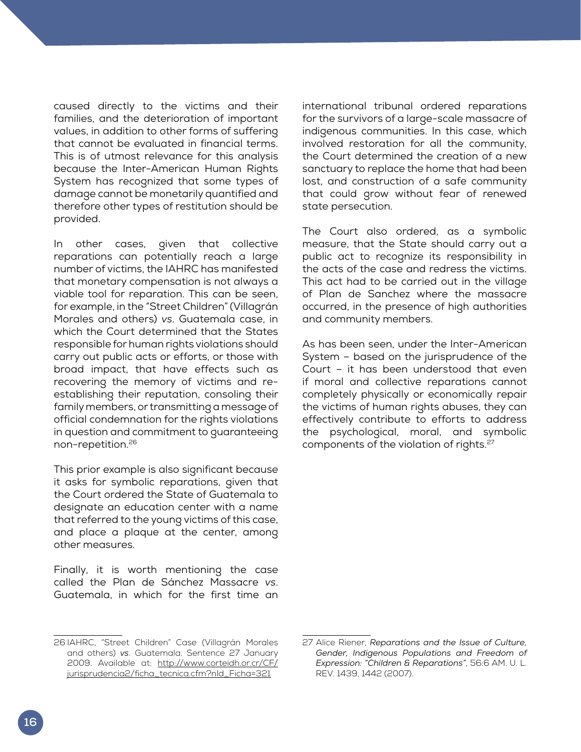caused directly to the victims and their families, and the deterioration of important values, in addition to other forms of suffering that cannot be evaluated in financial terms. This is of utmost relevance for this analysis because the Inter-American Human Rights System has recognized that some types of damage cannot be monetarily quantified and therefore other types of restitution should be provided.

In other cases, given that collective reparations can potentially reach a large number of victims, the IAHRC has manifested that monetary compensation is not always a viable tool for reparation. This can be seen, for example, in the "Street Children" (Villagrán Morales and others) *vs*. Guatemala case, in which the Court determined that the States responsible for human rights violations should carry out public acts or efforts, or those with broad impact, that have effects such as recovering the memory of victims and re-establishing their reputation, consoling their family members, or transmitting a message of official condemnation for the rights violations in question and commitment to guaranteeing non-repetition.[26]

This prior example is also significant because it asks for symbolic reparations, given that the Court ordered the State of Guatemala to designate an education center with a name that referred to the young victims of this case, and place a plaque at the center, among other measures.

Finally, it is worth mentioning the case called the Plan de Sánchez Massacre *vs*. Guatemala, in which for the first time an international tribunal ordered reparations for the survivors of a large-scale massacre of indigenous communities. In this case, which involved restoration for all the community, the Court determined the creation of a new sanctuary to replace the home that had been lost, and construction of a safe community that could grow without fear of renewed state persecution.

The Court also ordered, as a symbolic measure, that the State should carry out a public act to recognize its responsibility in the acts of the case and redress the victims. This act had to be carried out in the village of Plan de Sanchez where the massacre occurred, in the presence of high authorities and community members.

As has been seen, under the Inter-American System – based on the jurisprudence of the Court – it has been understood that even if moral and collective reparations cannot completely physically or economically repair the victims of human rights abuses, they can effectively contribute to efforts to address the psychological, moral, and symbolic components of the violation of rights.[27]

---

26 IAHRC, "Street Children" Case (Villagrán Morales and others) *vs*. Guatemala. Sentence 27 January 2009. Available at: http://www.corteidh.or.cr/CF/jurisprudencia2/ficha_tecnica.cfm?nId_Ficha=321

27 Alice Riener, *Reparations and the Issue of Culture, Gender, Indigenous Populations and Freedom of Expression: "Children & Reparations"*, 56:6 AM. U. L. REV. 1439, 1442 (2007).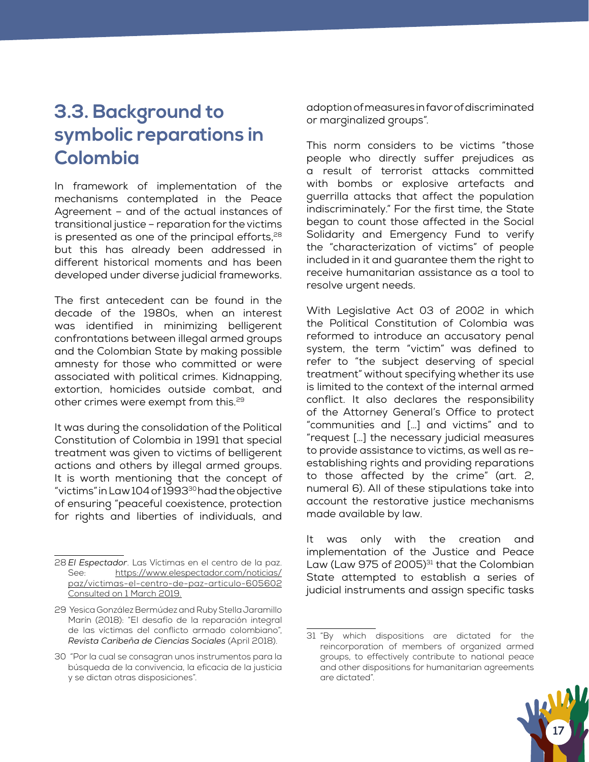## 3.3. Background to symbolic reparations in Colombia

In framework of implementation of the mechanisms contemplated in the Peace Agreement – and of the actual instances of transitional justice – reparation for the victims is presented as one of the principal efforts,[28] but this has already been addressed in different historical moments and has been developed under diverse judicial frameworks.

The first antecedent can be found in the decade of the 1980s, when an interest was identified in minimizing belligerent confrontations between illegal armed groups and the Colombian State by making possible amnesty for those who committed or were associated with political crimes. Kidnapping, extortion, homicides outside combat, and other crimes were exempt from this.[29]

It was during the consolidation of the Political Constitution of Colombia in 1991 that special treatment was given to victims of belligerent actions and others by illegal armed groups. It is worth mentioning that the concept of "victims" in Law 104 of 1993[30] had the objective of ensuring "peaceful coexistence, protection for rights and liberties of individuals, and adoption of measures in favor of discriminated or marginalized groups".

This norm considers to be victims "those people who directly suffer prejudices as a result of terrorist attacks committed with bombs or explosive artefacts and guerrilla attacks that affect the population indiscriminately." For the first time, the State began to count those affected in the Social Solidarity and Emergency Fund to verify the "characterization of victims" of people included in it and guarantee them the right to receive humanitarian assistance as a tool to resolve urgent needs.

With Legislative Act 03 of 2002 in which the Political Constitution of Colombia was reformed to introduce an accusatory penal system, the term "victim" was defined to refer to "the subject deserving of special treatment" without specifying whether its use is limited to the context of the internal armed conflict. It also declares the responsibility of the Attorney General's Office to protect "communities and [...] and victims" and to "request [...] the necessary judicial measures to provide assistance to victims, as well as re-establishing rights and providing reparations to those affected by the crime" (art. 2, numeral 6). All of these stipulations take into account the restorative justice mechanisms made available by law.

It was only with the creation and implementation of the Justice and Peace Law (Law 975 of 2005)[31] that the Colombian State attempted to establish a series of judicial instruments and assign specific tasks

---

28 *El Espectador*. Las Víctimas en el centro de la paz. See: https://www.elespectador.com/noticias/paz/victimas-el-centro-de-paz-articulo-605602 Consulted on 1 March 2019.

29 Yesica González Bermúdez and Ruby Stella Jaramillo Marín (2018): "El desafío de la reparación integral de las víctimas del conflicto armado colombiano", *Revista Caribeña de Ciencias Sociales* (April 2018).

30 "Por la cual se consagran unos instrumentos para la búsqueda de la convivencia, la eficacia de la justicia y se dictan otras disposiciones".

31 "By which dispositions are dictated for the reincorporation of members of organized armed groups, to effectively contribute to national peace and other dispositions for humanitarian agreements are dictated".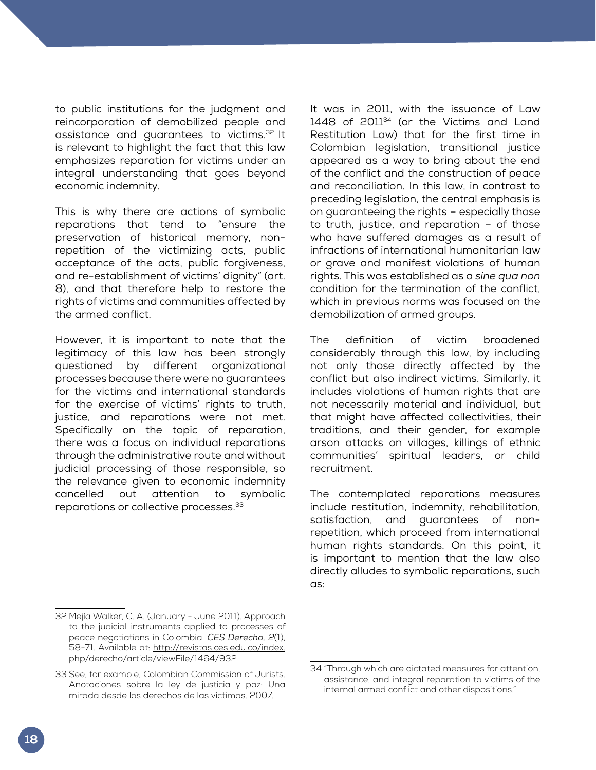to public institutions for the judgment and reincorporation of demobilized people and assistance and guarantees to victims.[32] It is relevant to highlight the fact that this law emphasizes reparation for victims under an integral understanding that goes beyond economic indemnity.

This is why there are actions of symbolic reparations that tend to "ensure the preservation of historical memory, non-repetition of the victimizing acts, public acceptance of the acts, public forgiveness, and re-establishment of victims' dignity" (art. 8), and that therefore help to restore the rights of victims and communities affected by the armed conflict.

However, it is important to note that the legitimacy of this law has been strongly questioned by different organizational processes because there were no guarantees for the victims and international standards for the exercise of victims' rights to truth, justice, and reparations were not met. Specifically on the topic of reparation, there was a focus on individual reparations through the administrative route and without judicial processing of those responsible, so the relevance given to economic indemnity cancelled out attention to symbolic reparations or collective processes.[33]

It was in 2011, with the issuance of Law 1448 of 2011[34] (or the Victims and Land Restitution Law) that for the first time in Colombian legislation, transitional justice appeared as a way to bring about the end of the conflict and the construction of peace and reconciliation. In this law, in contrast to preceding legislation, the central emphasis is on guaranteeing the rights – especially those to truth, justice, and reparation – of those who have suffered damages as a result of infractions of international humanitarian law or grave and manifest violations of human rights. This was established as a *sine qua non* condition for the termination of the conflict, which in previous norms was focused on the demobilization of armed groups.

The definition of victim broadened considerably through this law, by including not only those directly affected by the conflict but also indirect victims. Similarly, it includes violations of human rights that are not necessarily material and individual, but that might have affected collectivities, their traditions, and their gender, for example arson attacks on villages, killings of ethnic communities' spiritual leaders, or child recruitment.

The contemplated reparations measures include restitution, indemnity, rehabilitation, satisfaction, and guarantees of non-repetition, which proceed from international human rights standards. On this point, it is important to mention that the law also directly alludes to symbolic reparations, such as:

---

32 Mejía Walker, C. A. (January - June 2011). Approach to the judicial instruments applied to processes of peace negotiations in Colombia. *CES Derecho, 2*(1), 58-71. Available at: http://revistas.ces.edu.co/index.php/derecho/article/viewFile/1464/932

33 See, for example, Colombian Commission of Jurists. Anotaciones sobre la ley de justicia y paz: Una mirada desde los derechos de las víctimas. 2007.

34 "Through which are dictated measures for attention, assistance, and integral reparation to victims of the internal armed conflict and other dispositions."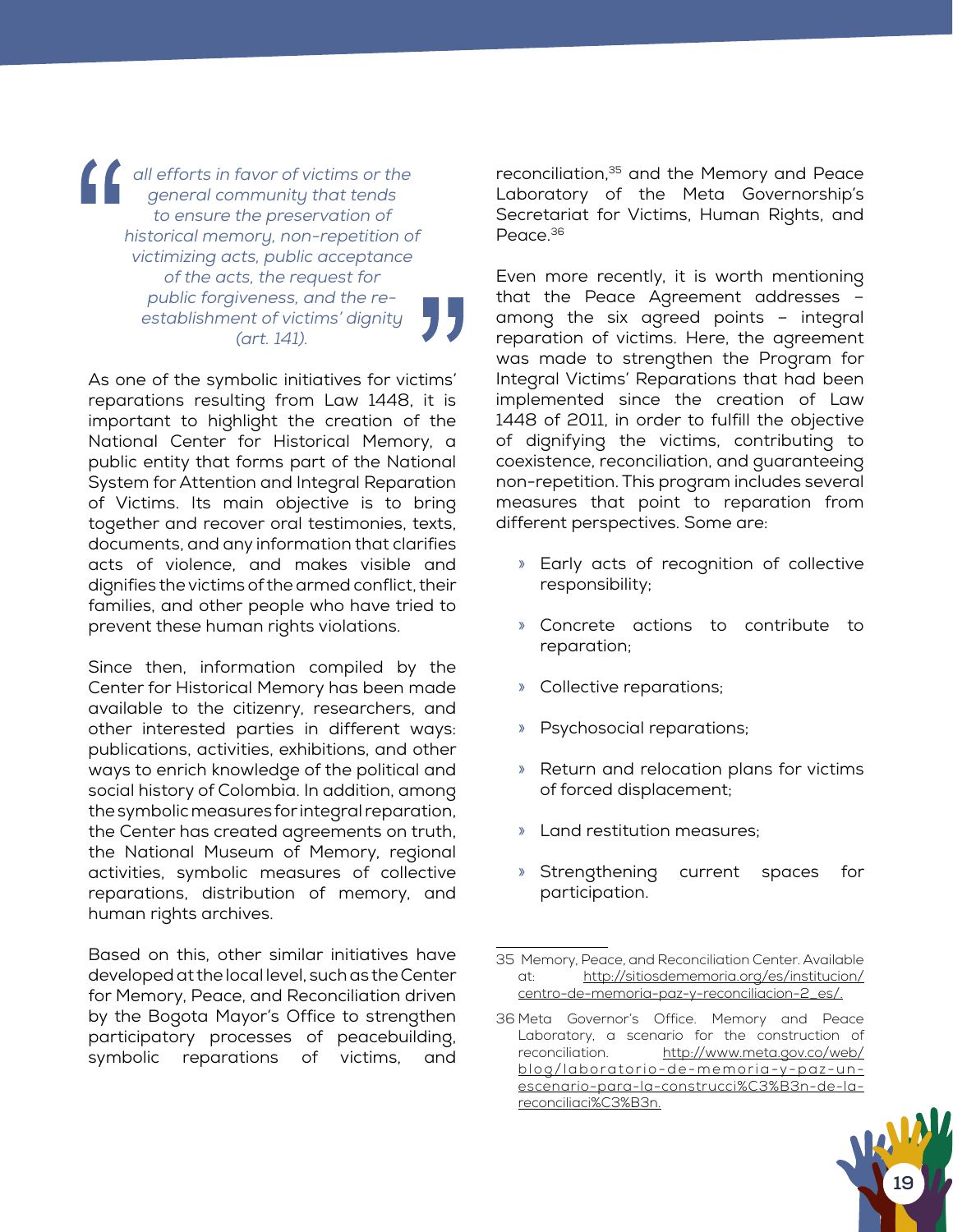> *all efforts in favor of victims or the general community that tends to ensure the preservation of historical memory, non-repetition of victimizing acts, public acceptance of the acts, the request for public forgiveness, and the re-establishment of victims' dignity (art. 141).*

As one of the symbolic initiatives for victims' reparations resulting from Law 1448, it is important to highlight the creation of the National Center for Historical Memory, a public entity that forms part of the National System for Attention and Integral Reparation of Victims. Its main objective is to bring together and recover oral testimonies, texts, documents, and any information that clarifies acts of violence, and makes visible and dignifies the victims of the armed conflict, their families, and other people who have tried to prevent these human rights violations.

Since then, information compiled by the Center for Historical Memory has been made available to the citizenry, researchers, and other interested parties in different ways: publications, activities, exhibitions, and other ways to enrich knowledge of the political and social history of Colombia. In addition, among the symbolic measures for integral reparation, the Center has created agreements on truth, the National Museum of Memory, regional activities, symbolic measures of collective reparations, distribution of memory, and human rights archives.

Based on this, other similar initiatives have developed at the local level, such as the Center for Memory, Peace, and Reconciliation driven by the Bogota Mayor's Office to strengthen participatory processes of peacebuilding, symbolic reparations of victims, and reconciliation,[35] and the Memory and Peace Laboratory of the Meta Governorship's Secretariat for Victims, Human Rights, and Peace.[36]

Even more recently, it is worth mentioning that the Peace Agreement addresses – among the six agreed points – integral reparation of victims. Here, the agreement was made to strengthen the Program for Integral Victims' Reparations that had been implemented since the creation of Law 1448 of 2011, in order to fulfill the objective of dignifying the victims, contributing to coexistence, reconciliation, and guaranteeing non-repetition. This program includes several measures that point to reparation from different perspectives. Some are:

- Early acts of recognition of collective responsibility;
- Concrete actions to contribute to reparation;
- Collective reparations;
- Psychosocial reparations;
- Return and relocation plans for victims of forced displacement;
- Land restitution measures;
- Strengthening current spaces for participation.

---

35 Memory, Peace, and Reconciliation Center. Available at: http://sitiosdememoria.org/es/institucion/centro-de-memoria-paz-y-reconciliacion-2_es/.

36 Meta Governor's Office. Memory and Peace Laboratory, a scenario for the construction of reconciliation. http://www.meta.gov.co/web/blog/laboratorio-de-memoria-y-paz-un-escenario-para-la-construcci%C3%B3n-de-la-reconciliaci%C3%B3n.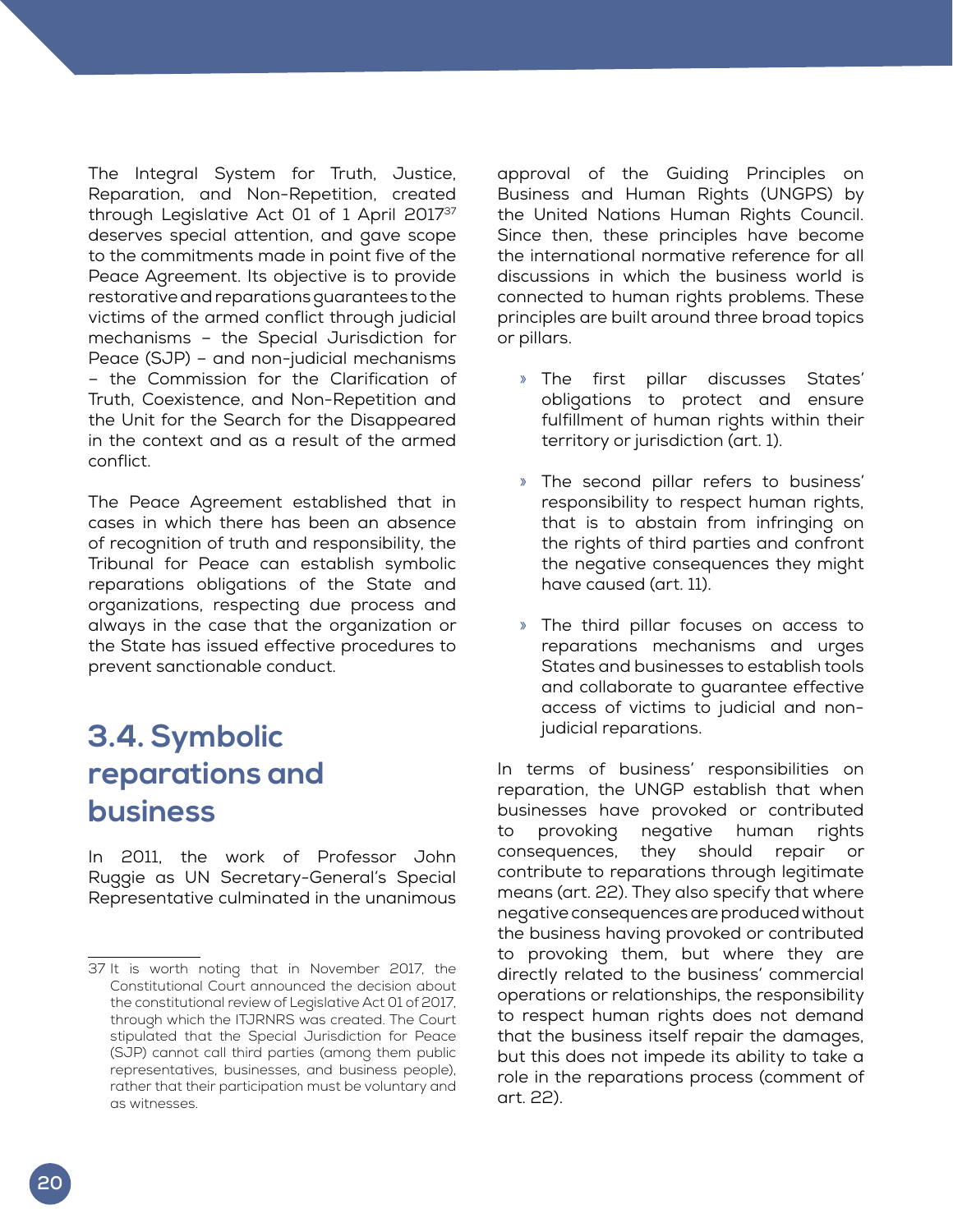The Integral System for Truth, Justice, Reparation, and Non-Repetition, created through Legislative Act 01 of 1 April 2017[37] deserves special attention, and gave scope to the commitments made in point five of the Peace Agreement. Its objective is to provide restorative and reparations guarantees to the victims of the armed conflict through judicial mechanisms – the Special Jurisdiction for Peace (SJP) – and non-judicial mechanisms – the Commission for the Clarification of Truth, Coexistence, and Non-Repetition and the Unit for the Search for the Disappeared in the context and as a result of the armed conflict.

The Peace Agreement established that in cases in which there has been an absence of recognition of truth and responsibility, the Tribunal for Peace can establish symbolic reparations obligations of the State and organizations, respecting due process and always in the case that the organization or the State has issued effective procedures to prevent sanctionable conduct.

## 3.4. Symbolic reparations and business

In 2011, the work of Professor John Ruggie as UN Secretary-General's Special Representative culminated in the unanimous approval of the Guiding Principles on Business and Human Rights (UNGPS) by the United Nations Human Rights Council. Since then, these principles have become the international normative reference for all discussions in which the business world is connected to human rights problems. These principles are built around three broad topics or pillars.

- The first pillar discusses States' obligations to protect and ensure fulfillment of human rights within their territory or jurisdiction (art. 1).
- The second pillar refers to business' responsibility to respect human rights, that is to abstain from infringing on the rights of third parties and confront the negative consequences they might have caused (art. 11).
- The third pillar focuses on access to reparations mechanisms and urges States and businesses to establish tools and collaborate to guarantee effective access of victims to judicial and non-judicial reparations.

In terms of business' responsibilities on reparation, the UNGP establish that when businesses have provoked or contributed to provoking negative human rights consequences, they should repair or contribute to reparations through legitimate means (art. 22). They also specify that where negative consequences are produced without the business having provoked or contributed to provoking them, but where they are directly related to the business' commercial operations or relationships, the responsibility to respect human rights does not demand that the business itself repair the damages, but this does not impede its ability to take a role in the reparations process (comment of art. 22).

---

37 It is worth noting that in November 2017, the Constitutional Court announced the decision about the constitutional review of Legislative Act 01 of 2017, through which the ITJRNRS was created. The Court stipulated that the Special Jurisdiction for Peace (SJP) cannot call third parties (among them public representatives, businesses, and business people), rather that their participation must be voluntary and as witnesses.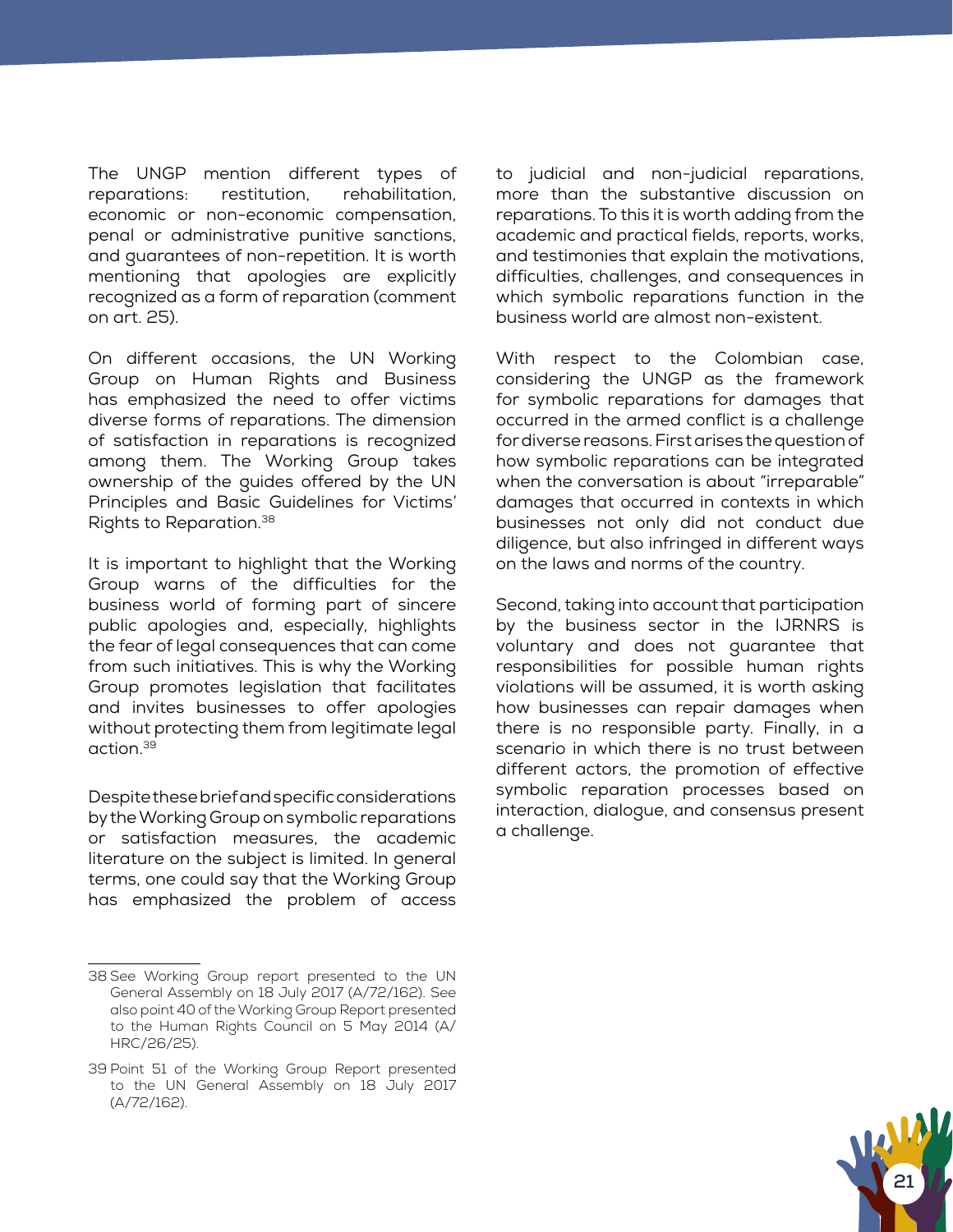The UNGP mention different types of reparations: restitution, rehabilitation, economic or non-economic compensation, penal or administrative punitive sanctions, and guarantees of non-repetition. It is worth mentioning that apologies are explicitly recognized as a form of reparation (comment on art. 25).

On different occasions, the UN Working Group on Human Rights and Business has emphasized the need to offer victims diverse forms of reparations. The dimension of satisfaction in reparations is recognized among them. The Working Group takes ownership of the guides offered by the UN Principles and Basic Guidelines for Victims' Rights to Reparation.[38]

It is important to highlight that the Working Group warns of the difficulties for the business world of forming part of sincere public apologies and, especially, highlights the fear of legal consequences that can come from such initiatives. This is why the Working Group promotes legislation that facilitates and invites businesses to offer apologies without protecting them from legitimate legal action.[39]

Despite these brief and specific considerations by the Working Group on symbolic reparations or satisfaction measures, the academic literature on the subject is limited. In general terms, one could say that the Working Group has emphasized the problem of access to judicial and non-judicial reparations, more than the substantive discussion on reparations. To this it is worth adding from the academic and practical fields, reports, works, and testimonies that explain the motivations, difficulties, challenges, and consequences in which symbolic reparations function in the business world are almost non-existent.

With respect to the Colombian case, considering the UNGP as the framework for symbolic reparations for damages that occurred in the armed conflict is a challenge for diverse reasons. First arises the question of how symbolic reparations can be integrated when the conversation is about "irreparable" damages that occurred in contexts in which businesses not only did not conduct due diligence, but also infringed in different ways on the laws and norms of the country.

Second, taking into account that participation by the business sector in the IJRNRS is voluntary and does not guarantee that responsibilities for possible human rights violations will be assumed, it is worth asking how businesses can repair damages when there is no responsible party. Finally, in a scenario in which there is no trust between different actors, the promotion of effective symbolic reparation processes based on interaction, dialogue, and consensus present a challenge.

---

38 See Working Group report presented to the UN General Assembly on 18 July 2017 (A/72/162). See also point 40 of the Working Group Report presented to the Human Rights Council on 5 May 2014 (A/HRC/26/25).

39 Point 51 of the Working Group Report presented to the UN General Assembly on 18 July 2017 (A/72/162).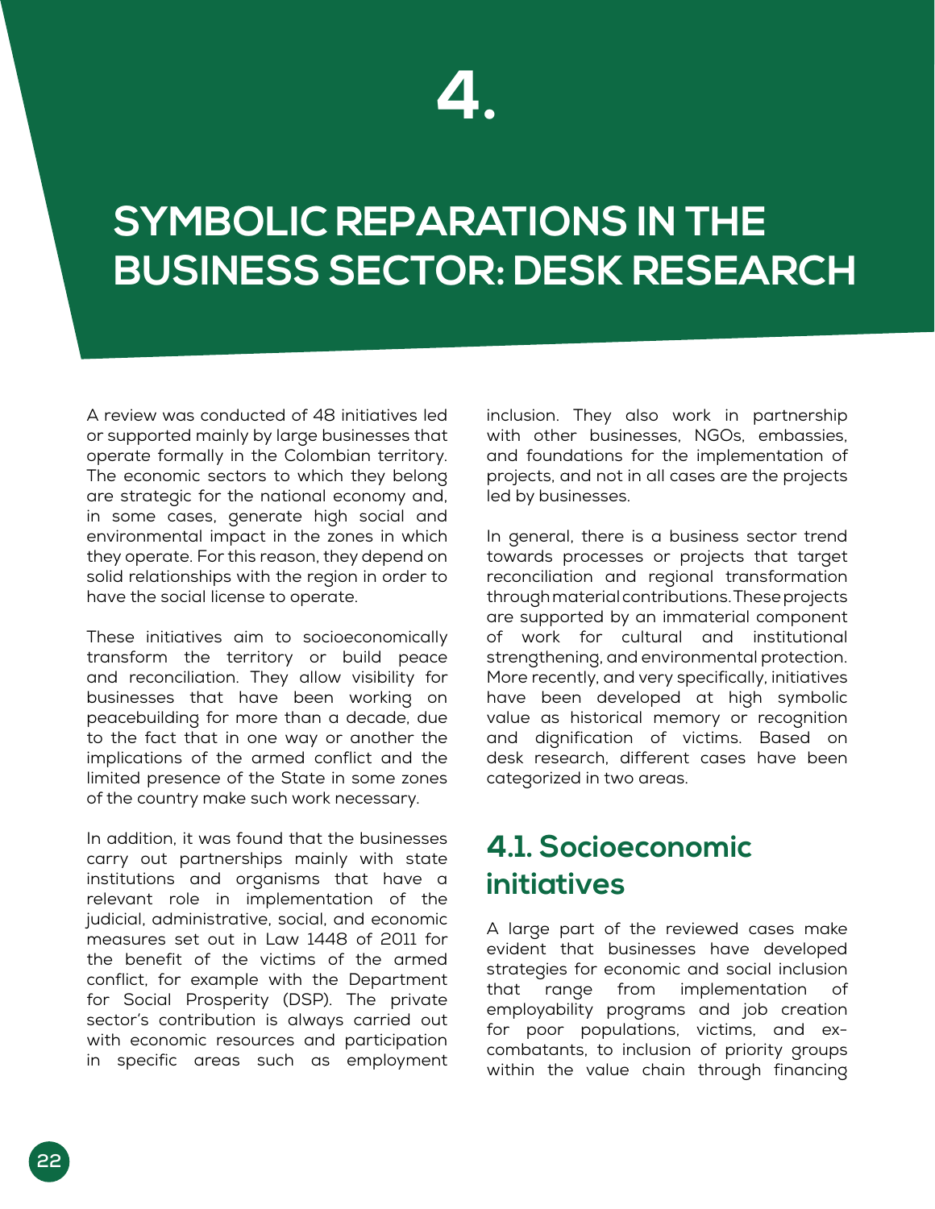# 4.

# SYMBOLIC REPARATIONS IN THE BUSINESS SECTOR: DESK RESEARCH

A review was conducted of 48 initiatives led or supported mainly by large businesses that operate formally in the Colombian territory. The economic sectors to which they belong are strategic for the national economy and, in some cases, generate high social and environmental impact in the zones in which they operate. For this reason, they depend on solid relationships with the region in order to have the social license to operate.

These initiatives aim to socioeconomically transform the territory or build peace and reconciliation. They allow visibility for businesses that have been working on peacebuilding for more than a decade, due to the fact that in one way or another the implications of the armed conflict and the limited presence of the State in some zones of the country make such work necessary.

In addition, it was found that the businesses carry out partnerships mainly with state institutions and organisms that have a relevant role in implementation of the judicial, administrative, social, and economic measures set out in Law 1448 of 2011 for the benefit of the victims of the armed conflict, for example with the Department for Social Prosperity (DSP). The private sector's contribution is always carried out with economic resources and participation in specific areas such as employment inclusion. They also work in partnership with other businesses, NGOs, embassies, and foundations for the implementation of projects, and not in all cases are the projects led by businesses.

In general, there is a business sector trend towards processes or projects that target reconciliation and regional transformation through material contributions. These projects are supported by an immaterial component of work for cultural and institutional strengthening, and environmental protection. More recently, and very specifically, initiatives have been developed at high symbolic value as historical memory or recognition and dignification of victims. Based on desk research, different cases have been categorized in two areas.

## 4.1. Socioeconomic initiatives

A large part of the reviewed cases make evident that businesses have developed strategies for economic and social inclusion that range from implementation of employability programs and job creation for poor populations, victims, and ex-combatants, to inclusion of priority groups within the value chain through financing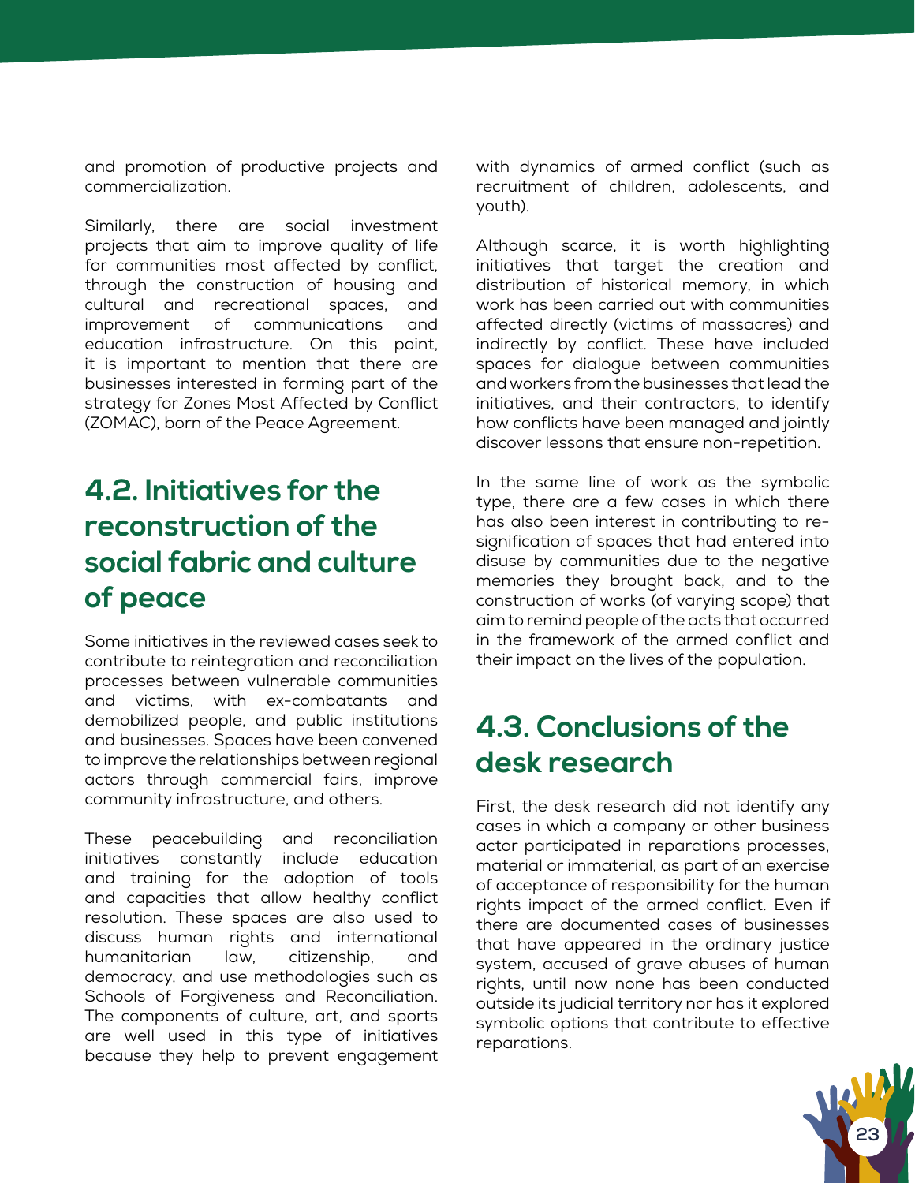and promotion of productive projects and commercialization.

Similarly, there are social investment projects that aim to improve quality of life for communities most affected by conflict, through the construction of housing and cultural and recreational spaces, and improvement of communications and education infrastructure. On this point, it is important to mention that there are businesses interested in forming part of the strategy for Zones Most Affected by Conflict (ZOMAC), born of the Peace Agreement.

## 4.2. Initiatives for the reconstruction of the social fabric and culture of peace

Some initiatives in the reviewed cases seek to contribute to reintegration and reconciliation processes between vulnerable communities and victims, with ex-combatants and demobilized people, and public institutions and businesses. Spaces have been convened to improve the relationships between regional actors through commercial fairs, improve community infrastructure, and others.

These peacebuilding and reconciliation initiatives constantly include education and training for the adoption of tools and capacities that allow healthy conflict resolution. These spaces are also used to discuss human rights and international humanitarian law, citizenship, and democracy, and use methodologies such as Schools of Forgiveness and Reconciliation. The components of culture, art, and sports are well used in this type of initiatives because they help to prevent engagement with dynamics of armed conflict (such as recruitment of children, adolescents, and youth).

Although scarce, it is worth highlighting initiatives that target the creation and distribution of historical memory, in which work has been carried out with communities affected directly (victims of massacres) and indirectly by conflict. These have included spaces for dialogue between communities and workers from the businesses that lead the initiatives, and their contractors, to identify how conflicts have been managed and jointly discover lessons that ensure non-repetition.

In the same line of work as the symbolic type, there are a few cases in which there has also been interest in contributing to re-signification of spaces that had entered into disuse by communities due to the negative memories they brought back, and to the construction of works (of varying scope) that aim to remind people of the acts that occurred in the framework of the armed conflict and their impact on the lives of the population.

## 4.3. Conclusions of the desk research

First, the desk research did not identify any cases in which a company or other business actor participated in reparations processes, material or immaterial, as part of an exercise of acceptance of responsibility for the human rights impact of the armed conflict. Even if there are documented cases of businesses that have appeared in the ordinary justice system, accused of grave abuses of human rights, until now none has been conducted outside its judicial territory nor has it explored symbolic options that contribute to effective reparations.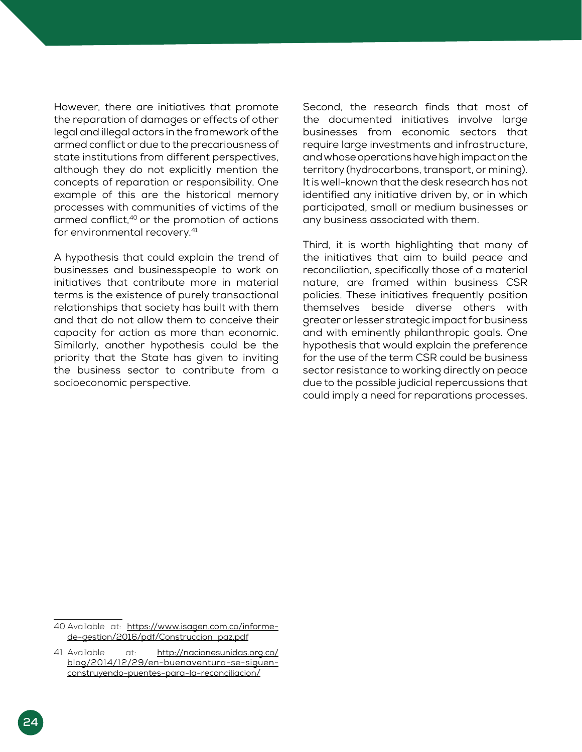However, there are initiatives that promote the reparation of damages or effects of other legal and illegal actors in the framework of the armed conflict or due to the precariousness of state institutions from different perspectives, although they do not explicitly mention the concepts of reparation or responsibility. One example of this are the historical memory processes with communities of victims of the armed conflict,[40] or the promotion of actions for environmental recovery.[41]

A hypothesis that could explain the trend of businesses and businesspeople to work on initiatives that contribute more in material terms is the existence of purely transactional relationships that society has built with them and that do not allow them to conceive their capacity for action as more than economic. Similarly, another hypothesis could be the priority that the State has given to inviting the business sector to contribute from a socioeconomic perspective.

Second, the research finds that most of the documented initiatives involve large businesses from economic sectors that require large investments and infrastructure, and whose operations have high impact on the territory (hydrocarbons, transport, or mining). It is well-known that the desk research has not identified any initiative driven by, or in which participated, small or medium businesses or any business associated with them.

Third, it is worth highlighting that many of the initiatives that aim to build peace and reconciliation, specifically those of a material nature, are framed within business CSR policies. These initiatives frequently position themselves beside diverse others with greater or lesser strategic impact for business and with eminently philanthropic goals. One hypothesis that would explain the preference for the use of the term CSR could be business sector resistance to working directly on peace due to the possible judicial repercussions that could imply a need for reparations processes.

---

40 Available at: https://www.isagen.com.co/informe-de-gestion/2016/pdf/Construccion_paz.pdf

41 Available at: http://nacionesunidas.org.co/blog/2014/12/29/en-buenaventura-se-siguen-construyendo-puentes-para-la-reconciliacion/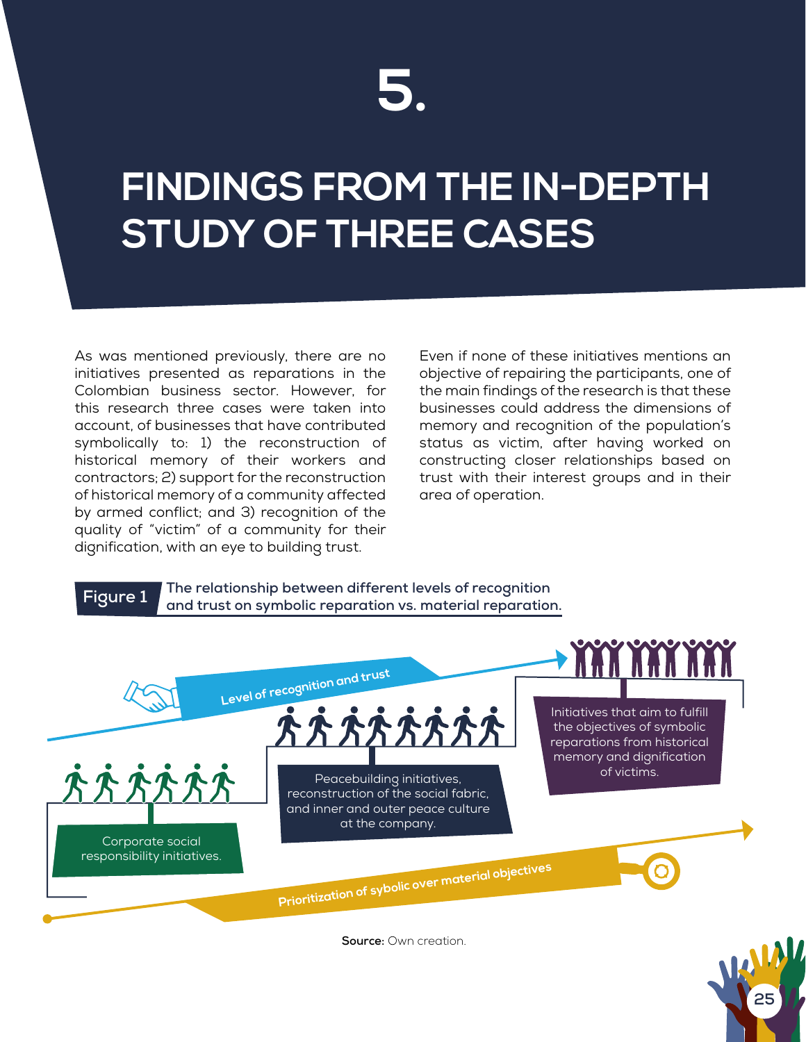# 5.

# FINDINGS FROM THE IN-DEPTH STUDY OF THREE CASES

As was mentioned previously, there are no initiatives presented as reparations in the Colombian business sector. However, for this research three cases were taken into account, of businesses that have contributed symbolically to: 1) the reconstruction of historical memory of their workers and contractors; 2) support for the reconstruction of historical memory of a community affected by armed conflict; and 3) recognition of the quality of "victim" of a community for their dignification, with an eye to building trust.

Even if none of these initiatives mentions an objective of repairing the participants, one of the main findings of the research is that these businesses could address the dimensions of memory and recognition of the population's status as victim, after having worked on constructing closer relationships based on trust with their interest groups and in their area of operation.

**Figure 1** **The relationship between different levels of recognition and trust on symbolic reparation vs. material reparation.**

Level of recognition and trust

Corporate social responsibility initiatives.

Peacebuilding initiatives, reconstruction of the social fabric, and inner and outer peace culture at the company.

Initiatives that aim to fulfill the objectives of symbolic reparations from historical memory and dignification of victims.

Prioritization of sybolic over material objectives

**Source:** Own creation.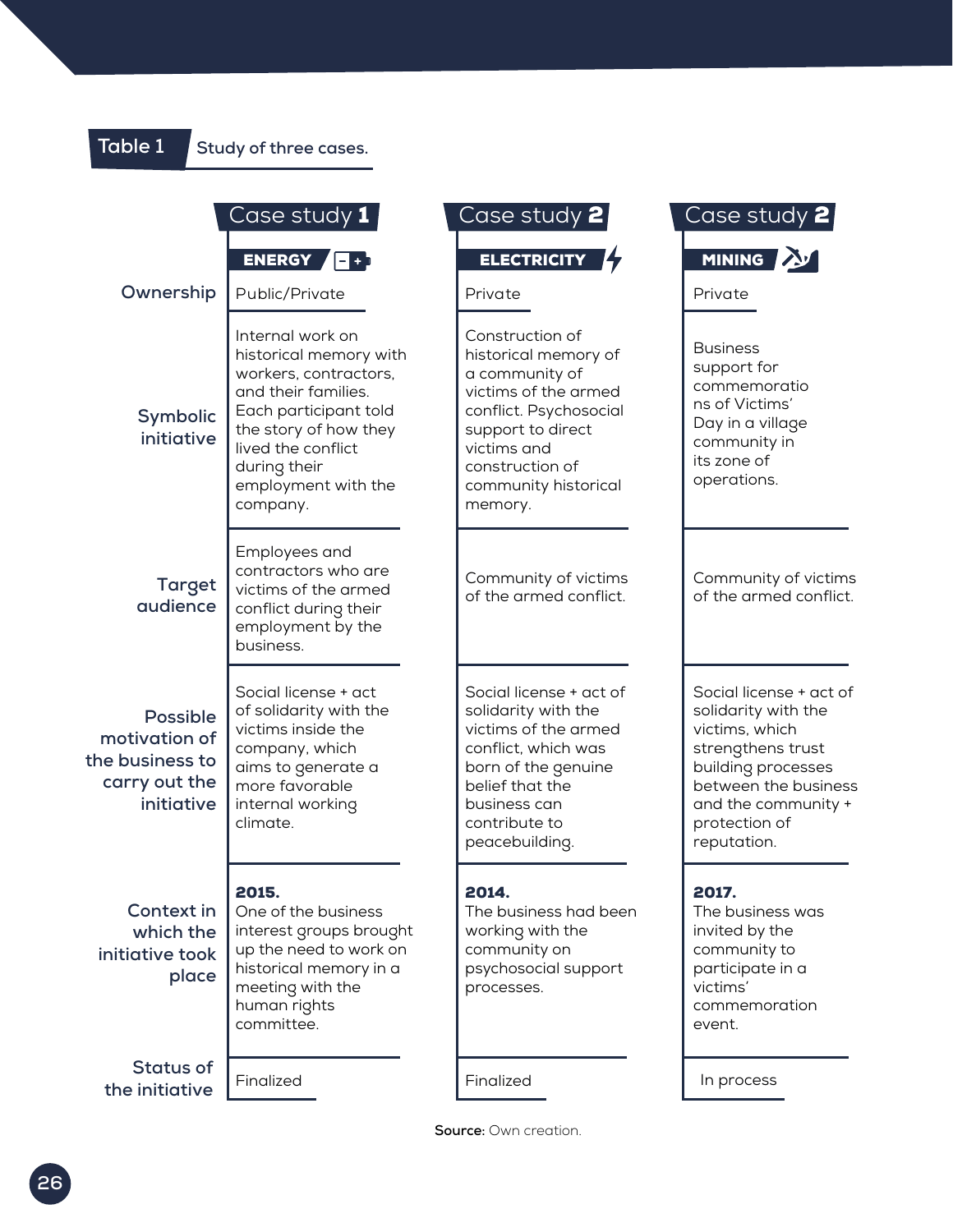**Table 1** Study of three cases.

| | Case study 1 | Case study 2 | Case study 2 |
|---|---|---|---|
| | **ENERGY** | **ELECTRICITY** | **MINING** |
| **Ownership** | Public/Private | Private | Private |
| **Symbolic initiative** | Internal work on historical memory with workers, contractors, and their families. Each participant told the story of how they lived the conflict during their employment with the company. | Construction of historical memory of a community of victims of the armed conflict. Psychosocial support to direct victims and construction of community historical memory. | Business support for commemorations of Victims' Day in a village community in its zone of operations. |
| **Target audience** | Employees and contractors who are victims of the armed conflict during their employment by the business. | Community of victims of the armed conflict. | Community of victims of the armed conflict. |
| **Possible motivation of the business to carry out the initiative** | Social license + act of solidarity with the victims inside the company, which aims to generate a more favorable internal working climate. | Social license + act of solidarity with the victims of the armed conflict, which was born of the genuine belief that the business can contribute to peacebuilding. | Social license + act of solidarity with the victims, which strengthens trust building processes between the business and the community + protection of reputation. |
| **Context in which the initiative took place** | **2015.** One of the business interest groups brought up the need to work on historical memory in a meeting with the human rights committee. | **2014.** The business had been working with the community on psychosocial support processes. | **2017.** The business was invited by the community to participate in a victims' commemoration event. |
| **Status of the initiative** | Finalized | Finalized | In process |

**Source:** Own creation.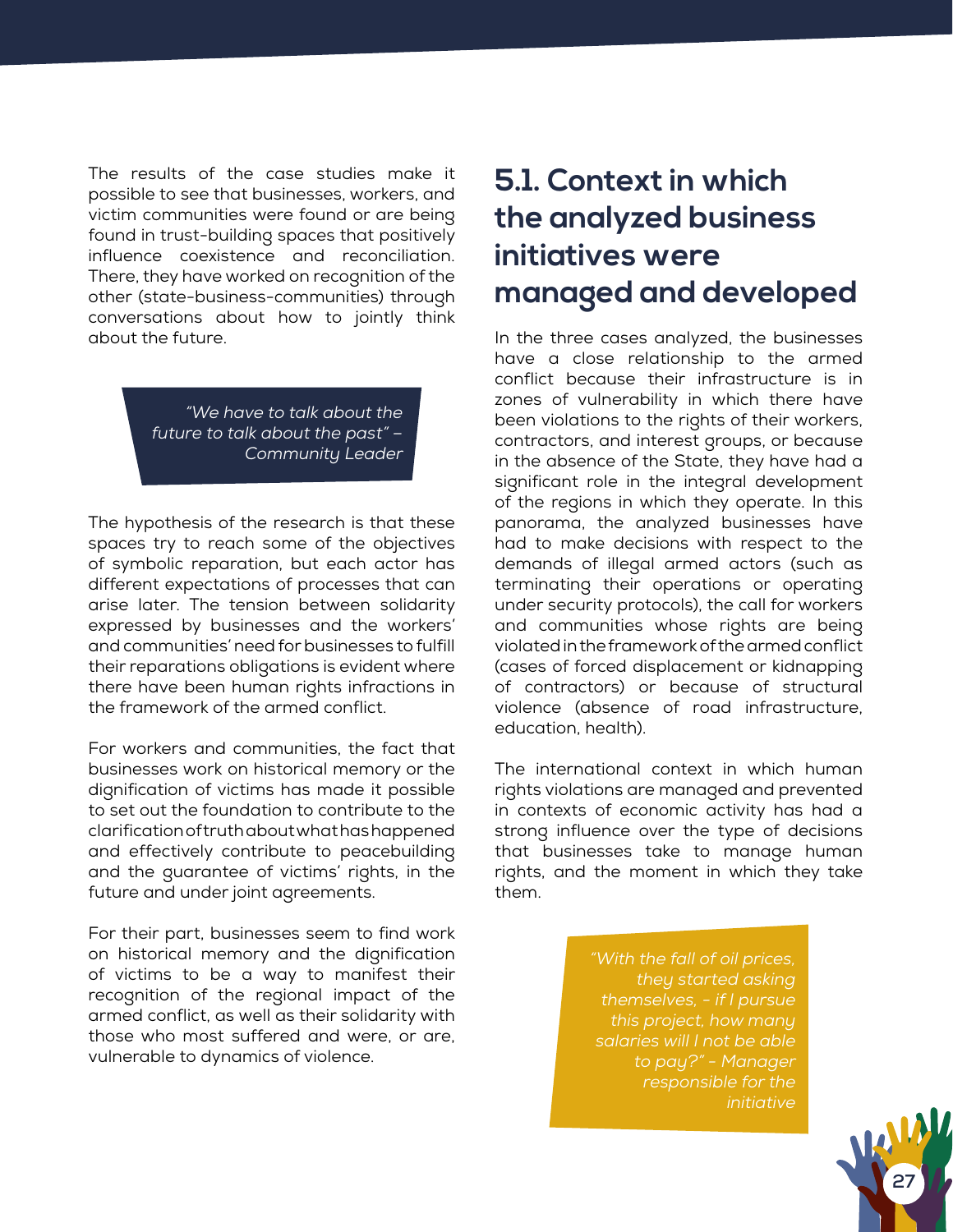The results of the case studies make it possible to see that businesses, workers, and victim communities were found or are being found in trust-building spaces that positively influence coexistence and reconciliation. There, they have worked on recognition of the other (state-business-communities) through conversations about how to jointly think about the future.

> *"We have to talk about the future to talk about the past" – Community Leader*

The hypothesis of the research is that these spaces try to reach some of the objectives of symbolic reparation, but each actor has different expectations of processes that can arise later. The tension between solidarity expressed by businesses and the workers' and communities' need for businesses to fulfill their reparations obligations is evident where there have been human rights infractions in the framework of the armed conflict.

For workers and communities, the fact that businesses work on historical memory or the dignification of victims has made it possible to set out the foundation to contribute to the clarification of truth about what has happened and effectively contribute to peacebuilding and the guarantee of victims' rights, in the future and under joint agreements.

For their part, businesses seem to find work on historical memory and the dignification of victims to be a way to manifest their recognition of the regional impact of the armed conflict, as well as their solidarity with those who most suffered and were, or are, vulnerable to dynamics of violence.

## 5.1. Context in which the analyzed business initiatives were managed and developed

In the three cases analyzed, the businesses have a close relationship to the armed conflict because their infrastructure is in zones of vulnerability in which there have been violations to the rights of their workers, contractors, and interest groups, or because in the absence of the State, they have had a significant role in the integral development of the regions in which they operate. In this panorama, the analyzed businesses have had to make decisions with respect to the demands of illegal armed actors (such as terminating their operations or operating under security protocols), the call for workers and communities whose rights are being violated in the framework of the armed conflict (cases of forced displacement or kidnapping of contractors) or because of structural violence (absence of road infrastructure, education, health).

The international context in which human rights violations are managed and prevented in contexts of economic activity has had a strong influence over the type of decisions that businesses take to manage human rights, and the moment in which they take them.

> *"With the fall of oil prices, they started asking themselves, - if I pursue this project, how many salaries will I not be able to pay?" - Manager responsible for the initiative*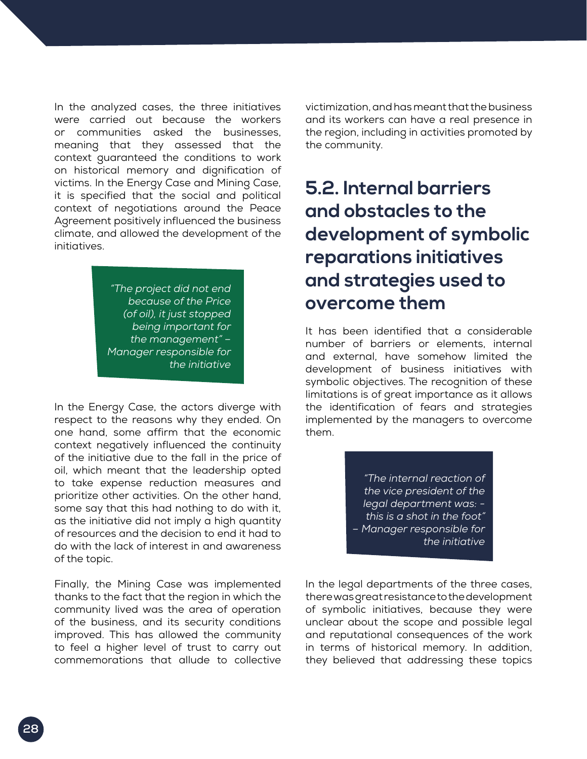In the analyzed cases, the three initiatives were carried out because the workers or communities asked the businesses, meaning that they assessed that the context guaranteed the conditions to work on historical memory and dignification of victims. In the Energy Case and Mining Case, it is specified that the social and political context of negotiations around the Peace Agreement positively influenced the business climate, and allowed the development of the initiatives.

> *"The project did not end because of the Price (of oil), it just stopped being important for the management" – Manager responsible for the initiative*

In the Energy Case, the actors diverge with respect to the reasons why they ended. On one hand, some affirm that the economic context negatively influenced the continuity of the initiative due to the fall in the price of oil, which meant that the leadership opted to take expense reduction measures and prioritize other activities. On the other hand, some say that this had nothing to do with it, as the initiative did not imply a high quantity of resources and the decision to end it had to do with the lack of interest in and awareness of the topic.

Finally, the Mining Case was implemented thanks to the fact that the region in which the community lived was the area of operation of the business, and its security conditions improved. This has allowed the community to feel a higher level of trust to carry out commemorations that allude to collective victimization, and has meant that the business and its workers can have a real presence in the region, including in activities promoted by the community.

## 5.2. Internal barriers and obstacles to the development of symbolic reparations initiatives and strategies used to overcome them

It has been identified that a considerable number of barriers or elements, internal and external, have somehow limited the development of business initiatives with symbolic objectives. The recognition of these limitations is of great importance as it allows the identification of fears and strategies implemented by the managers to overcome them.

> *"The internal reaction of the vice president of the legal department was: - this is a shot in the foot" – Manager responsible for the initiative*

In the legal departments of the three cases, there was great resistance to the development of symbolic initiatives, because they were unclear about the scope and possible legal and reputational consequences of the work in terms of historical memory. In addition, they believed that addressing these topics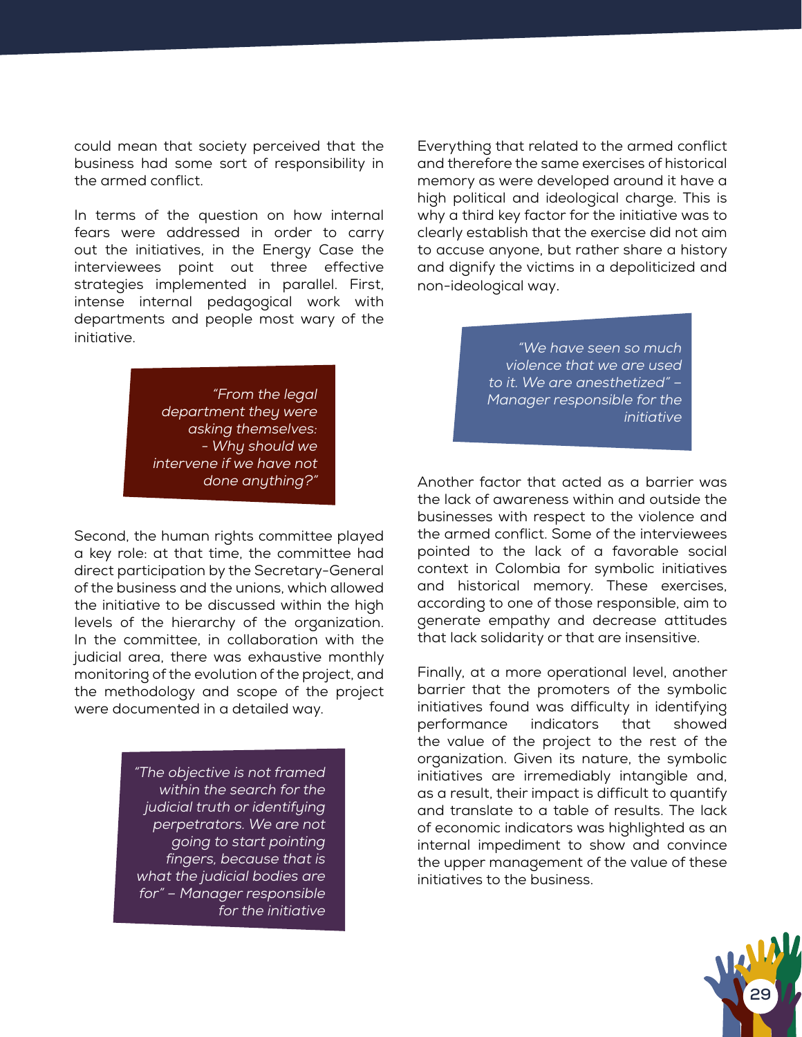could mean that society perceived that the business had some sort of responsibility in the armed conflict.

In terms of the question on how internal fears were addressed in order to carry out the initiatives, in the Energy Case the interviewees point out three effective strategies implemented in parallel. First, intense internal pedagogical work with departments and people most wary of the initiative.

> *"From the legal department they were asking themselves: - Why should we intervene if we have not done anything?"*

Second, the human rights committee played a key role: at that time, the committee had direct participation by the Secretary-General of the business and the unions, which allowed the initiative to be discussed within the high levels of the hierarchy of the organization. In the committee, in collaboration with the judicial area, there was exhaustive monthly monitoring of the evolution of the project, and the methodology and scope of the project were documented in a detailed way.

> *"The objective is not framed within the search for the judicial truth or identifying perpetrators. We are not going to start pointing fingers, because that is what the judicial bodies are for" – Manager responsible for the initiative*

Everything that related to the armed conflict and therefore the same exercises of historical memory as were developed around it have a high political and ideological charge. This is why a third key factor for the initiative was to clearly establish that the exercise did not aim to accuse anyone, but rather share a history and dignify the victims in a depoliticized and non-ideological way.

> *"We have seen so much violence that we are used to it. We are anesthetized" – Manager responsible for the initiative*

Another factor that acted as a barrier was the lack of awareness within and outside the businesses with respect to the violence and the armed conflict. Some of the interviewees pointed to the lack of a favorable social context in Colombia for symbolic initiatives and historical memory. These exercises, according to one of those responsible, aim to generate empathy and decrease attitudes that lack solidarity or that are insensitive.

Finally, at a more operational level, another barrier that the promoters of the symbolic initiatives found was difficulty in identifying performance indicators that showed the value of the project to the rest of the organization. Given its nature, the symbolic initiatives are irremediably intangible and, as a result, their impact is difficult to quantify and translate to a table of results. The lack of economic indicators was highlighted as an internal impediment to show and convince the upper management of the value of these initiatives to the business.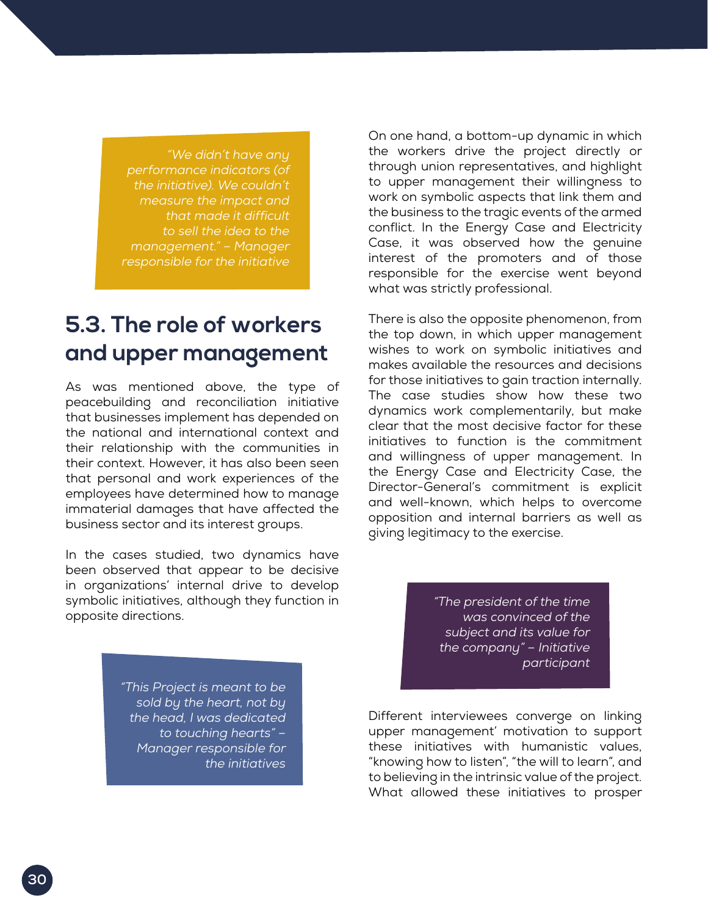> *"We didn't have any performance indicators (of the initiative). We couldn't measure the impact and that made it difficult to sell the idea to the management." – Manager responsible for the initiative*

## 5.3. The role of workers and upper management

As was mentioned above, the type of peacebuilding and reconciliation initiative that businesses implement has depended on the national and international context and their relationship with the communities in their context. However, it has also been seen that personal and work experiences of the employees have determined how to manage immaterial damages that have affected the business sector and its interest groups.

In the cases studied, two dynamics have been observed that appear to be decisive in organizations' internal drive to develop symbolic initiatives, although they function in opposite directions.

> *"This Project is meant to be sold by the heart, not by the head, I was dedicated to touching hearts" – Manager responsible for the initiatives*

On one hand, a bottom-up dynamic in which the workers drive the project directly or through union representatives, and highlight to upper management their willingness to work on symbolic aspects that link them and the business to the tragic events of the armed conflict. In the Energy Case and Electricity Case, it was observed how the genuine interest of the promoters and of those responsible for the exercise went beyond what was strictly professional.

There is also the opposite phenomenon, from the top down, in which upper management wishes to work on symbolic initiatives and makes available the resources and decisions for those initiatives to gain traction internally. The case studies show how these two dynamics work complementarily, but make clear that the most decisive factor for these initiatives to function is the commitment and willingness of upper management. In the Energy Case and Electricity Case, the Director-General's commitment is explicit and well-known, which helps to overcome opposition and internal barriers as well as giving legitimacy to the exercise.

> *"The president of the time was convinced of the subject and its value for the company" – Initiative participant*

Different interviewees converge on linking upper management' motivation to support these initiatives with humanistic values, "knowing how to listen", "the will to learn", and to believing in the intrinsic value of the project. What allowed these initiatives to prosper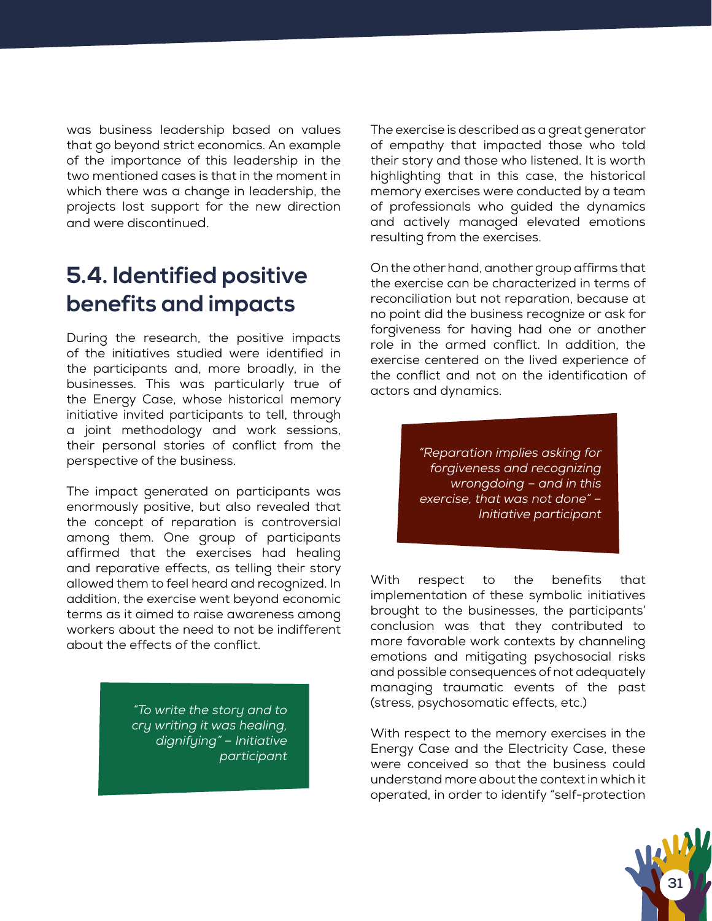was business leadership based on values that go beyond strict economics. An example of the importance of this leadership in the two mentioned cases is that in the moment in which there was a change in leadership, the projects lost support for the new direction and were discontinued.

## 5.4. Identified positive benefits and impacts

During the research, the positive impacts of the initiatives studied were identified in the participants and, more broadly, in the businesses. This was particularly true of the Energy Case, whose historical memory initiative invited participants to tell, through a joint methodology and work sessions, their personal stories of conflict from the perspective of the business.

The impact generated on participants was enormously positive, but also revealed that the concept of reparation is controversial among them. One group of participants affirmed that the exercises had healing and reparative effects, as telling their story allowed them to feel heard and recognized. In addition, the exercise went beyond economic terms as it aimed to raise awareness among workers about the need to not be indifferent about the effects of the conflict.

> *"To write the story and to cry writing it was healing, dignifying" – Initiative participant*

The exercise is described as a great generator of empathy that impacted those who told their story and those who listened. It is worth highlighting that in this case, the historical memory exercises were conducted by a team of professionals who guided the dynamics and actively managed elevated emotions resulting from the exercises.

On the other hand, another group affirms that the exercise can be characterized in terms of reconciliation but not reparation, because at no point did the business recognize or ask for forgiveness for having had one or another role in the armed conflict. In addition, the exercise centered on the lived experience of the conflict and not on the identification of actors and dynamics.

> *"Reparation implies asking for forgiveness and recognizing wrongdoing – and in this exercise, that was not done" – Initiative participant*

With respect to the benefits that implementation of these symbolic initiatives brought to the businesses, the participants' conclusion was that they contributed to more favorable work contexts by channeling emotions and mitigating psychosocial risks and possible consequences of not adequately managing traumatic events of the past (stress, psychosomatic effects, etc.)

With respect to the memory exercises in the Energy Case and the Electricity Case, these were conceived so that the business could understand more about the context in which it operated, in order to identify "self-protection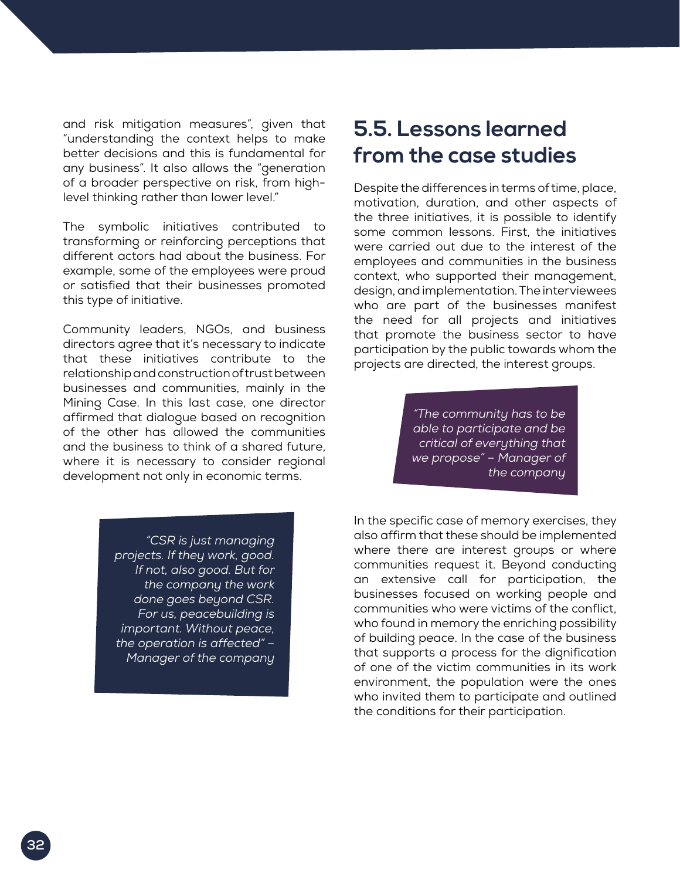and risk mitigation measures", given that "understanding the context helps to make better decisions and this is fundamental for any business". It also allows the "generation of a broader perspective on risk, from high-level thinking rather than lower level."

The symbolic initiatives contributed to transforming or reinforcing perceptions that different actors had about the business. For example, some of the employees were proud or satisfied that their businesses promoted this type of initiative.

Community leaders, NGOs, and business directors agree that it's necessary to indicate that these initiatives contribute to the relationship and construction of trust between businesses and communities, mainly in the Mining Case. In this last case, one director affirmed that dialogue based on recognition of the other has allowed the communities and the business to think of a shared future, where it is necessary to consider regional development not only in economic terms.

> *"CSR is just managing projects. If they work, good. If not, also good. But for the company the work done goes beyond CSR. For us, peacebuilding is important. Without peace, the operation is affected" – Manager of the company*

## 5.5. Lessons learned from the case studies

Despite the differences in terms of time, place, motivation, duration, and other aspects of the three initiatives, it is possible to identify some common lessons. First, the initiatives were carried out due to the interest of the employees and communities in the business context, who supported their management, design, and implementation. The interviewees who are part of the businesses manifest the need for all projects and initiatives that promote the business sector to have participation by the public towards whom the projects are directed, the interest groups.

> *"The community has to be able to participate and be critical of everything that we propose" – Manager of the company*

In the specific case of memory exercises, they also affirm that these should be implemented where there are interest groups or where communities request it. Beyond conducting an extensive call for participation, the businesses focused on working people and communities who were victims of the conflict, who found in memory the enriching possibility of building peace. In the case of the business that supports a process for the dignification of one of the victim communities in its work environment, the population were the ones who invited them to participate and outlined the conditions for their participation.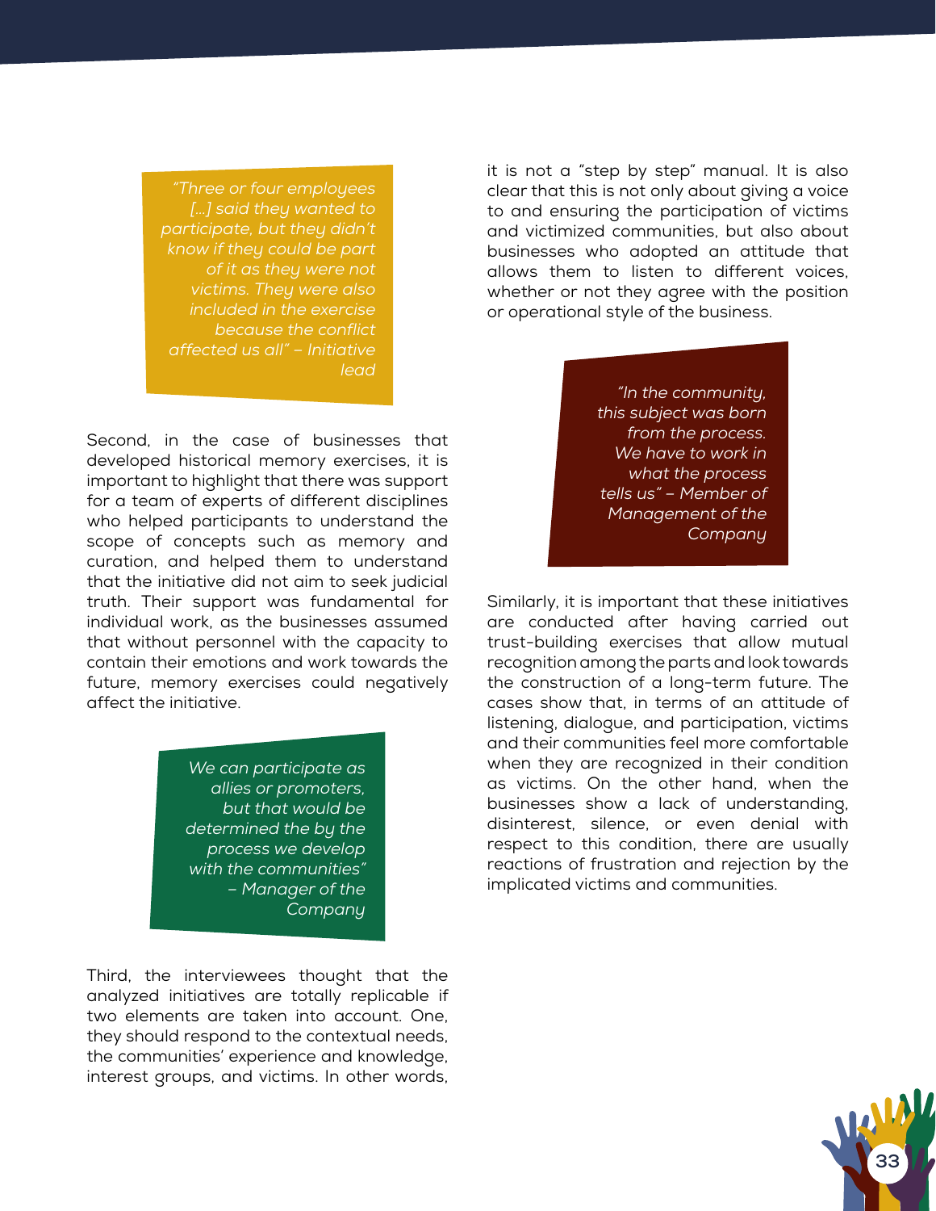> *"Three or four employees [...] said they wanted to participate, but they didn't know if they could be part of it as they were not victims. They were also included in the exercise because the conflict affected us all" – Initiative lead*

Second, in the case of businesses that developed historical memory exercises, it is important to highlight that there was support for a team of experts of different disciplines who helped participants to understand the scope of concepts such as memory and curation, and helped them to understand that the initiative did not aim to seek judicial truth. Their support was fundamental for individual work, as the businesses assumed that without personnel with the capacity to contain their emotions and work towards the future, memory exercises could negatively affect the initiative.

> *We can participate as allies or promoters, but that would be determined the by the process we develop with the communities" – Manager of the Company*

Third, the interviewees thought that the analyzed initiatives are totally replicable if two elements are taken into account. One, they should respond to the contextual needs, the communities' experience and knowledge, interest groups, and victims. In other words, it is not a "step by step" manual. It is also clear that this is not only about giving a voice to and ensuring the participation of victims and victimized communities, but also about businesses who adopted an attitude that allows them to listen to different voices, whether or not they agree with the position or operational style of the business.

> *"In the community, this subject was born from the process. We have to work in what the process tells us" – Member of Management of the Company*

Similarly, it is important that these initiatives are conducted after having carried out trust-building exercises that allow mutual recognition among the parts and look towards the construction of a long-term future. The cases show that, in terms of an attitude of listening, dialogue, and participation, victims and their communities feel more comfortable when they are recognized in their condition as victims. On the other hand, when the businesses show a lack of understanding, disinterest, silence, or even denial with respect to this condition, there are usually reactions of frustration and rejection by the implicated victims and communities.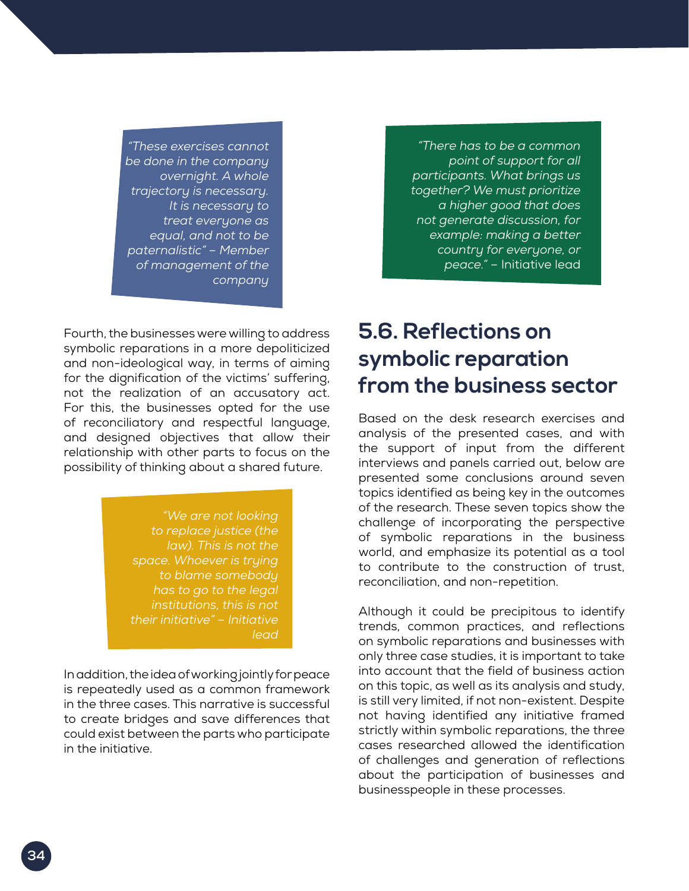> *"These exercises cannot be done in the company overnight. A whole trajectory is necessary. It is necessary to treat everyone as equal, and not to be paternalistic" – Member of management of the company*

Fourth, the businesses were willing to address symbolic reparations in a more depoliticized and non-ideological way, in terms of aiming for the dignification of the victims' suffering, not the realization of an accusatory act. For this, the businesses opted for the use of reconciliatory and respectful language, and designed objectives that allow their relationship with other parts to focus on the possibility of thinking about a shared future.

> *"We are not looking to replace justice (the law). This is not the space. Whoever is trying to blame somebody has to go to the legal institutions, this is not their initiative" – Initiative lead*

In addition, the idea of working jointly for peace is repeatedly used as a common framework in the three cases. This narrative is successful to create bridges and save differences that could exist between the parts who participate in the initiative.

> *"There has to be a common point of support for all participants. What brings us together? We must prioritize a higher good that does not generate discussion, for example: making a better country for everyone, or peace."* – Initiative lead

## 5.6. Reflections on symbolic reparation from the business sector

Based on the desk research exercises and analysis of the presented cases, and with the support of input from the different interviews and panels carried out, below are presented some conclusions around seven topics identified as being key in the outcomes of the research. These seven topics show the challenge of incorporating the perspective of symbolic reparations in the business world, and emphasize its potential as a tool to contribute to the construction of trust, reconciliation, and non-repetition.

Although it could be precipitous to identify trends, common practices, and reflections on symbolic reparations and businesses with only three case studies, it is important to take into account that the field of business action on this topic, as well as its analysis and study, is still very limited, if not non-existent. Despite not having identified any initiative framed strictly within symbolic reparations, the three cases researched allowed the identification of challenges and generation of reflections about the participation of businesses and businesspeople in these processes.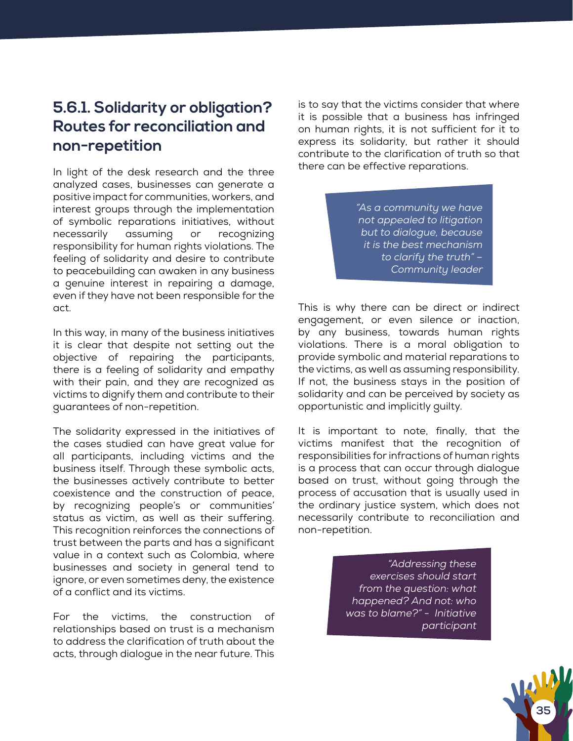### 5.6.1. Solidarity or obligation? Routes for reconciliation and non-repetition

In light of the desk research and the three analyzed cases, businesses can generate a positive impact for communities, workers, and interest groups through the implementation of symbolic reparations initiatives, without necessarily assuming or recognizing responsibility for human rights violations. The feeling of solidarity and desire to contribute to peacebuilding can awaken in any business a genuine interest in repairing a damage, even if they have not been responsible for the act.

In this way, in many of the business initiatives it is clear that despite not setting out the objective of repairing the participants, there is a feeling of solidarity and empathy with their pain, and they are recognized as victims to dignify them and contribute to their guarantees of non-repetition.

The solidarity expressed in the initiatives of the cases studied can have great value for all participants, including victims and the business itself. Through these symbolic acts, the businesses actively contribute to better coexistence and the construction of peace, by recognizing people's or communities' status as victim, as well as their suffering. This recognition reinforces the connections of trust between the parts and has a significant value in a context such as Colombia, where businesses and society in general tend to ignore, or even sometimes deny, the existence of a conflict and its victims.

For the victims, the construction of relationships based on trust is a mechanism to address the clarification of truth about the acts, through dialogue in the near future. This is to say that the victims consider that where it is possible that a business has infringed on human rights, it is not sufficient for it to express its solidarity, but rather it should contribute to the clarification of truth so that there can be effective reparations.

> *"As a community we have not appealed to litigation but to dialogue, because it is the best mechanism to clarify the truth" – Community leader*

This is why there can be direct or indirect engagement, or even silence or inaction, by any business, towards human rights violations. There is a moral obligation to provide symbolic and material reparations to the victims, as well as assuming responsibility. If not, the business stays in the position of solidarity and can be perceived by society as opportunistic and implicitly guilty.

It is important to note, finally, that the victims manifest that the recognition of responsibilities for infractions of human rights is a process that can occur through dialogue based on trust, without going through the process of accusation that is usually used in the ordinary justice system, which does not necessarily contribute to reconciliation and non-repetition.

> *"Addressing these exercises should start from the question: what happened? And not: who was to blame?" - Initiative participant*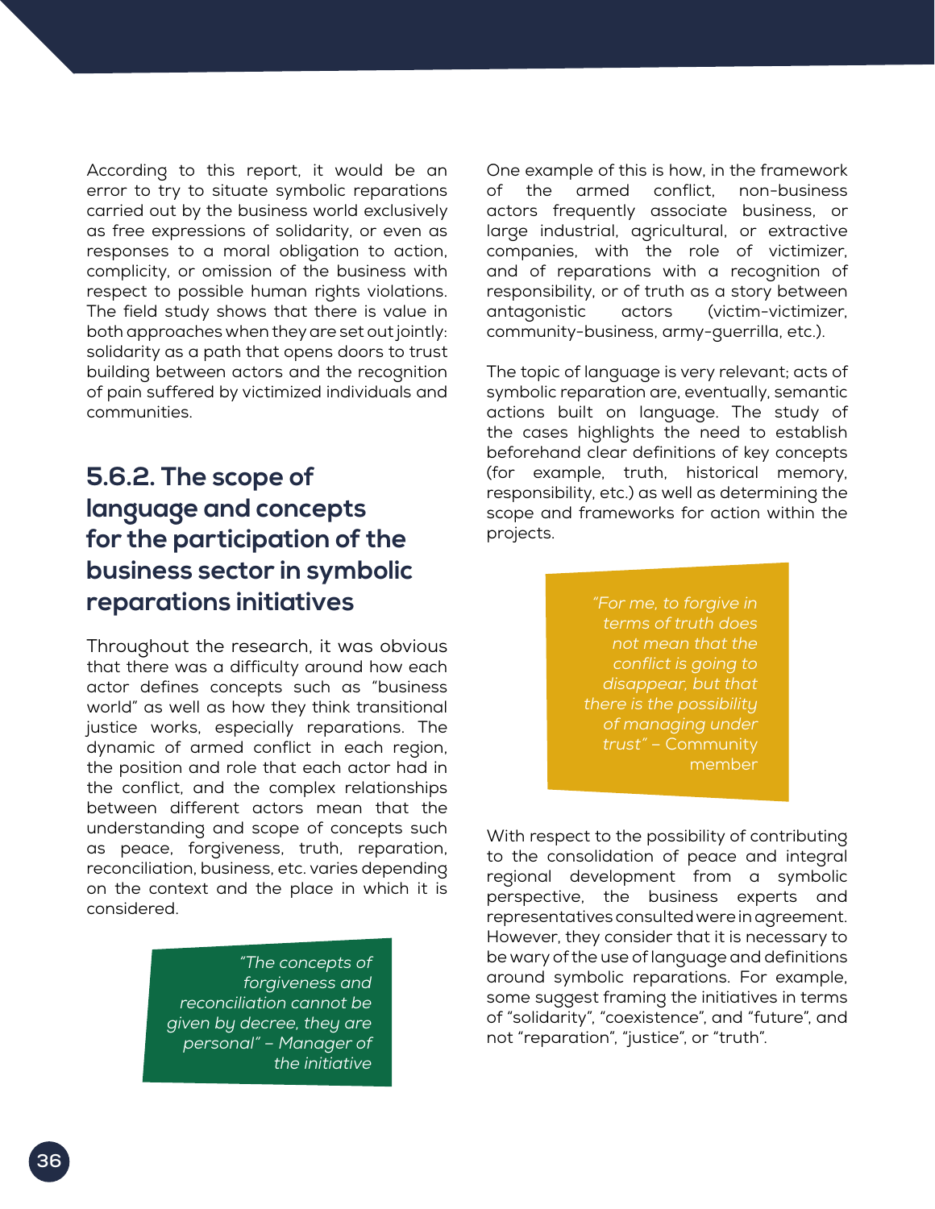According to this report, it would be an error to try to situate symbolic reparations carried out by the business world exclusively as free expressions of solidarity, or even as responses to a moral obligation to action, complicity, or omission of the business with respect to possible human rights violations. The field study shows that there is value in both approaches when they are set out jointly: solidarity as a path that opens doors to trust building between actors and the recognition of pain suffered by victimized individuals and communities.

### 5.6.2. The scope of language and concepts for the participation of the business sector in symbolic reparations initiatives

Throughout the research, it was obvious that there was a difficulty around how each actor defines concepts such as "business world" as well as how they think transitional justice works, especially reparations. The dynamic of armed conflict in each region, the position and role that each actor had in the conflict, and the complex relationships between different actors mean that the understanding and scope of concepts such as peace, forgiveness, truth, reparation, reconciliation, business, etc. varies depending on the context and the place in which it is considered.

> *"The concepts of forgiveness and reconciliation cannot be given by decree, they are personal" – Manager of the initiative*

One example of this is how, in the framework of the armed conflict, non-business actors frequently associate business, or large industrial, agricultural, or extractive companies, with the role of victimizer, and of reparations with a recognition of responsibility, or of truth as a story between antagonistic actors (victim-victimizer, community-business, army-guerrilla, etc.).

The topic of language is very relevant; acts of symbolic reparation are, eventually, semantic actions built on language. The study of the cases highlights the need to establish beforehand clear definitions of key concepts (for example, truth, historical memory, responsibility, etc.) as well as determining the scope and frameworks for action within the projects.

> *"For me, to forgive in terms of truth does not mean that the conflict is going to disappear, but that there is the possibility of managing under trust"* – Community member

With respect to the possibility of contributing to the consolidation of peace and integral regional development from a symbolic perspective, the business experts and representatives consulted were in agreement. However, they consider that it is necessary to be wary of the use of language and definitions around symbolic reparations. For example, some suggest framing the initiatives in terms of "solidarity", "coexistence", and "future", and not "reparation", "justice", or "truth".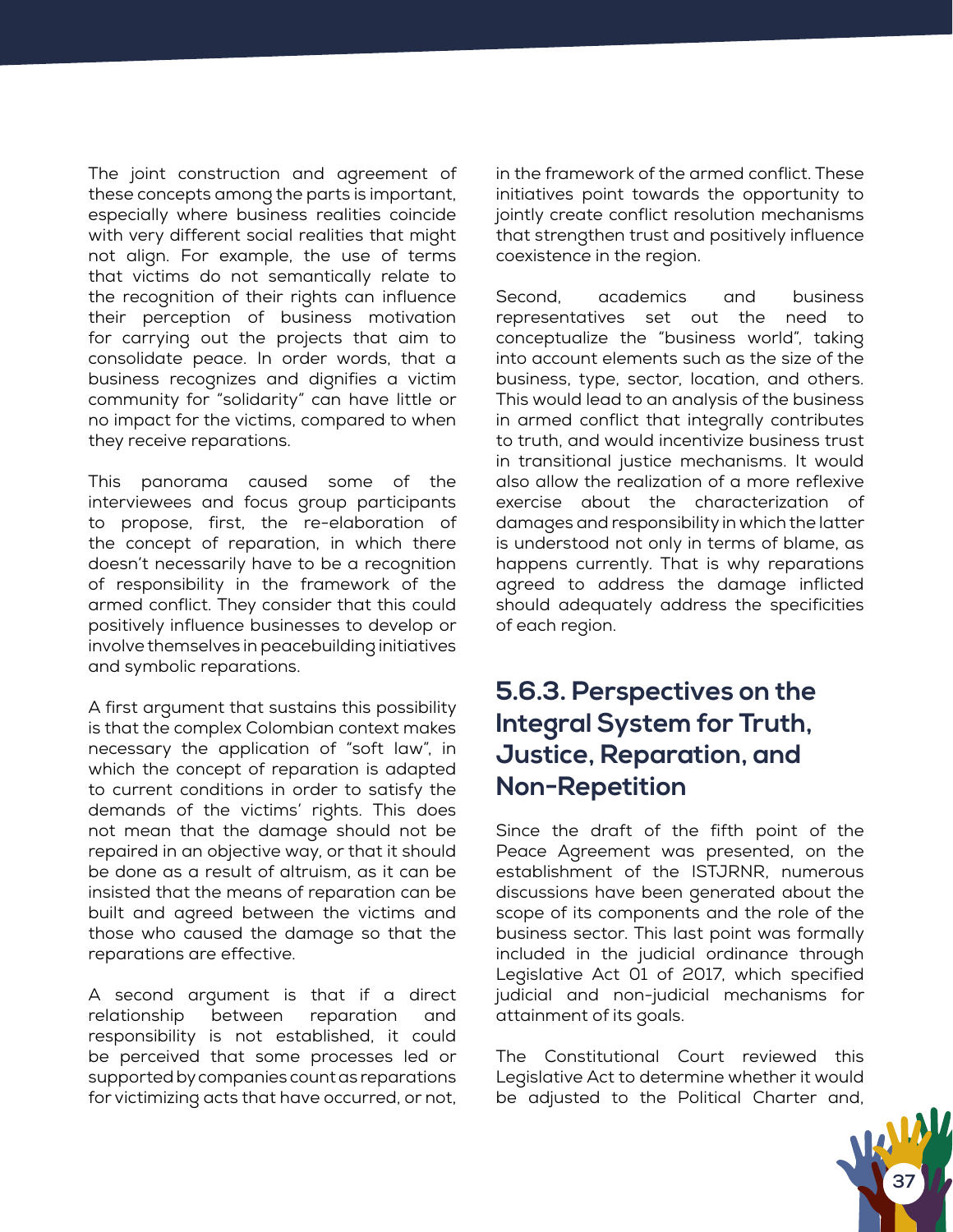The joint construction and agreement of these concepts among the parts is important, especially where business realities coincide with very different social realities that might not align. For example, the use of terms that victims do not semantically relate to the recognition of their rights can influence their perception of business motivation for carrying out the projects that aim to consolidate peace. In order words, that a business recognizes and dignifies a victim community for "solidarity" can have little or no impact for the victims, compared to when they receive reparations.

This panorama caused some of the interviewees and focus group participants to propose, first, the re-elaboration of the concept of reparation, in which there doesn't necessarily have to be a recognition of responsibility in the framework of the armed conflict. They consider that this could positively influence businesses to develop or involve themselves in peacebuilding initiatives and symbolic reparations.

A first argument that sustains this possibility is that the complex Colombian context makes necessary the application of "soft law", in which the concept of reparation is adapted to current conditions in order to satisfy the demands of the victims' rights. This does not mean that the damage should not be repaired in an objective way, or that it should be done as a result of altruism, as it can be insisted that the means of reparation can be built and agreed between the victims and those who caused the damage so that the reparations are effective.

A second argument is that if a direct relationship between reparation and responsibility is not established, it could be perceived that some processes led or supported by companies count as reparations for victimizing acts that have occurred, or not, in the framework of the armed conflict. These initiatives point towards the opportunity to jointly create conflict resolution mechanisms that strengthen trust and positively influence coexistence in the region.

Second, academics and business representatives set out the need to conceptualize the "business world", taking into account elements such as the size of the business, type, sector, location, and others. This would lead to an analysis of the business in armed conflict that integrally contributes to truth, and would incentivize business trust in transitional justice mechanisms. It would also allow the realization of a more reflexive exercise about the characterization of damages and responsibility in which the latter is understood not only in terms of blame, as happens currently. That is why reparations agreed to address the damage inflicted should adequately address the specificities of each region.

### 5.6.3. Perspectives on the Integral System for Truth, Justice, Reparation, and Non-Repetition

Since the draft of the fifth point of the Peace Agreement was presented, on the establishment of the ISTJRNR, numerous discussions have been generated about the scope of its components and the role of the business sector. This last point was formally included in the judicial ordinance through Legislative Act 01 of 2017, which specified judicial and non-judicial mechanisms for attainment of its goals.

The Constitutional Court reviewed this Legislative Act to determine whether it would be adjusted to the Political Charter and,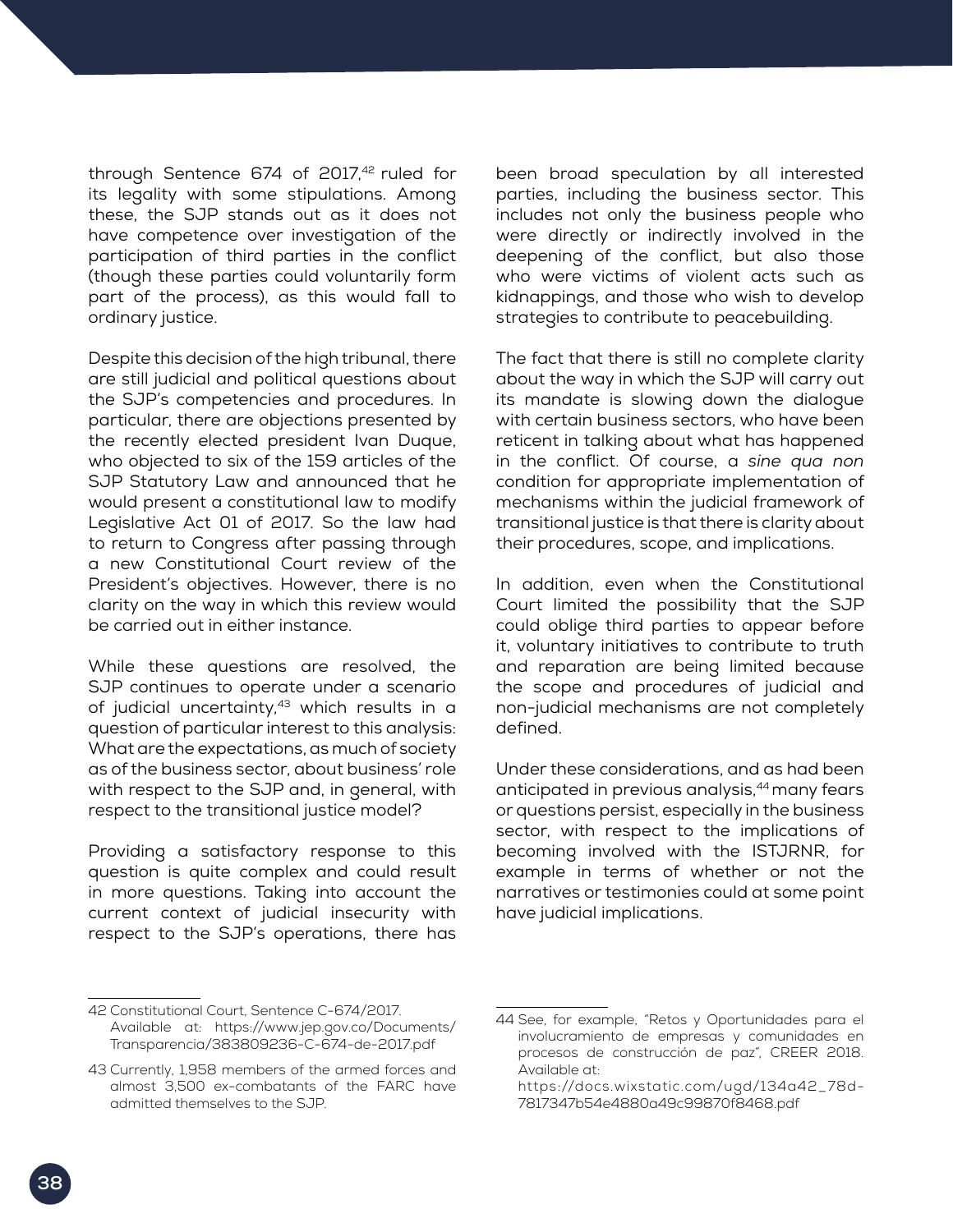through Sentence 674 of 2017,[42] ruled for its legality with some stipulations. Among these, the SJP stands out as it does not have competence over investigation of the participation of third parties in the conflict (though these parties could voluntarily form part of the process), as this would fall to ordinary justice.

Despite this decision of the high tribunal, there are still judicial and political questions about the SJP's competencies and procedures. In particular, there are objections presented by the recently elected president Ivan Duque, who objected to six of the 159 articles of the SJP Statutory Law and announced that he would present a constitutional law to modify Legislative Act 01 of 2017. So the law had to return to Congress after passing through a new Constitutional Court review of the President's objectives. However, there is no clarity on the way in which this review would be carried out in either instance.

While these questions are resolved, the SJP continues to operate under a scenario of judicial uncertainty,[43] which results in a question of particular interest to this analysis: What are the expectations, as much of society as of the business sector, about business' role with respect to the SJP and, in general, with respect to the transitional justice model?

Providing a satisfactory response to this question is quite complex and could result in more questions. Taking into account the current context of judicial insecurity with respect to the SJP's operations, there has been broad speculation by all interested parties, including the business sector. This includes not only the business people who were directly or indirectly involved in the deepening of the conflict, but also those who were victims of violent acts such as kidnappings, and those who wish to develop strategies to contribute to peacebuilding.

The fact that there is still no complete clarity about the way in which the SJP will carry out its mandate is slowing down the dialogue with certain business sectors, who have been reticent in talking about what has happened in the conflict. Of course, a *sine qua non* condition for appropriate implementation of mechanisms within the judicial framework of transitional justice is that there is clarity about their procedures, scope, and implications.

In addition, even when the Constitutional Court limited the possibility that the SJP could oblige third parties to appear before it, voluntary initiatives to contribute to truth and reparation are being limited because the scope and procedures of judicial and non-judicial mechanisms are not completely defined.

Under these considerations, and as had been anticipated in previous analysis,[44] many fears or questions persist, especially in the business sector, with respect to the implications of becoming involved with the ISTJRNR, for example in terms of whether or not the narratives or testimonies could at some point have judicial implications.

---

42 Constitutional Court, Sentence C-674/2017. Available at: https://www.jep.gov.co/Documents/Transparencia/383809236-C-674-de-2017.pdf

43 Currently, 1,958 members of the armed forces and almost 3,500 ex-combatants of the FARC have admitted themselves to the SJP.

44 See, for example, "Retos y Oportunidades para el involucramiento de empresas y comunidades en procesos de construcción de paz", CREER 2018. Available at: https://docs.wixstatic.com/ugd/134a42_78d-7817347b54e4880a49c99870f8468.pdf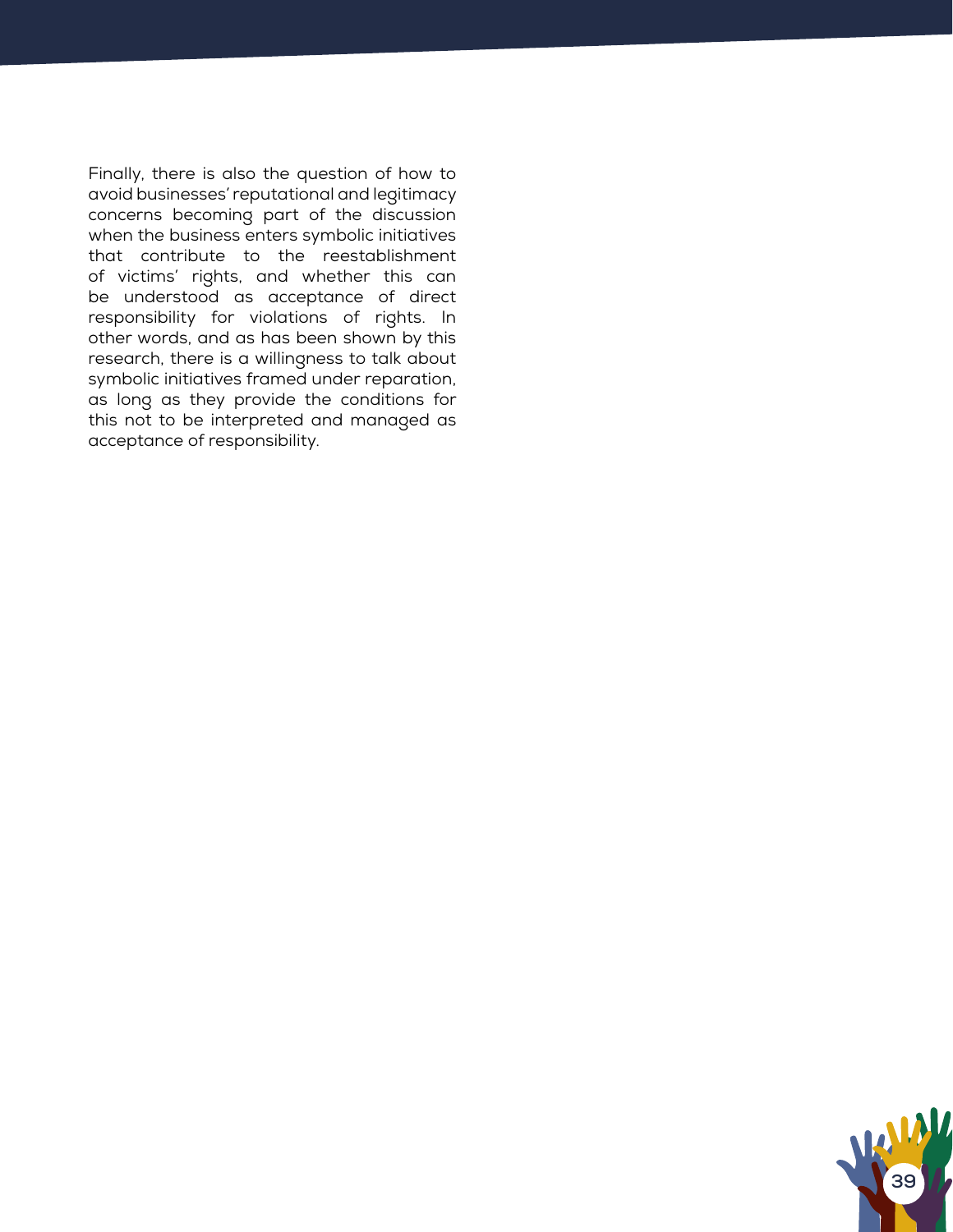Finally, there is also the question of how to avoid businesses' reputational and legitimacy concerns becoming part of the discussion when the business enters symbolic initiatives that contribute to the reestablishment of victims' rights, and whether this can be understood as acceptance of direct responsibility for violations of rights. In other words, and as has been shown by this research, there is a willingness to talk about symbolic initiatives framed under reparation, as long as they provide the conditions for this not to be interpreted and managed as acceptance of responsibility.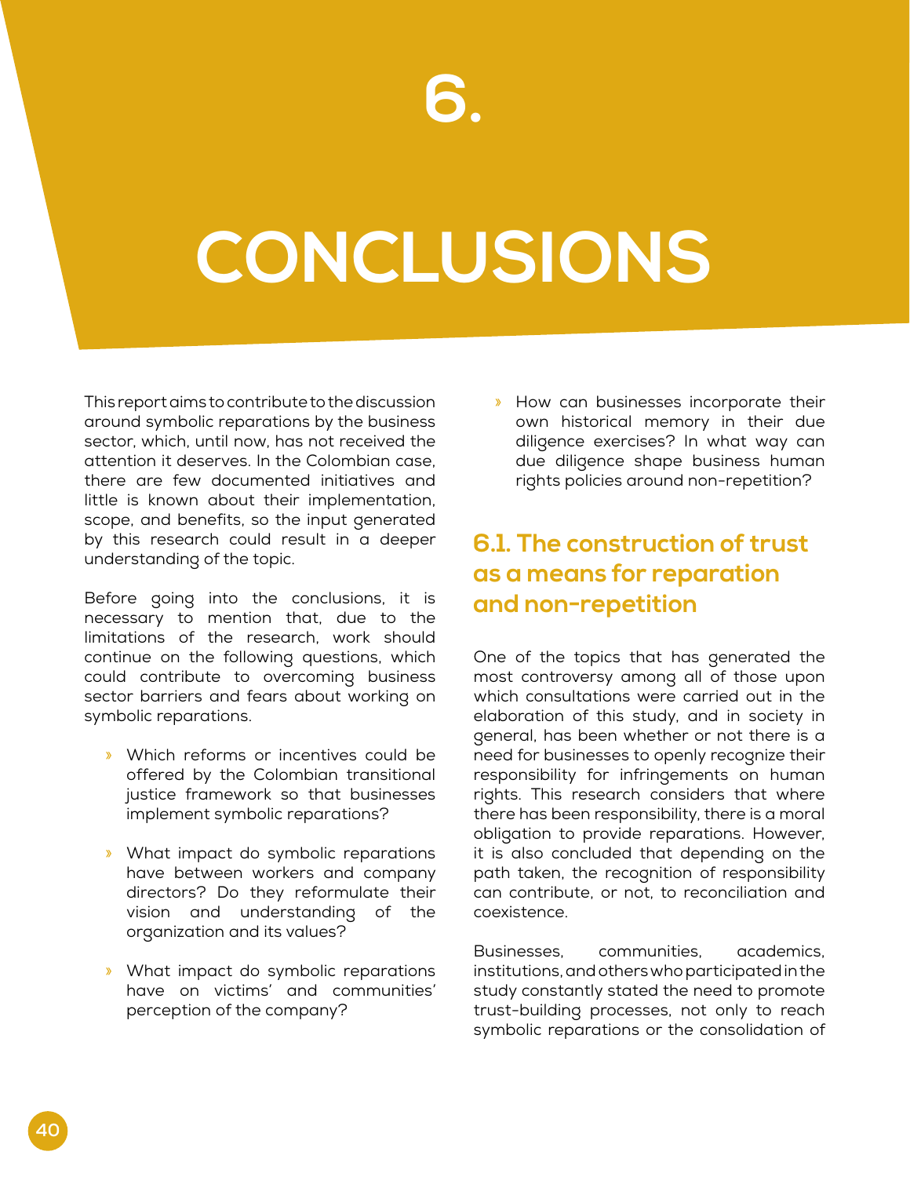# 6. CONCLUSIONS

This report aims to contribute to the discussion around symbolic reparations by the business sector, which, until now, has not received the attention it deserves. In the Colombian case, there are few documented initiatives and little is known about their implementation, scope, and benefits, so the input generated by this research could result in a deeper understanding of the topic.

Before going into the conclusions, it is necessary to mention that, due to the limitations of the research, work should continue on the following questions, which could contribute to overcoming business sector barriers and fears about working on symbolic reparations.

- Which reforms or incentives could be offered by the Colombian transitional justice framework so that businesses implement symbolic reparations?
- What impact do symbolic reparations have between workers and company directors? Do they reformulate their vision and understanding of the organization and its values?
- What impact do symbolic reparations have on victims' and communities' perception of the company?
- How can businesses incorporate their own historical memory in their due diligence exercises? In what way can due diligence shape business human rights policies around non-repetition?

## 6.1. The construction of trust as a means for reparation and non-repetition

One of the topics that has generated the most controversy among all of those upon which consultations were carried out in the elaboration of this study, and in society in general, has been whether or not there is a need for businesses to openly recognize their responsibility for infringements on human rights. This research considers that where there has been responsibility, there is a moral obligation to provide reparations. However, it is also concluded that depending on the path taken, the recognition of responsibility can contribute, or not, to reconciliation and coexistence.

Businesses, communities, academics, institutions, and others who participated in the study constantly stated the need to promote trust-building processes, not only to reach symbolic reparations or the consolidation of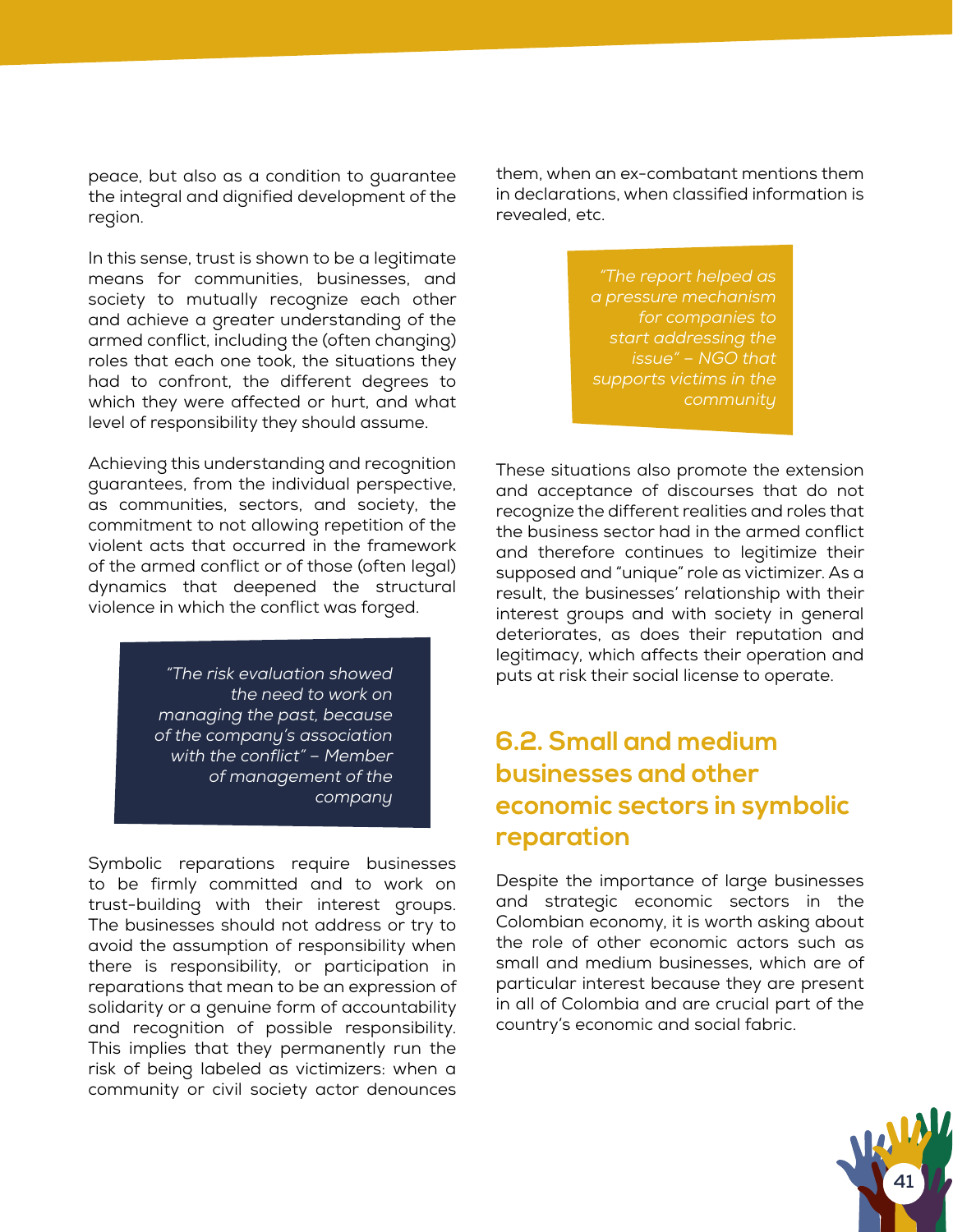peace, but also as a condition to guarantee the integral and dignified development of the region.

In this sense, trust is shown to be a legitimate means for communities, businesses, and society to mutually recognize each other and achieve a greater understanding of the armed conflict, including the (often changing) roles that each one took, the situations they had to confront, the different degrees to which they were affected or hurt, and what level of responsibility they should assume.

Achieving this understanding and recognition guarantees, from the individual perspective, as communities, sectors, and society, the commitment to not allowing repetition of the violent acts that occurred in the framework of the armed conflict or of those (often legal) dynamics that deepened the structural violence in which the conflict was forged.

> *"The risk evaluation showed the need to work on managing the past, because of the company's association with the conflict" – Member of management of the company*

Symbolic reparations require businesses to be firmly committed and to work on trust-building with their interest groups. The businesses should not address or try to avoid the assumption of responsibility when there is responsibility, or participation in reparations that mean to be an expression of solidarity or a genuine form of accountability and recognition of possible responsibility. This implies that they permanently run the risk of being labeled as victimizers: when a community or civil society actor denounces them, when an ex-combatant mentions them in declarations, when classified information is revealed, etc.

> *"The report helped as a pressure mechanism for companies to start addressing the issue" – NGO that supports victims in the community*

These situations also promote the extension and acceptance of discourses that do not recognize the different realities and roles that the business sector had in the armed conflict and therefore continues to legitimize their supposed and "unique" role as victimizer. As a result, the businesses' relationship with their interest groups and with society in general deteriorates, as does their reputation and legitimacy, which affects their operation and puts at risk their social license to operate.

## 6.2. Small and medium businesses and other economic sectors in symbolic reparation

Despite the importance of large businesses and strategic economic sectors in the Colombian economy, it is worth asking about the role of other economic actors such as small and medium businesses, which are of particular interest because they are present in all of Colombia and are crucial part of the country's economic and social fabric.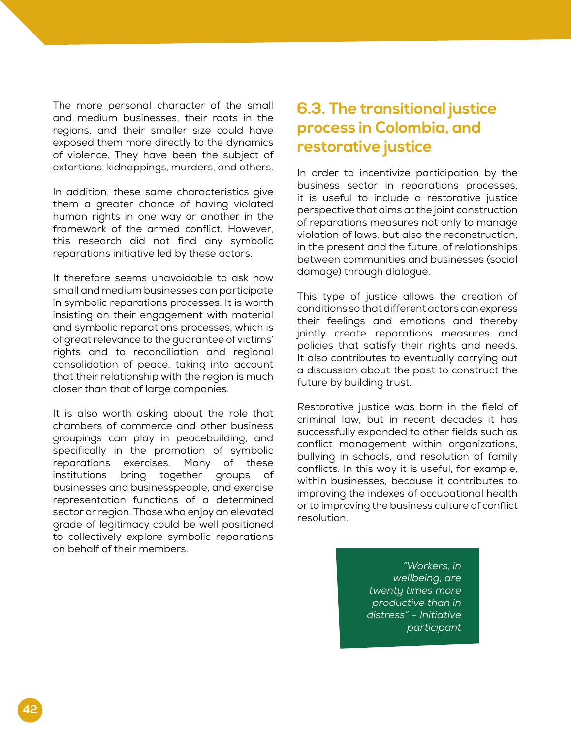The more personal character of the small and medium businesses, their roots in the regions, and their smaller size could have exposed them more directly to the dynamics of violence. They have been the subject of extortions, kidnappings, murders, and others.

In addition, these same characteristics give them a greater chance of having violated human rights in one way or another in the framework of the armed conflict. However, this research did not find any symbolic reparations initiative led by these actors.

It therefore seems unavoidable to ask how small and medium businesses can participate in symbolic reparations processes. It is worth insisting on their engagement with material and symbolic reparations processes, which is of great relevance to the guarantee of victims' rights and to reconciliation and regional consolidation of peace, taking into account that their relationship with the region is much closer than that of large companies.

It is also worth asking about the role that chambers of commerce and other business groupings can play in peacebuilding, and specifically in the promotion of symbolic reparations exercises. Many of these institutions bring together groups of businesses and businesspeople, and exercise representation functions of a determined sector or region. Those who enjoy an elevated grade of legitimacy could be well positioned to collectively explore symbolic reparations on behalf of their members.

## 6.3. The transitional justice process in Colombia, and restorative justice

In order to incentivize participation by the business sector in reparations processes, it is useful to include a restorative justice perspective that aims at the joint construction of reparations measures not only to manage violation of laws, but also the reconstruction, in the present and the future, of relationships between communities and businesses (social damage) through dialogue.

This type of justice allows the creation of conditions so that different actors can express their feelings and emotions and thereby jointly create reparations measures and policies that satisfy their rights and needs. It also contributes to eventually carrying out a discussion about the past to construct the future by building trust.

Restorative justice was born in the field of criminal law, but in recent decades it has successfully expanded to other fields such as conflict management within organizations, bullying in schools, and resolution of family conflicts. In this way it is useful, for example, within businesses, because it contributes to improving the indexes of occupational health or to improving the business culture of conflict resolution.

> *"Workers, in wellbeing, are twenty times more productive than in distress" – Initiative participant*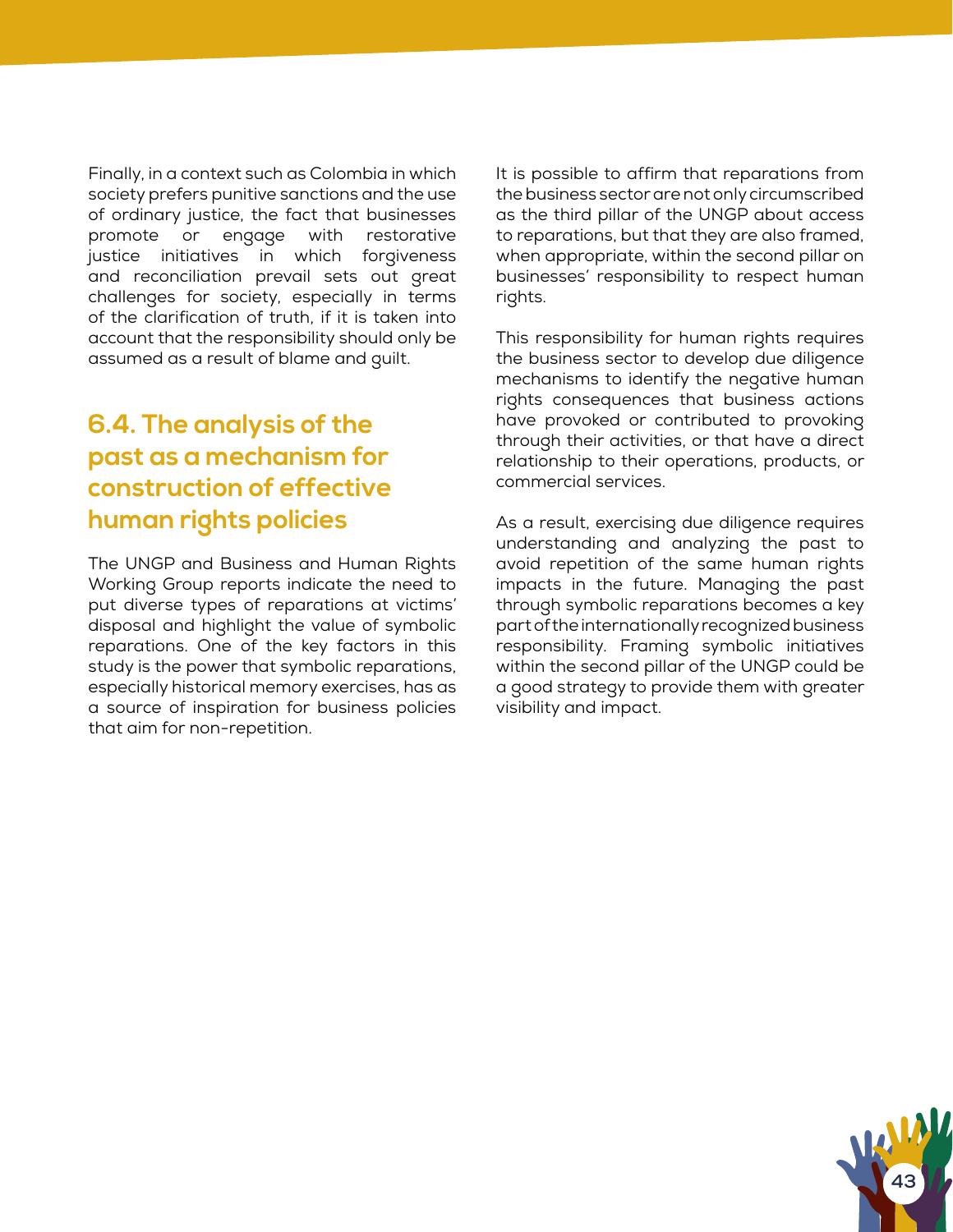Finally, in a context such as Colombia in which society prefers punitive sanctions and the use of ordinary justice, the fact that businesses promote or engage with restorative justice initiatives in which forgiveness and reconciliation prevail sets out great challenges for society, especially in terms of the clarification of truth, if it is taken into account that the responsibility should only be assumed as a result of blame and guilt.

## 6.4. The analysis of the past as a mechanism for construction of effective human rights policies

The UNGP and Business and Human Rights Working Group reports indicate the need to put diverse types of reparations at victims' disposal and highlight the value of symbolic reparations. One of the key factors in this study is the power that symbolic reparations, especially historical memory exercises, has as a source of inspiration for business policies that aim for non-repetition.

It is possible to affirm that reparations from the business sector are not only circumscribed as the third pillar of the UNGP about access to reparations, but that they are also framed, when appropriate, within the second pillar on businesses' responsibility to respect human rights.

This responsibility for human rights requires the business sector to develop due diligence mechanisms to identify the negative human rights consequences that business actions have provoked or contributed to provoking through their activities, or that have a direct relationship to their operations, products, or commercial services.

As a result, exercising due diligence requires understanding and analyzing the past to avoid repetition of the same human rights impacts in the future. Managing the past through symbolic reparations becomes a key part of the internationally recognized business responsibility. Framing symbolic initiatives within the second pillar of the UNGP could be a good strategy to provide them with greater visibility and impact.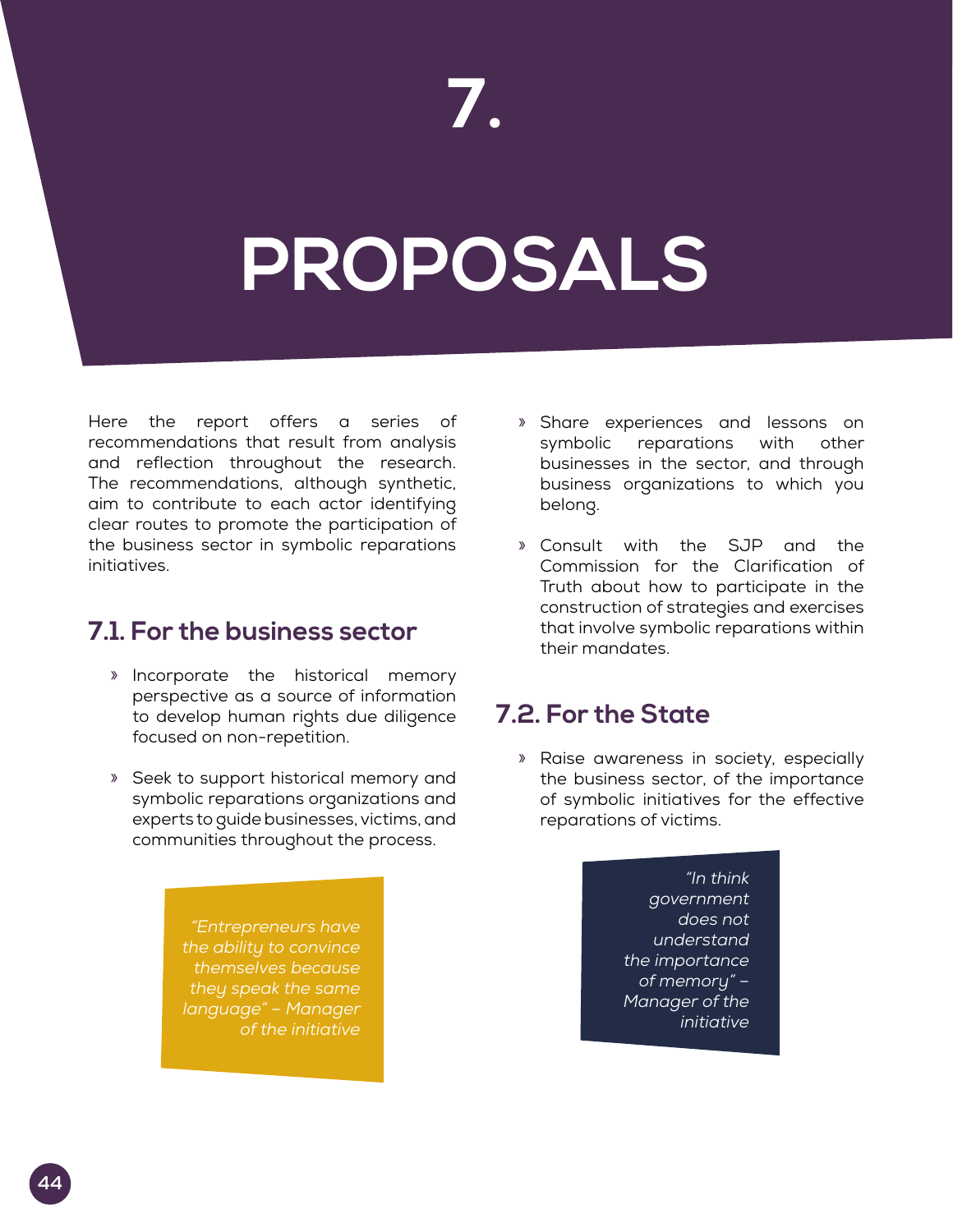# 7. PROPOSALS

Here the report offers a series of recommendations that result from analysis and reflection throughout the research. The recommendations, although synthetic, aim to contribute to each actor identifying clear routes to promote the participation of the business sector in symbolic reparations initiatives.

## 7.1. For the business sector

- Incorporate the historical memory perspective as a source of information to develop human rights due diligence focused on non-repetition.
- Seek to support historical memory and symbolic reparations organizations and experts to guide businesses, victims, and communities throughout the process.
- Share experiences and lessons on symbolic reparations with other businesses in the sector, and through business organizations to which you belong.
- Consult with the SJP and the Commission for the Clarification of Truth about how to participate in the construction of strategies and exercises that involve symbolic reparations within their mandates.

*"Entrepreneurs have the ability to convince themselves because they speak the same language" – Manager of the initiative*

## 7.2. For the State

- Raise awareness in society, especially the business sector, of the importance of symbolic initiatives for the effective reparations of victims.

*"In think government does not understand the importance of memory" – Manager of the initiative*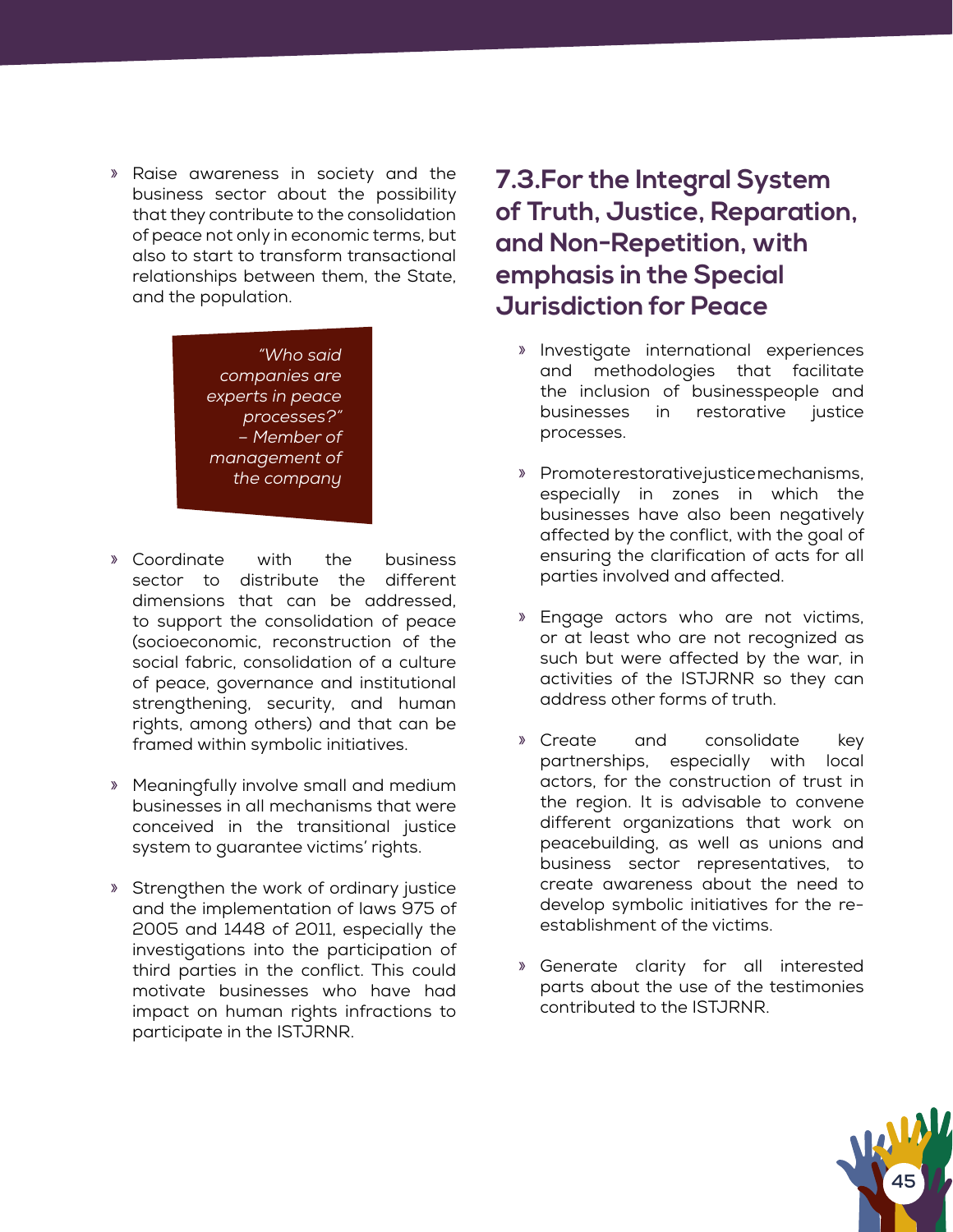- Raise awareness in society and the business sector about the possibility that they contribute to the consolidation of peace not only in economic terms, but also to start to transform transactional relationships between them, the State, and the population.

> *"Who said companies are experts in peace processes?" – Member of management of the company*

- Coordinate with the business sector to distribute the different dimensions that can be addressed, to support the consolidation of peace (socioeconomic, reconstruction of the social fabric, consolidation of a culture of peace, governance and institutional strengthening, security, and human rights, among others) and that can be framed within symbolic initiatives.

- Meaningfully involve small and medium businesses in all mechanisms that were conceived in the transitional justice system to guarantee victims' rights.

- Strengthen the work of ordinary justice and the implementation of laws 975 of 2005 and 1448 of 2011, especially the investigations into the participation of third parties in the conflict. This could motivate businesses who have had impact on human rights infractions to participate in the ISTJRNR.

## 7.3.For the Integral System of Truth, Justice, Reparation, and Non-Repetition, with emphasis in the Special Jurisdiction for Peace

- Investigate international experiences and methodologies that facilitate the inclusion of businesspeople and businesses in restorative justice processes.

- Promote restorative justice mechanisms, especially in zones in which the businesses have also been negatively affected by the conflict, with the goal of ensuring the clarification of acts for all parties involved and affected.

- Engage actors who are not victims, or at least who are not recognized as such but were affected by the war, in activities of the ISTJRNR so they can address other forms of truth.

- Create and consolidate key partnerships, especially with local actors, for the construction of trust in the region. It is advisable to convene different organizations that work on peacebuilding, as well as unions and business sector representatives, to create awareness about the need to develop symbolic initiatives for the re-establishment of the victims.

- Generate clarity for all interested parts about the use of the testimonies contributed to the ISTJRNR.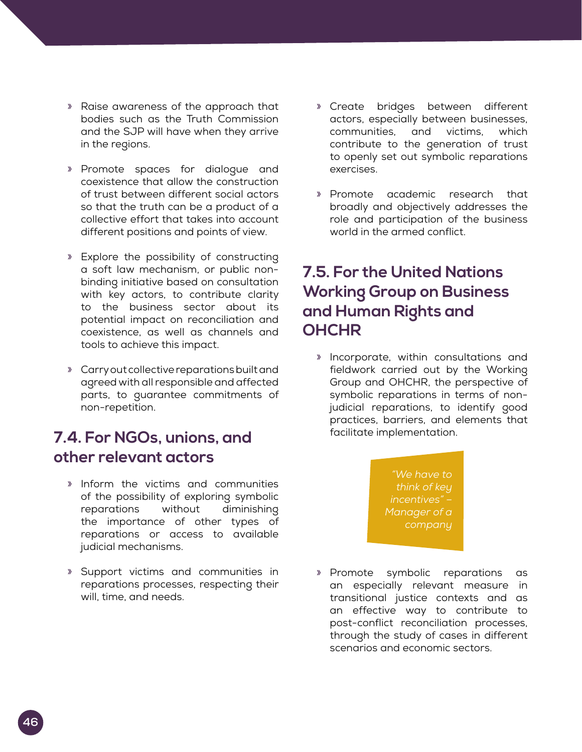- Raise awareness of the approach that bodies such as the Truth Commission and the SJP will have when they arrive in the regions.

- Promote spaces for dialogue and coexistence that allow the construction of trust between different social actors so that the truth can be a product of a collective effort that takes into account different positions and points of view.

- Explore the possibility of constructing a soft law mechanism, or public non-binding initiative based on consultation with key actors, to contribute clarity to the business sector about its potential impact on reconciliation and coexistence, as well as channels and tools to achieve this impact.

- Carry out collective reparations built and agreed with all responsible and affected parts, to guarantee commitments of non-repetition.

## 7.4. For NGOs, unions, and other relevant actors

- Inform the victims and communities of the possibility of exploring symbolic reparations without diminishing the importance of other types of reparations or access to available judicial mechanisms.

- Support victims and communities in reparations processes, respecting their will, time, and needs.

- Create bridges between different actors, especially between businesses, communities, and victims, which contribute to the generation of trust to openly set out symbolic reparations exercises.

- Promote academic research that broadly and objectively addresses the role and participation of the business world in the armed conflict.

## 7.5. For the United Nations Working Group on Business and Human Rights and OHCHR

- Incorporate, within consultations and fieldwork carried out by the Working Group and OHCHR, the perspective of symbolic reparations in terms of non-judicial reparations, to identify good practices, barriers, and elements that facilitate implementation.

*"We have to think of key incentives" – Manager of a company*

- Promote symbolic reparations as an especially relevant measure in transitional justice contexts and as an effective way to contribute to post-conflict reconciliation processes, through the study of cases in different scenarios and economic sectors.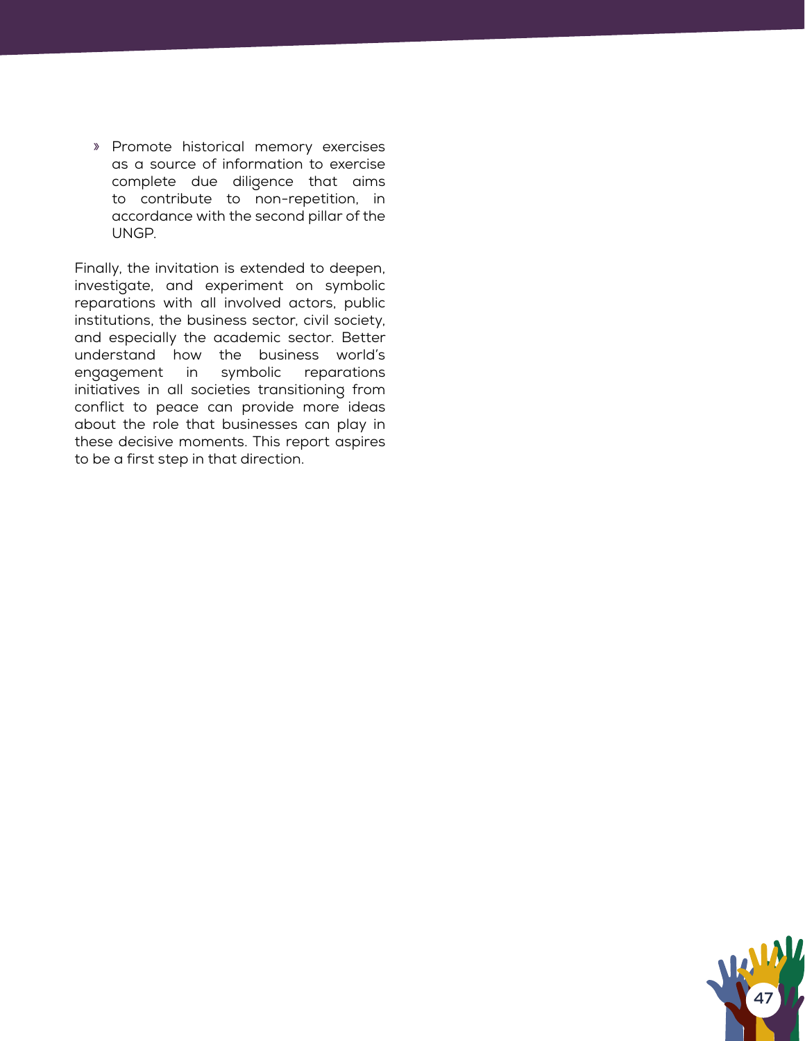- Promote historical memory exercises as a source of information to exercise complete due diligence that aims to contribute to non-repetition, in accordance with the second pillar of the UNGP.

Finally, the invitation is extended to deepen, investigate, and experiment on symbolic reparations with all involved actors, public institutions, the business sector, civil society, and especially the academic sector. Better understand how the business world's engagement in symbolic reparations initiatives in all societies transitioning from conflict to peace can provide more ideas about the role that businesses can play in these decisive moments. This report aspires to be a first step in that direction.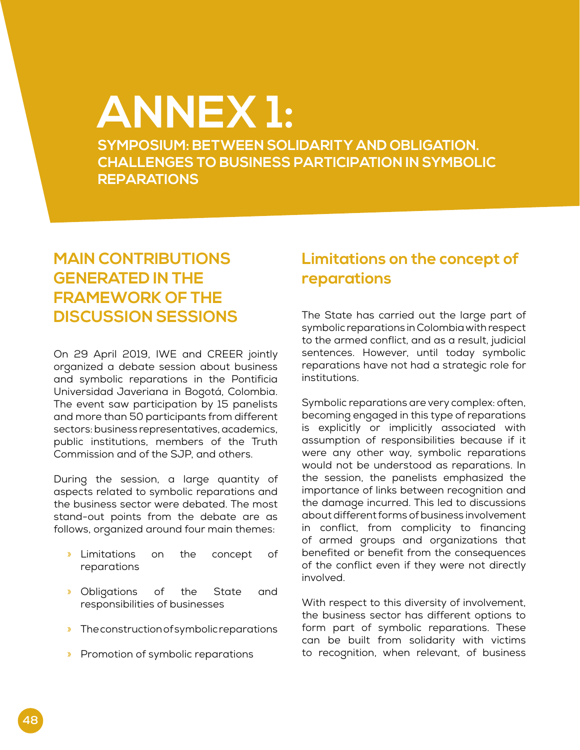# ANNEX 1:

## SYMPOSIUM: BETWEEN SOLIDARITY AND OBLIGATION. CHALLENGES TO BUSINESS PARTICIPATION IN SYMBOLIC REPARATIONS

## MAIN CONTRIBUTIONS GENERATED IN THE FRAMEWORK OF THE DISCUSSION SESSIONS

On 29 April 2019, IWE and CREER jointly organized a debate session about business and symbolic reparations in the Pontificia Universidad Javeriana in Bogotá, Colombia. The event saw participation by 15 panelists and more than 50 participants from different sectors: business representatives, academics, public institutions, members of the Truth Commission and of the SJP, and others.

During the session, a large quantity of aspects related to symbolic reparations and the business sector were debated. The most stand-out points from the debate are as follows, organized around four main themes:

- Limitations on the concept of reparations
- Obligations of the State and responsibilities of businesses
- The construction of symbolic reparations
- Promotion of symbolic reparations

### Limitations on the concept of reparations

The State has carried out the large part of symbolic reparations in Colombia with respect to the armed conflict, and as a result, judicial sentences. However, until today symbolic reparations have not had a strategic role for institutions.

Symbolic reparations are very complex: often, becoming engaged in this type of reparations is explicitly or implicitly associated with assumption of responsibilities because if it were any other way, symbolic reparations would not be understood as reparations. In the session, the panelists emphasized the importance of links between recognition and the damage incurred. This led to discussions about different forms of business involvement in conflict, from complicity to financing of armed groups and organizations that benefited or benefit from the consequences of the conflict even if they were not directly involved.

With respect to this diversity of involvement, the business sector has different options to form part of symbolic reparations. These can be built from solidarity with victims to recognition, when relevant, of business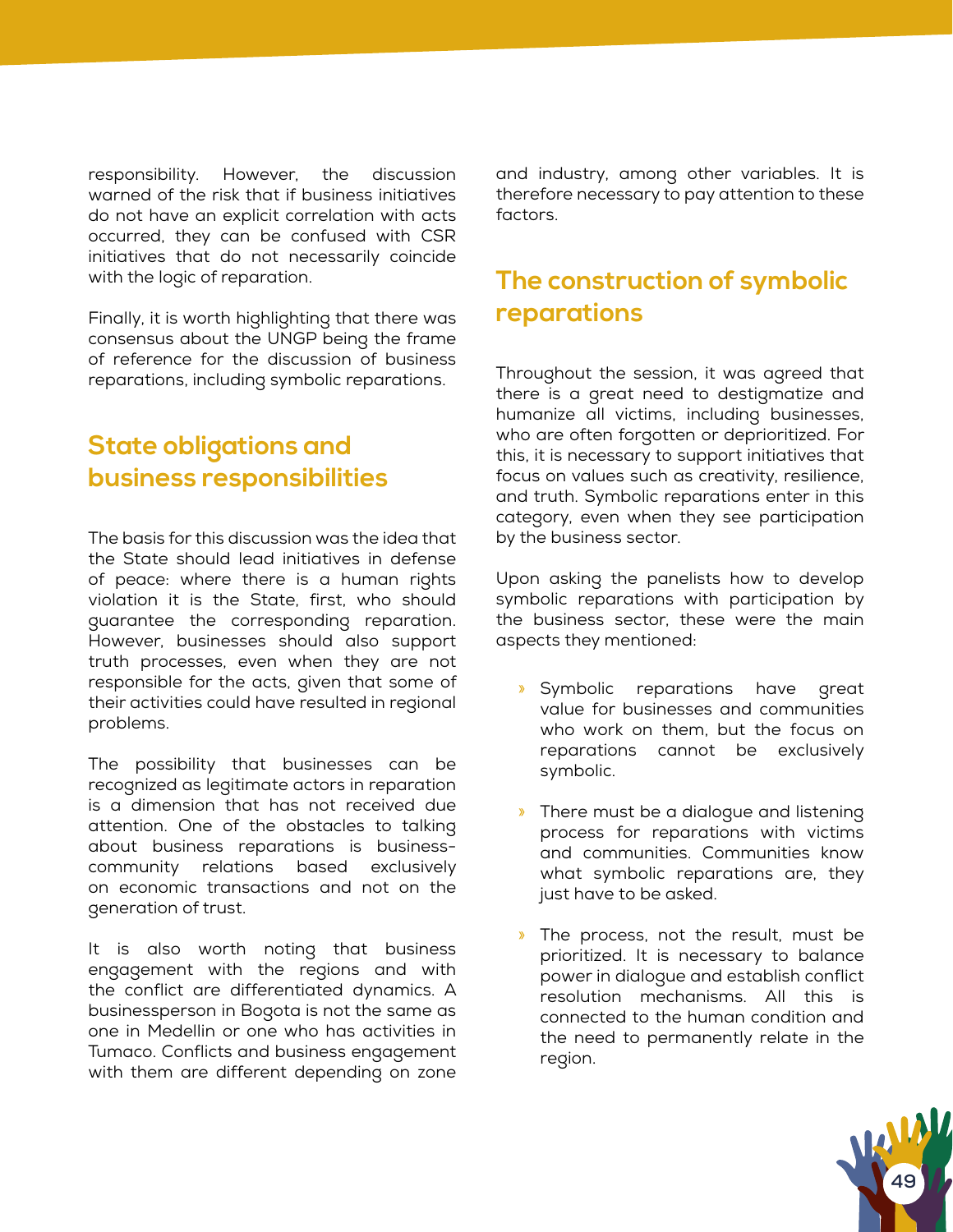responsibility. However, the discussion warned of the risk that if business initiatives do not have an explicit correlation with acts occurred, they can be confused with CSR initiatives that do not necessarily coincide with the logic of reparation.

Finally, it is worth highlighting that there was consensus about the UNGP being the frame of reference for the discussion of business reparations, including symbolic reparations.

## State obligations and business responsibilities

The basis for this discussion was the idea that the State should lead initiatives in defense of peace: where there is a human rights violation it is the State, first, who should guarantee the corresponding reparation. However, businesses should also support truth processes, even when they are not responsible for the acts, given that some of their activities could have resulted in regional problems.

The possibility that businesses can be recognized as legitimate actors in reparation is a dimension that has not received due attention. One of the obstacles to talking about business reparations is business-community relations based exclusively on economic transactions and not on the generation of trust.

It is also worth noting that business engagement with the regions and with the conflict are differentiated dynamics. A businessperson in Bogota is not the same as one in Medellin or one who has activities in Tumaco. Conflicts and business engagement with them are different depending on zone and industry, among other variables. It is therefore necessary to pay attention to these factors.

## The construction of symbolic reparations

Throughout the session, it was agreed that there is a great need to destigmatize and humanize all victims, including businesses, who are often forgotten or deprioritized. For this, it is necessary to support initiatives that focus on values such as creativity, resilience, and truth. Symbolic reparations enter in this category, even when they see participation by the business sector.

Upon asking the panelists how to develop symbolic reparations with participation by the business sector, these were the main aspects they mentioned:

- Symbolic reparations have great value for businesses and communities who work on them, but the focus on reparations cannot be exclusively symbolic.
- There must be a dialogue and listening process for reparations with victims and communities. Communities know what symbolic reparations are, they just have to be asked.
- The process, not the result, must be prioritized. It is necessary to balance power in dialogue and establish conflict resolution mechanisms. All this is connected to the human condition and the need to permanently relate in the region.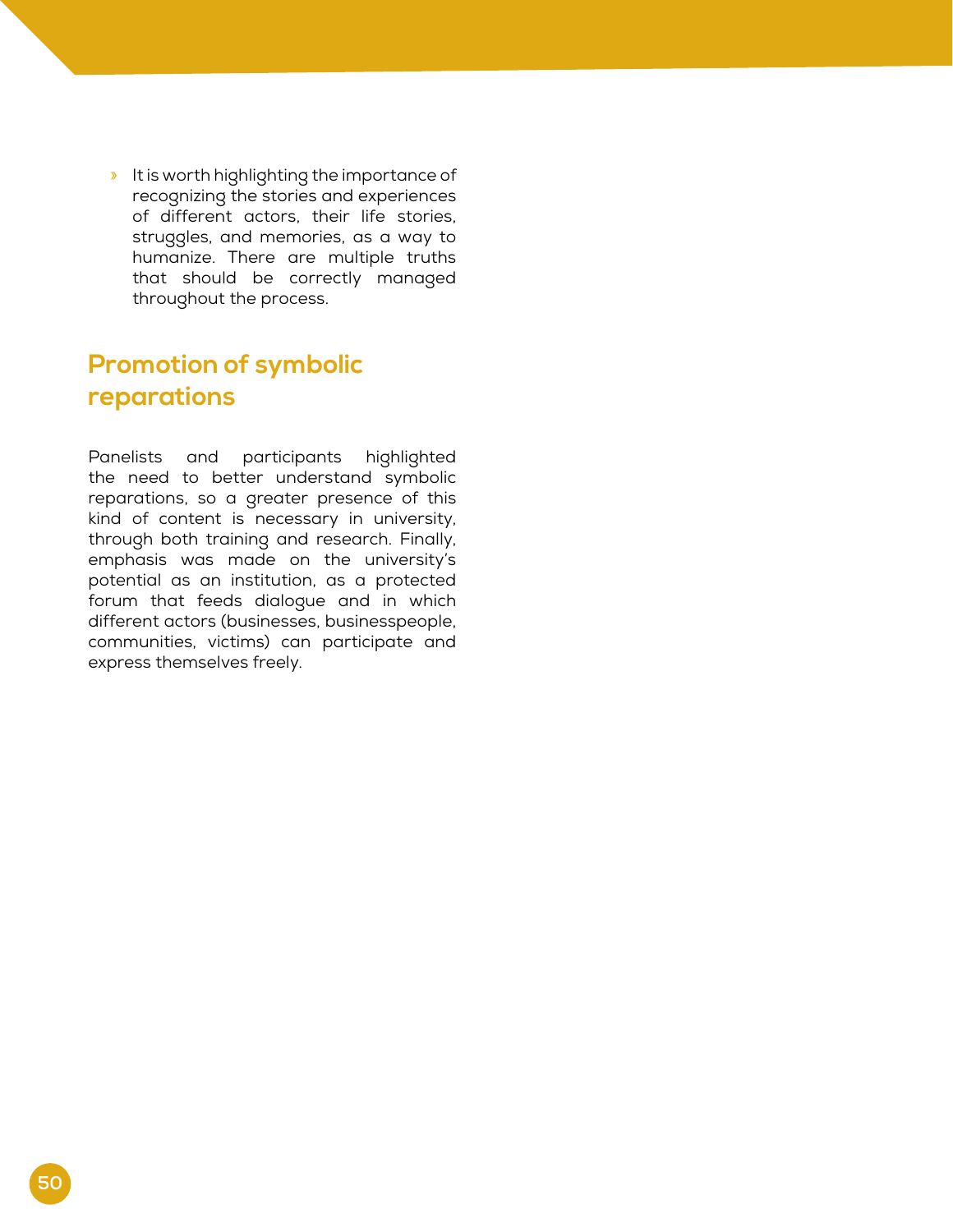- It is worth highlighting the importance of recognizing the stories and experiences of different actors, their life stories, struggles, and memories, as a way to humanize. There are multiple truths that should be correctly managed throughout the process.

## Promotion of symbolic reparations

Panelists and participants highlighted the need to better understand symbolic reparations, so a greater presence of this kind of content is necessary in university, through both training and research. Finally, emphasis was made on the university's potential as an institution, as a protected forum that feeds dialogue and in which different actors (businesses, businesspeople, communities, victims) can participate and express themselves freely.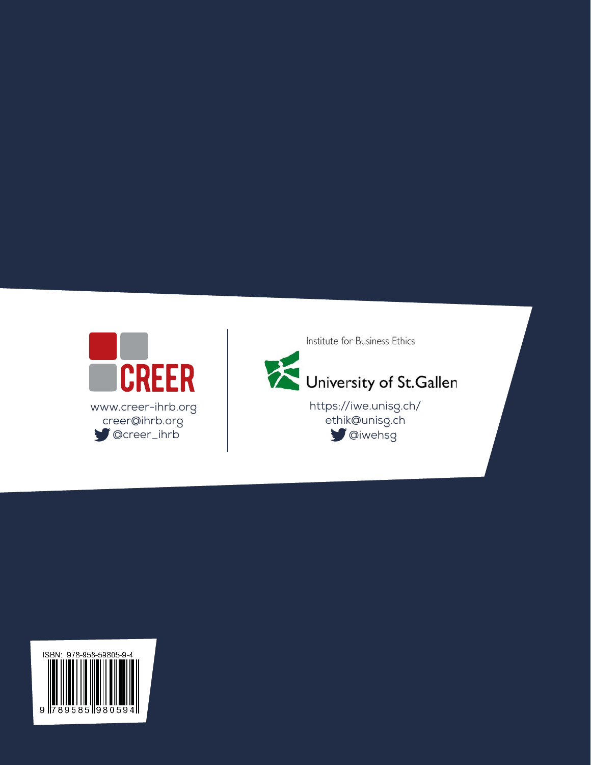CREER

www.creer-ihrb.org
creer@ihrb.org
@creer_ihrb

Institute for Business Ethics

University of St.Gallen

https://iwe.unisg.ch/
ethik@unisg.ch
@iwehsg

ISBN: 978-958-59805-9-4

9 789585 980594